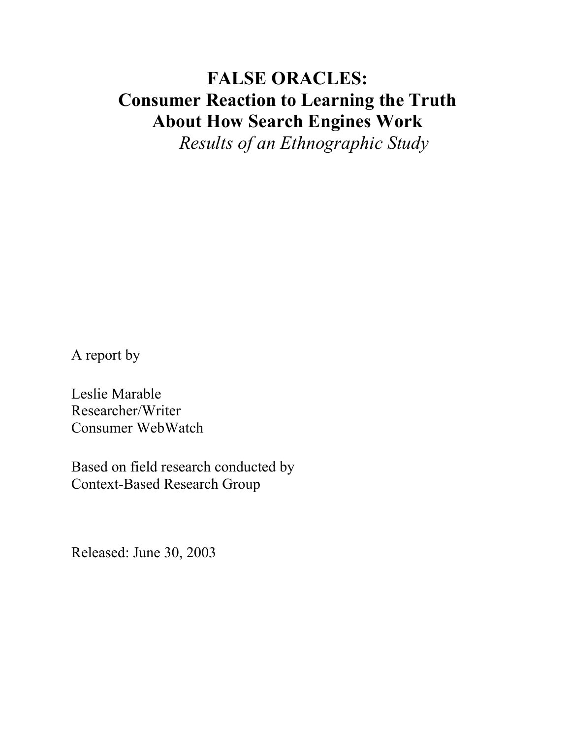# FALSE ORACLES: Consumer Reaction to Learning the Truth About How Search Engines Work

*Results of an Ethnographic Study*

A report by

Leslie Marable
Researcher/Writer
Consumer WebWatch

Based on field research conducted by
Context-Based Research Group

Released: June 30, 2003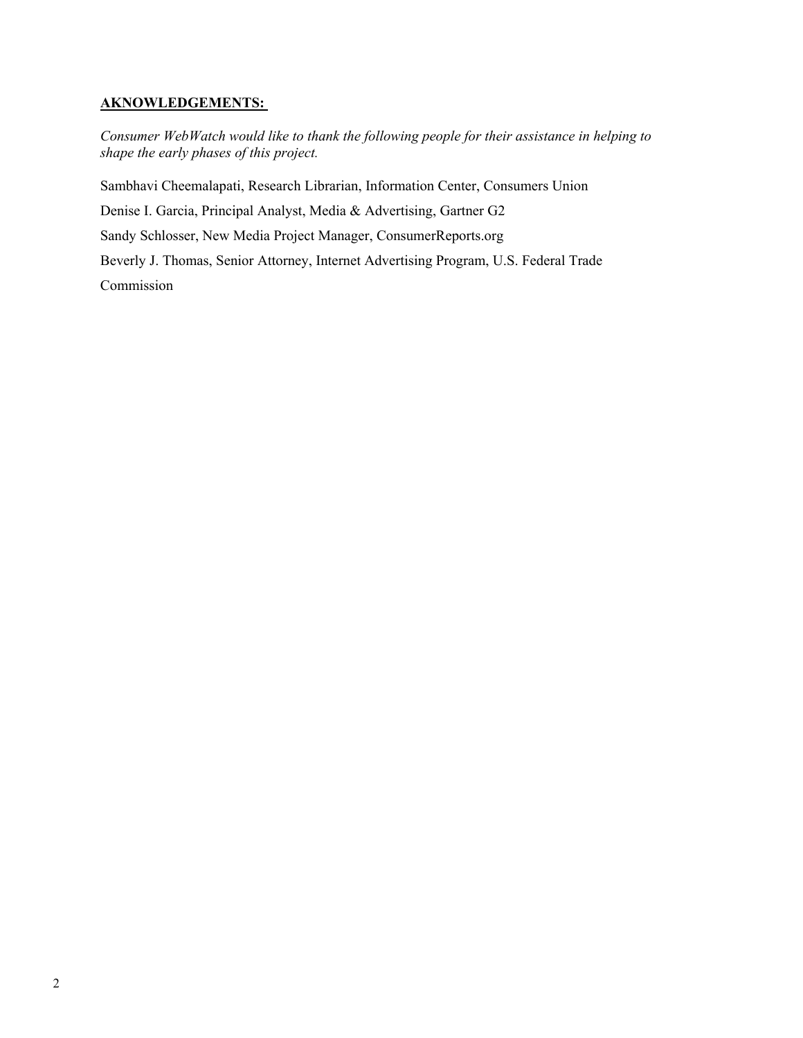## **AKNOWLEDGEMENTS:**

*Consumer WebWatch would like to thank the following people for their assistance in helping to shape the early phases of this project.*

Sambhavi Cheemalapati, Research Librarian, Information Center, Consumers Union

Denise I. Garcia, Principal Analyst, Media & Advertising, Gartner G2

Sandy Schlosser, New Media Project Manager, ConsumerReports.org

Beverly J. Thomas, Senior Attorney, Internet Advertising Program, U.S. Federal Trade Commission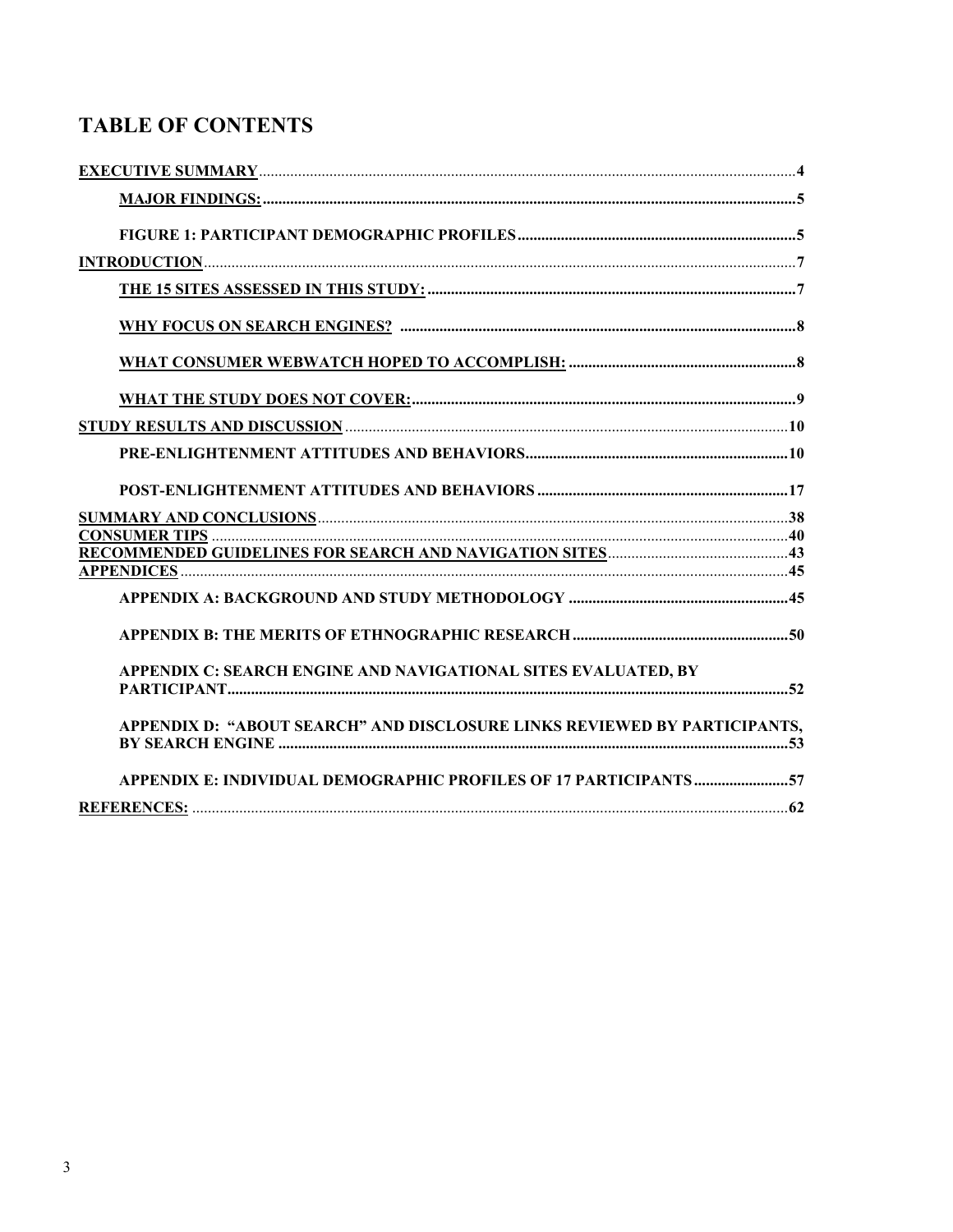# TABLE OF CONTENTS

**EXECUTIVE SUMMARY** .......... 4

- **MAJOR FINDINGS:** .......... 5
- **FIGURE 1: PARTICIPANT DEMOGRAPHIC PROFILES** .......... 5

**INTRODUCTION** .......... 7

- **THE 15 SITES ASSESSED IN THIS STUDY:** .......... 7
- **WHY FOCUS ON SEARCH ENGINES?** .......... 8
- **WHAT CONSUMER WEBWATCH HOPED TO ACCOMPLISH:** .......... 8
- **WHAT THE STUDY DOES NOT COVER:** .......... 9

**STUDY RESULTS AND DISCUSSION** .......... 10

- **PRE-ENLIGHTENMENT ATTITUDES AND BEHAVIORS** .......... 10
- **POST-ENLIGHTENMENT ATTITUDES AND BEHAVIORS** .......... 17

**SUMMARY AND CONCLUSIONS** .......... 38

**CONSUMER TIPS** .......... 40

**RECOMMENDED GUIDELINES FOR SEARCH AND NAVIGATION SITES** .......... 43

**APPENDICES** .......... 45

- **APPENDIX A: BACKGROUND AND STUDY METHODOLOGY** .......... 45
- **APPENDIX B: THE MERITS OF ETHNOGRAPHIC RESEARCH** .......... 50
- **APPENDIX C: SEARCH ENGINE AND NAVIGATIONAL SITES EVALUATED, BY PARTICIPANT** .......... 52
- **APPENDIX D: "ABOUT SEARCH" AND DISCLOSURE LINKS REVIEWED BY PARTICIPANTS, BY SEARCH ENGINE** .......... 53
- **APPENDIX E: INDIVIDUAL DEMOGRAPHIC PROFILES OF 17 PARTICIPANTS** .......... 57

**REFERENCES:** .......... 62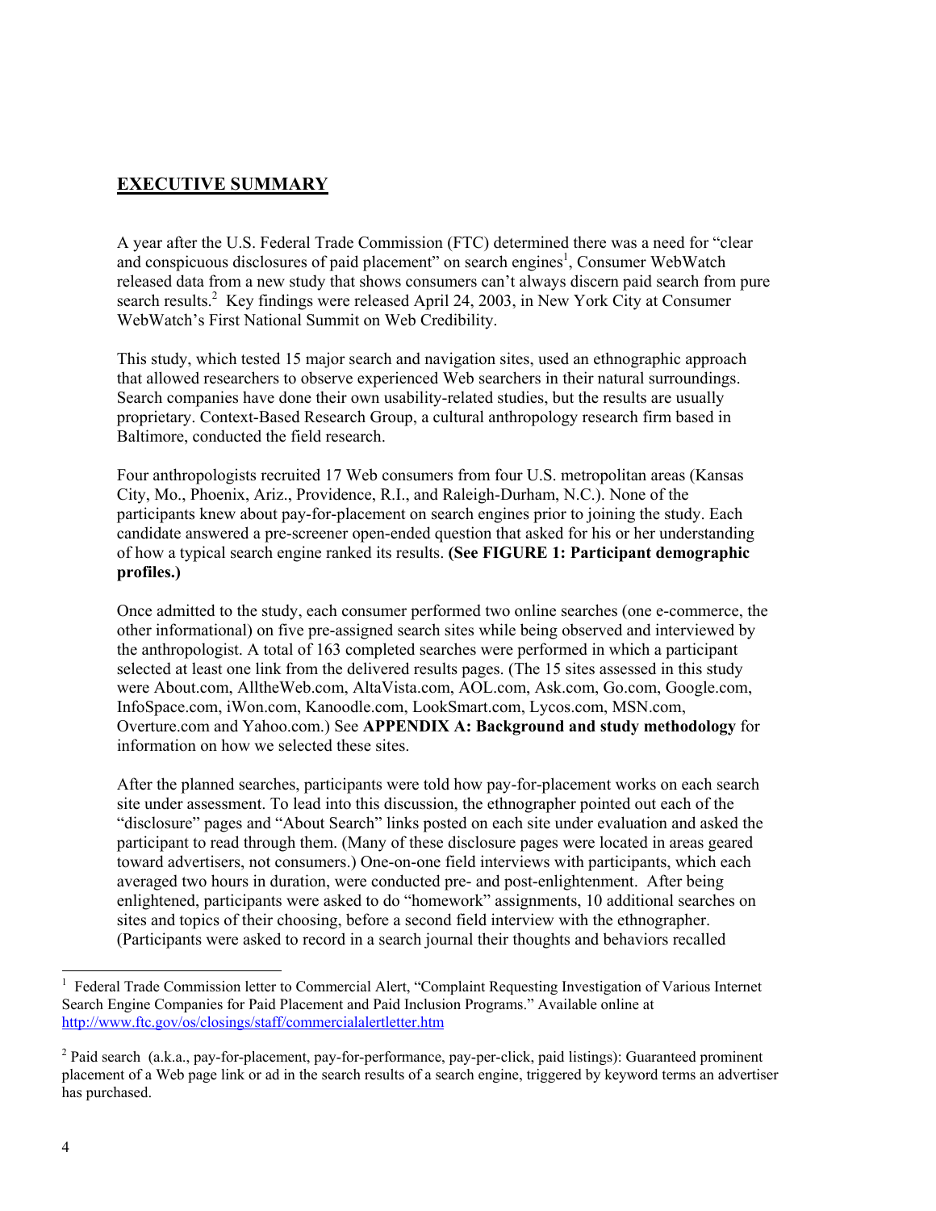## EXECUTIVE SUMMARY

A year after the U.S. Federal Trade Commission (FTC) determined there was a need for "clear and conspicuous disclosures of paid placement" on search engines[1], Consumer WebWatch released data from a new study that shows consumers can't always discern paid search from pure search results.[2] Key findings were released April 24, 2003, in New York City at Consumer WebWatch's First National Summit on Web Credibility.

This study, which tested 15 major search and navigation sites, used an ethnographic approach that allowed researchers to observe experienced Web searchers in their natural surroundings. Search companies have done their own usability-related studies, but the results are usually proprietary. Context-Based Research Group, a cultural anthropology research firm based in Baltimore, conducted the field research.

Four anthropologists recruited 17 Web consumers from four U.S. metropolitan areas (Kansas City, Mo., Phoenix, Ariz., Providence, R.I., and Raleigh-Durham, N.C.). None of the participants knew about pay-for-placement on search engines prior to joining the study. Each candidate answered a pre-screener open-ended question that asked for his or her understanding of how a typical search engine ranked its results. **(See FIGURE 1: Participant demographic profiles.)**

Once admitted to the study, each consumer performed two online searches (one e-commerce, the other informational) on five pre-assigned search sites while being observed and interviewed by the anthropologist. A total of 163 completed searches were performed in which a participant selected at least one link from the delivered results pages. (The 15 sites assessed in this study were About.com, AlltheWeb.com, AltaVista.com, AOL.com, Ask.com, Go.com, Google.com, InfoSpace.com, iWon.com, Kanoodle.com, LookSmart.com, Lycos.com, MSN.com, Overture.com and Yahoo.com.) See **APPENDIX A: Background and study methodology** for information on how we selected these sites.

After the planned searches, participants were told how pay-for-placement works on each search site under assessment. To lead into this discussion, the ethnographer pointed out each of the "disclosure" pages and "About Search" links posted on each site under evaluation and asked the participant to read through them. (Many of these disclosure pages were located in areas geared toward advertisers, not consumers.) One-on-one field interviews with participants, which each averaged two hours in duration, were conducted pre- and post-enlightenment. After being enlightened, participants were asked to do "homework" assignments, 10 additional searches on sites and topics of their choosing, before a second field interview with the ethnographer. (Participants were asked to record in a search journal their thoughts and behaviors recalled

---

[1] Federal Trade Commission letter to Commercial Alert, "Complaint Requesting Investigation of Various Internet Search Engine Companies for Paid Placement and Paid Inclusion Programs." Available online at http://www.ftc.gov/os/closings/staff/commercialalertletter.htm

[2] Paid search (a.k.a., pay-for-placement, pay-for-performance, pay-per-click, paid listings): Guaranteed prominent placement of a Web page link or ad in the search results of a search engine, triggered by keyword terms an advertiser has purchased.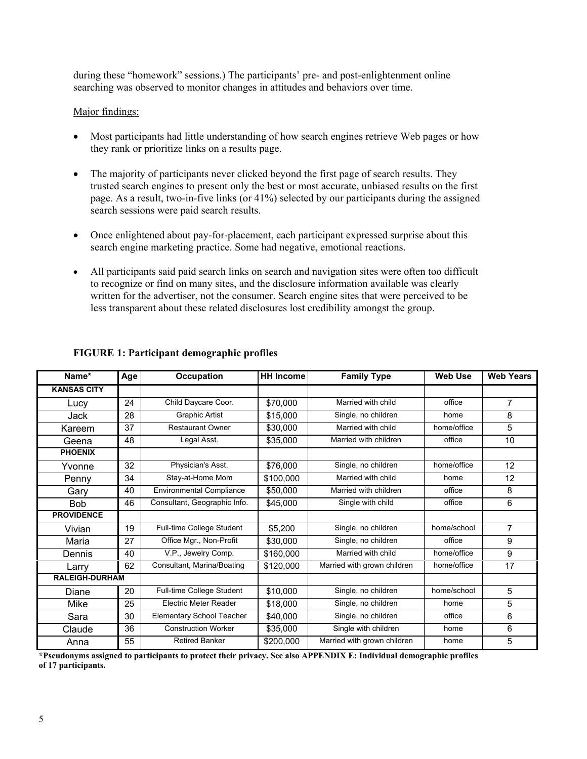during these "homework" sessions.) The participants' pre- and post-enlightenment online searching was observed to monitor changes in attitudes and behaviors over time.

Major findings:

- Most participants had little understanding of how search engines retrieve Web pages or how they rank or prioritize links on a results page.
- The majority of participants never clicked beyond the first page of search results. They trusted search engines to present only the best or most accurate, unbiased results on the first page. As a result, two-in-five links (or 41%) selected by our participants during the assigned search sessions were paid search results.
- Once enlightened about pay-for-placement, each participant expressed surprise about this search engine marketing practice. Some had negative, emotional reactions.
- All participants said paid search links on search and navigation sites were often too difficult to recognize or find on many sites, and the disclosure information available was clearly written for the advertiser, not the consumer. Search engine sites that were perceived to be less transparent about these related disclosures lost credibility amongst the group.

**FIGURE 1: Participant demographic profiles**

| Name* | Age | Occupation | HH Income | Family Type | Web Use | Web Years |
|---|---|---|---|---|---|---|
| **KANSAS CITY** | | | | | | |
| Lucy | 24 | Child Daycare Coor. | $70,000 | Married with child | office | 7 |
| Jack | 28 | Graphic Artist | $15,000 | Single, no children | home | 8 |
| Kareem | 37 | Restaurant Owner | $30,000 | Married with child | home/office | 5 |
| Geena | 48 | Legal Asst. | $35,000 | Married with children | office | 10 |
| **PHOENIX** | | | | | | |
| Yvonne | 32 | Physician's Asst. | $76,000 | Single, no children | home/office | 12 |
| Penny | 34 | Stay-at-Home Mom | $100,000 | Married with child | home | 12 |
| Gary | 40 | Environmental Compliance | $50,000 | Married with children | office | 8 |
| Bob | 46 | Consultant, Geographic Info. | $45,000 | Single with child | office | 6 |
| **PROVIDENCE** | | | | | | |
| Vivian | 19 | Full-time College Student | $5,200 | Single, no children | home/school | 7 |
| Maria | 27 | Office Mgr., Non-Profit | $30,000 | Single, no children | office | 9 |
| Dennis | 40 | V.P., Jewelry Comp. | $160,000 | Married with child | home/office | 9 |
| Larry | 62 | Consultant, Marina/Boating | $120,000 | Married with grown children | home/office | 17 |
| **RALEIGH-DURHAM** | | | | | | |
| Diane | 20 | Full-time College Student | $10,000 | Single, no children | home/school | 5 |
| Mike | 25 | Electric Meter Reader | $18,000 | Single, no children | home | 5 |
| Sara | 30 | Elementary School Teacher | $40,000 | Single, no children | office | 6 |
| Claude | 36 | Construction Worker | $35,000 | Single with children | home | 6 |
| Anna | 55 | Retired Banker | $200,000 | Married with grown children | home | 5 |

**\*Pseudonyms assigned to participants to protect their privacy. See also APPENDIX E: Individual demographic profiles of 17 participants.**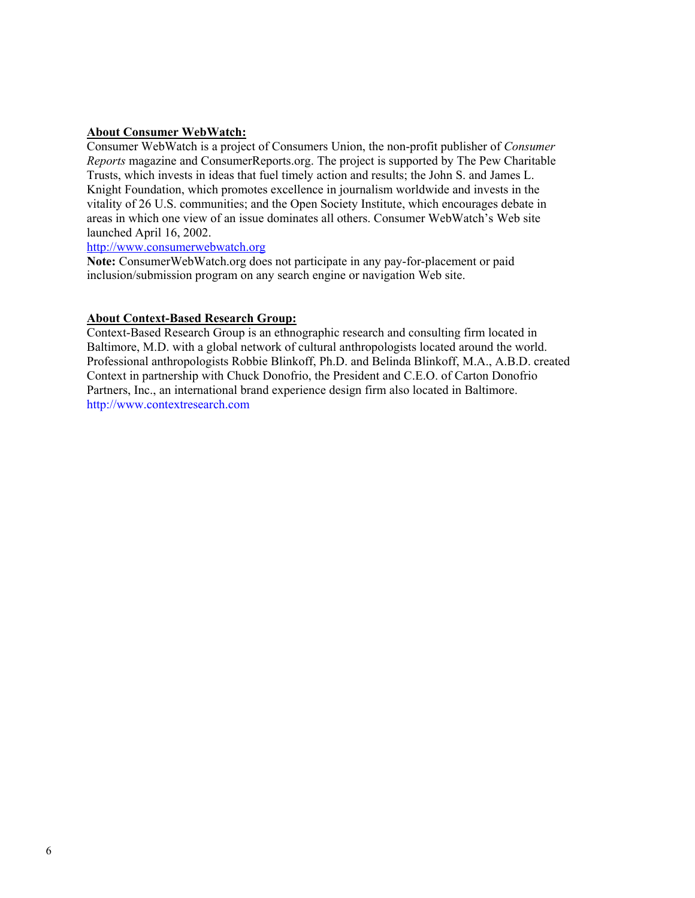**About Consumer WebWatch:**

Consumer WebWatch is a project of Consumers Union, the non-profit publisher of *Consumer Reports* magazine and ConsumerReports.org. The project is supported by The Pew Charitable Trusts, which invests in ideas that fuel timely action and results; the John S. and James L. Knight Foundation, which promotes excellence in journalism worldwide and invests in the vitality of 26 U.S. communities; and the Open Society Institute, which encourages debate in areas in which one view of an issue dominates all others. Consumer WebWatch's Web site launched April 16, 2002.
http://www.consumerwebwatch.org

**Note:** ConsumerWebWatch.org does not participate in any pay-for-placement or paid inclusion/submission program on any search engine or navigation Web site.

**About Context-Based Research Group:**

Context-Based Research Group is an ethnographic research and consulting firm located in Baltimore, M.D. with a global network of cultural anthropologists located around the world. Professional anthropologists Robbie Blinkoff, Ph.D. and Belinda Blinkoff, M.A., A.B.D. created Context in partnership with Chuck Donofrio, the President and C.E.O. of Carton Donofrio Partners, Inc., an international brand experience design firm also located in Baltimore.
http://www.contextresearch.com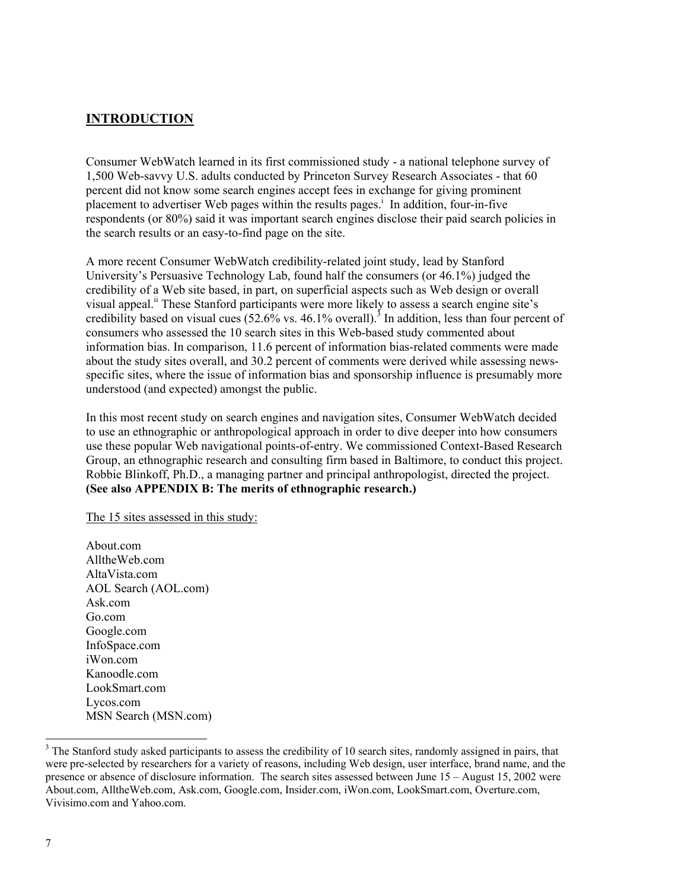## INTRODUCTION

Consumer WebWatch learned in its first commissioned study - a national telephone survey of 1,500 Web-savvy U.S. adults conducted by Princeton Survey Research Associates - that 60 percent did not know some search engines accept fees in exchange for giving prominent placement to advertiser Web pages within the results pages.[i] In addition, four-in-five respondents (or 80%) said it was important search engines disclose their paid search policies in the search results or an easy-to-find page on the site.

A more recent Consumer WebWatch credibility-related joint study, lead by Stanford University's Persuasive Technology Lab, found half the consumers (or 46.1%) judged the credibility of a Web site based, in part, on superficial aspects such as Web design or overall visual appeal.[ii] These Stanford participants were more likely to assess a search engine site's credibility based on visual cues (52.6% vs. 46.1% overall).[3] In addition, less than four percent of consumers who assessed the 10 search sites in this Web-based study commented about information bias. In comparison, 11.6 percent of information bias-related comments were made about the study sites overall, and 30.2 percent of comments were derived while assessing news-specific sites, where the issue of information bias and sponsorship influence is presumably more understood (and expected) amongst the public.

In this most recent study on search engines and navigation sites, Consumer WebWatch decided to use an ethnographic or anthropological approach in order to dive deeper into how consumers use these popular Web navigational points-of-entry. We commissioned Context-Based Research Group, an ethnographic research and consulting firm based in Baltimore, to conduct this project. Robbie Blinkoff, Ph.D., a managing partner and principal anthropologist, directed the project. **(See also APPENDIX B: The merits of ethnographic research.)**

The 15 sites assessed in this study:

About.com
AlltheWeb.com
AltaVista.com
AOL Search (AOL.com)
Ask.com
Go.com
Google.com
InfoSpace.com
iWon.com
Kanoodle.com
LookSmart.com
Lycos.com
MSN Search (MSN.com)

[3] The Stanford study asked participants to assess the credibility of 10 search sites, randomly assigned in pairs, that were pre-selected by researchers for a variety of reasons, including Web design, user interface, brand name, and the presence or absence of disclosure information. The search sites assessed between June 15 – August 15, 2002 were About.com, AlltheWeb.com, Ask.com, Google.com, Insider.com, iWon.com, LookSmart.com, Overture.com, Vivisimo.com and Yahoo.com.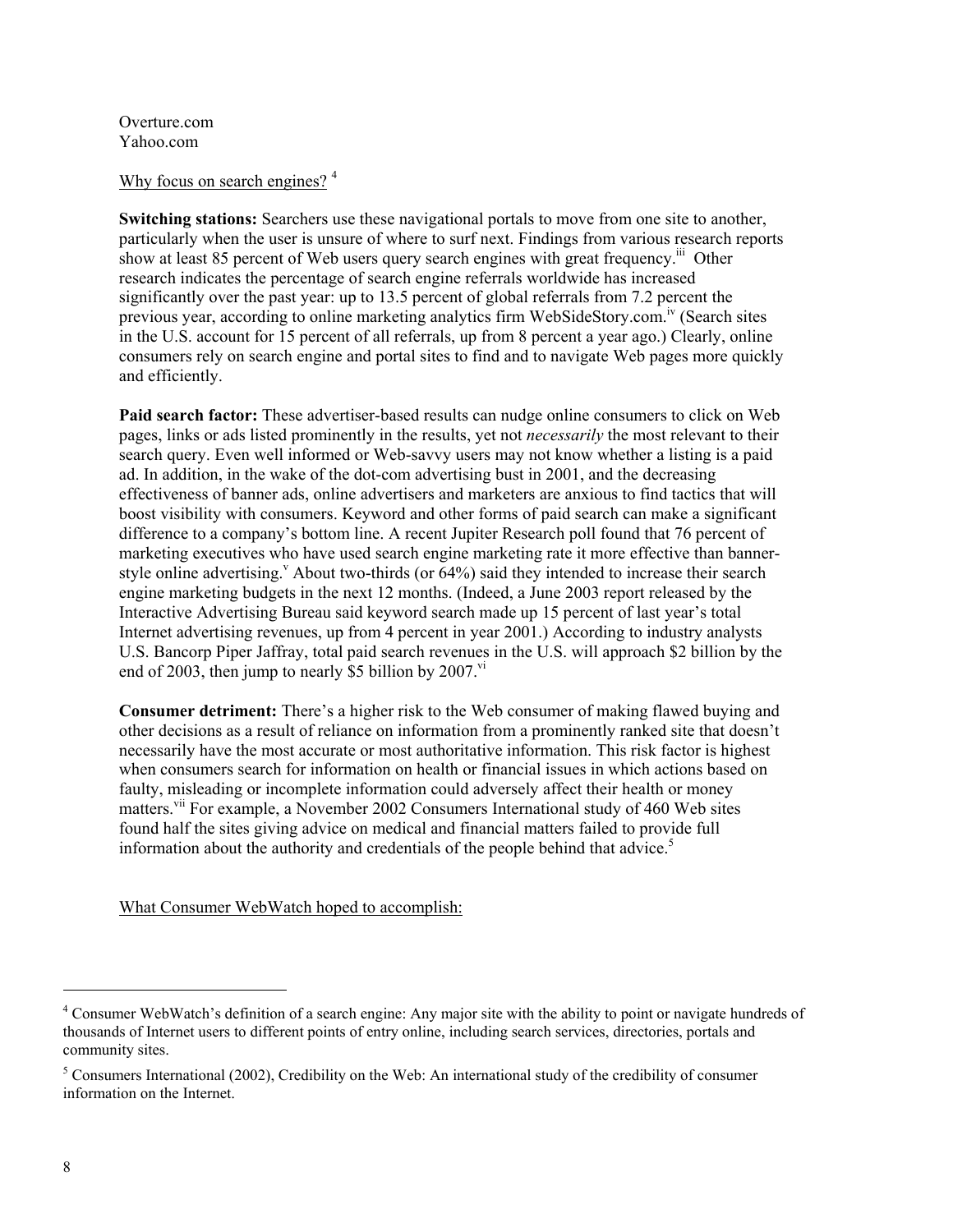Overture.com
Yahoo.com

Why focus on search engines? [4]

**Switching stations:** Searchers use these navigational portals to move from one site to another, particularly when the user is unsure of where to surf next. Findings from various research reports show at least 85 percent of Web users query search engines with great frequency.[iii] Other research indicates the percentage of search engine referrals worldwide has increased significantly over the past year: up to 13.5 percent of global referrals from 7.2 percent the previous year, according to online marketing analytics firm WebSideStory.com.[iv] (Search sites in the U.S. account for 15 percent of all referrals, up from 8 percent a year ago.) Clearly, online consumers rely on search engine and portal sites to find and to navigate Web pages more quickly and efficiently.

**Paid search factor:** These advertiser-based results can nudge online consumers to click on Web pages, links or ads listed prominently in the results, yet not *necessarily* the most relevant to their search query. Even well informed or Web-savvy users may not know whether a listing is a paid ad. In addition, in the wake of the dot-com advertising bust in 2001, and the decreasing effectiveness of banner ads, online advertisers and marketers are anxious to find tactics that will boost visibility with consumers. Keyword and other forms of paid search can make a significant difference to a company's bottom line. A recent Jupiter Research poll found that 76 percent of marketing executives who have used search engine marketing rate it more effective than banner-style online advertising.[v] About two-thirds (or 64%) said they intended to increase their search engine marketing budgets in the next 12 months. (Indeed, a June 2003 report released by the Interactive Advertising Bureau said keyword search made up 15 percent of last year's total Internet advertising revenues, up from 4 percent in year 2001.) According to industry analysts U.S. Bancorp Piper Jaffray, total paid search revenues in the U.S. will approach $2 billion by the end of 2003, then jump to nearly $5 billion by 2007.[vi]

**Consumer detriment:** There's a higher risk to the Web consumer of making flawed buying and other decisions as a result of reliance on information from a prominently ranked site that doesn't necessarily have the most accurate or most authoritative information. This risk factor is highest when consumers search for information on health or financial issues in which actions based on faulty, misleading or incomplete information could adversely affect their health or money matters.[vii] For example, a November 2002 Consumers International study of 460 Web sites found half the sites giving advice on medical and financial matters failed to provide full information about the authority and credentials of the people behind that advice.[5]

What Consumer WebWatch hoped to accomplish:

---

[4] Consumer WebWatch's definition of a search engine: Any major site with the ability to point or navigate hundreds of thousands of Internet users to different points of entry online, including search services, directories, portals and community sites.

[5] Consumers International (2002), Credibility on the Web: An international study of the credibility of consumer information on the Internet.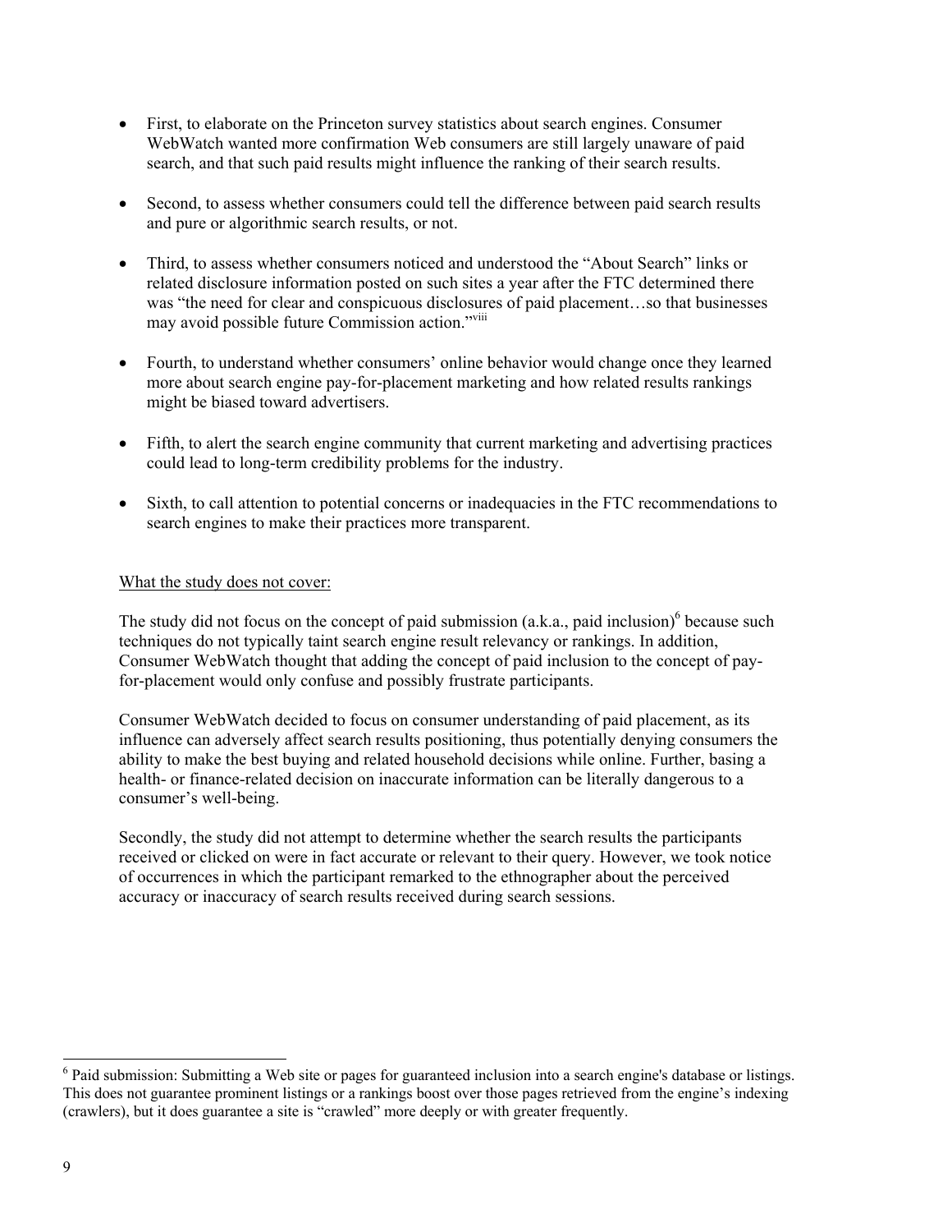- First, to elaborate on the Princeton survey statistics about search engines. Consumer WebWatch wanted more confirmation Web consumers are still largely unaware of paid search, and that such paid results might influence the ranking of their search results.

- Second, to assess whether consumers could tell the difference between paid search results and pure or algorithmic search results, or not.

- Third, to assess whether consumers noticed and understood the "About Search" links or related disclosure information posted on such sites a year after the FTC determined there was "the need for clear and conspicuous disclosures of paid placement…so that businesses may avoid possible future Commission action."[viii]

- Fourth, to understand whether consumers' online behavior would change once they learned more about search engine pay-for-placement marketing and how related results rankings might be biased toward advertisers.

- Fifth, to alert the search engine community that current marketing and advertising practices could lead to long-term credibility problems for the industry.

- Sixth, to call attention to potential concerns or inadequacies in the FTC recommendations to search engines to make their practices more transparent.

What the study does not cover:

The study did not focus on the concept of paid submission (a.k.a., paid inclusion)[6] because such techniques do not typically taint search engine result relevancy or rankings. In addition, Consumer WebWatch thought that adding the concept of paid inclusion to the concept of pay-for-placement would only confuse and possibly frustrate participants.

Consumer WebWatch decided to focus on consumer understanding of paid placement, as its influence can adversely affect search results positioning, thus potentially denying consumers the ability to make the best buying and related household decisions while online. Further, basing a health- or finance-related decision on inaccurate information can be literally dangerous to a consumer's well-being.

Secondly, the study did not attempt to determine whether the search results the participants received or clicked on were in fact accurate or relevant to their query. However, we took notice of occurrences in which the participant remarked to the ethnographer about the perceived accuracy or inaccuracy of search results received during search sessions.

[6] Paid submission: Submitting a Web site or pages for guaranteed inclusion into a search engine's database or listings. This does not guarantee prominent listings or a rankings boost over those pages retrieved from the engine's indexing (crawlers), but it does guarantee a site is "crawled" more deeply or with greater frequently.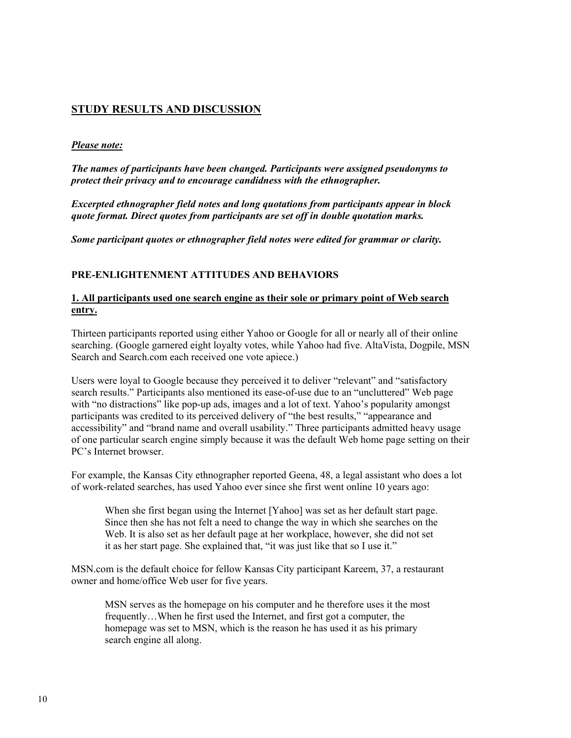## STUDY RESULTS AND DISCUSSION

***Please note:***

***The names of participants have been changed. Participants were assigned pseudonyms to protect their privacy and to encourage candidness with the ethnographer.***

***Excerpted ethnographer field notes and long quotations from participants appear in block quote format. Direct quotes from participants are set off in double quotation marks.***

***Some participant quotes or ethnographer field notes were edited for grammar or clarity.***

### PRE-ENLIGHTENMENT ATTITUDES AND BEHAVIORS

#### 1. All participants used one search engine as their sole or primary point of Web search entry.

Thirteen participants reported using either Yahoo or Google for all or nearly all of their online searching. (Google garnered eight loyalty votes, while Yahoo had five. AltaVista, Dogpile, MSN Search and Search.com each received one vote apiece.)

Users were loyal to Google because they perceived it to deliver "relevant" and "satisfactory search results." Participants also mentioned its ease-of-use due to an "uncluttered" Web page with "no distractions" like pop-up ads, images and a lot of text. Yahoo's popularity amongst participants was credited to its perceived delivery of "the best results," "appearance and accessibility" and "brand name and overall usability." Three participants admitted heavy usage of one particular search engine simply because it was the default Web home page setting on their PC's Internet browser.

For example, the Kansas City ethnographer reported Geena, 48, a legal assistant who does a lot of work-related searches, has used Yahoo ever since she first went online 10 years ago:

> When she first began using the Internet [Yahoo] was set as her default start page. Since then she has not felt a need to change the way in which she searches on the Web. It is also set as her default page at her workplace, however, she did not set it as her start page. She explained that, "it was just like that so I use it."

MSN.com is the default choice for fellow Kansas City participant Kareem, 37, a restaurant owner and home/office Web user for five years.

> MSN serves as the homepage on his computer and he therefore uses it the most frequently…When he first used the Internet, and first got a computer, the homepage was set to MSN, which is the reason he has used it as his primary search engine all along.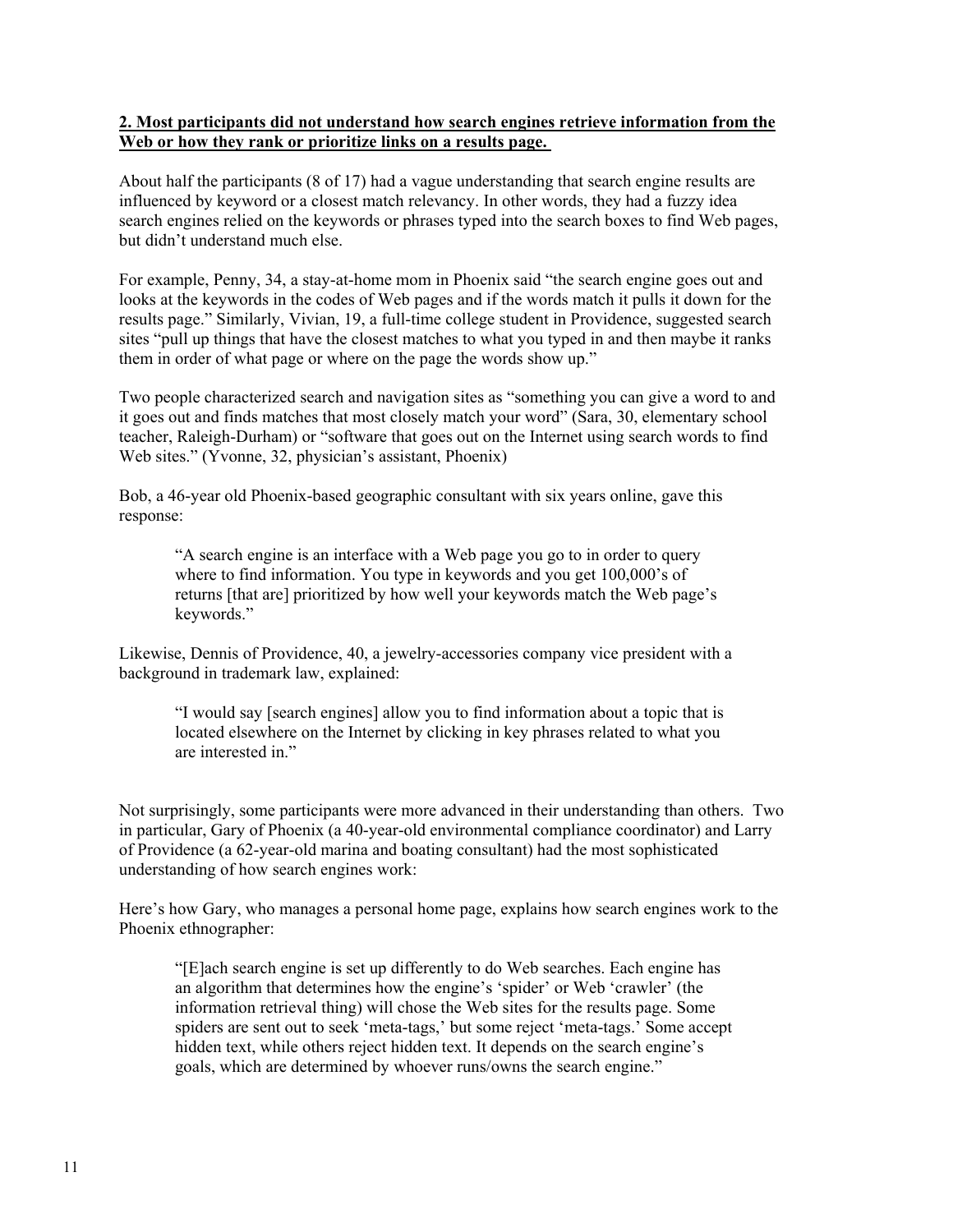**<u>2. Most participants did not understand how search engines retrieve information from the Web or how they rank or prioritize links on a results page.</u>**

About half the participants (8 of 17) had a vague understanding that search engine results are influenced by keyword or a closest match relevancy. In other words, they had a fuzzy idea search engines relied on the keywords or phrases typed into the search boxes to find Web pages, but didn't understand much else.

For example, Penny, 34, a stay-at-home mom in Phoenix said "the search engine goes out and looks at the keywords in the codes of Web pages and if the words match it pulls it down for the results page." Similarly, Vivian, 19, a full-time college student in Providence, suggested search sites "pull up things that have the closest matches to what you typed in and then maybe it ranks them in order of what page or where on the page the words show up."

Two people characterized search and navigation sites as "something you can give a word to and it goes out and finds matches that most closely match your word" (Sara, 30, elementary school teacher, Raleigh-Durham) or "software that goes out on the Internet using search words to find Web sites." (Yvonne, 32, physician's assistant, Phoenix)

Bob, a 46-year old Phoenix-based geographic consultant with six years online, gave this response:

> "A search engine is an interface with a Web page you go to in order to query where to find information. You type in keywords and you get 100,000's of returns [that are] prioritized by how well your keywords match the Web page's keywords."

Likewise, Dennis of Providence, 40, a jewelry-accessories company vice president with a background in trademark law, explained:

> "I would say [search engines] allow you to find information about a topic that is located elsewhere on the Internet by clicking in key phrases related to what you are interested in."

Not surprisingly, some participants were more advanced in their understanding than others. Two in particular, Gary of Phoenix (a 40-year-old environmental compliance coordinator) and Larry of Providence (a 62-year-old marina and boating consultant) had the most sophisticated understanding of how search engines work:

Here's how Gary, who manages a personal home page, explains how search engines work to the Phoenix ethnographer:

> "[E]ach search engine is set up differently to do Web searches. Each engine has an algorithm that determines how the engine's 'spider' or Web 'crawler' (the information retrieval thing) will chose the Web sites for the results page. Some spiders are sent out to seek 'meta-tags,' but some reject 'meta-tags.' Some accept hidden text, while others reject hidden text. It depends on the search engine's goals, which are determined by whoever runs/owns the search engine."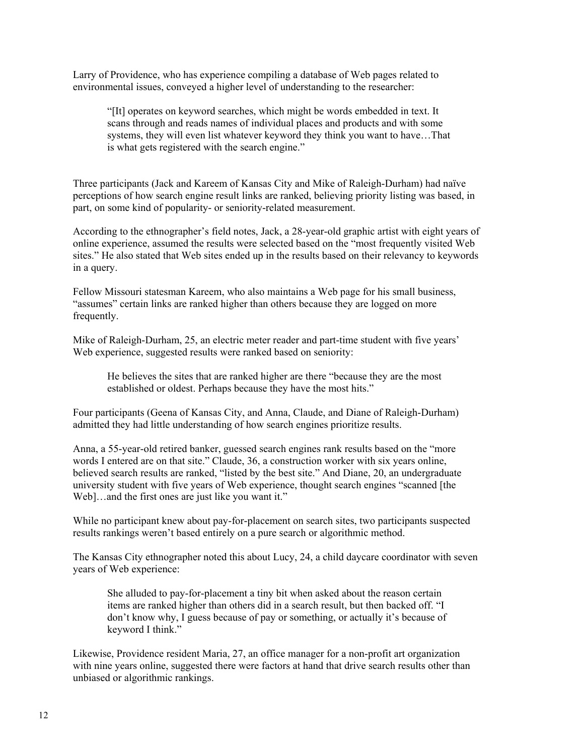Larry of Providence, who has experience compiling a database of Web pages related to environmental issues, conveyed a higher level of understanding to the researcher:

> "[It] operates on keyword searches, which might be words embedded in text. It scans through and reads names of individual places and products and with some systems, they will even list whatever keyword they think you want to have…That is what gets registered with the search engine."

Three participants (Jack and Kareem of Kansas City and Mike of Raleigh-Durham) had naïve perceptions of how search engine result links are ranked, believing priority listing was based, in part, on some kind of popularity- or seniority-related measurement.

According to the ethnographer's field notes, Jack, a 28-year-old graphic artist with eight years of online experience, assumed the results were selected based on the "most frequently visited Web sites." He also stated that Web sites ended up in the results based on their relevancy to keywords in a query.

Fellow Missouri statesman Kareem, who also maintains a Web page for his small business, "assumes" certain links are ranked higher than others because they are logged on more frequently.

Mike of Raleigh-Durham, 25, an electric meter reader and part-time student with five years' Web experience, suggested results were ranked based on seniority:

> He believes the sites that are ranked higher are there "because they are the most established or oldest. Perhaps because they have the most hits."

Four participants (Geena of Kansas City, and Anna, Claude, and Diane of Raleigh-Durham) admitted they had little understanding of how search engines prioritize results.

Anna, a 55-year-old retired banker, guessed search engines rank results based on the "more words I entered are on that site." Claude, 36, a construction worker with six years online, believed search results are ranked, "listed by the best site." And Diane, 20, an undergraduate university student with five years of Web experience, thought search engines "scanned [the Web]…and the first ones are just like you want it."

While no participant knew about pay-for-placement on search sites, two participants suspected results rankings weren't based entirely on a pure search or algorithmic method.

The Kansas City ethnographer noted this about Lucy, 24, a child daycare coordinator with seven years of Web experience:

> She alluded to pay-for-placement a tiny bit when asked about the reason certain items are ranked higher than others did in a search result, but then backed off. "I don't know why, I guess because of pay or something, or actually it's because of keyword I think."

Likewise, Providence resident Maria, 27, an office manager for a non-profit art organization with nine years online, suggested there were factors at hand that drive search results other than unbiased or algorithmic rankings.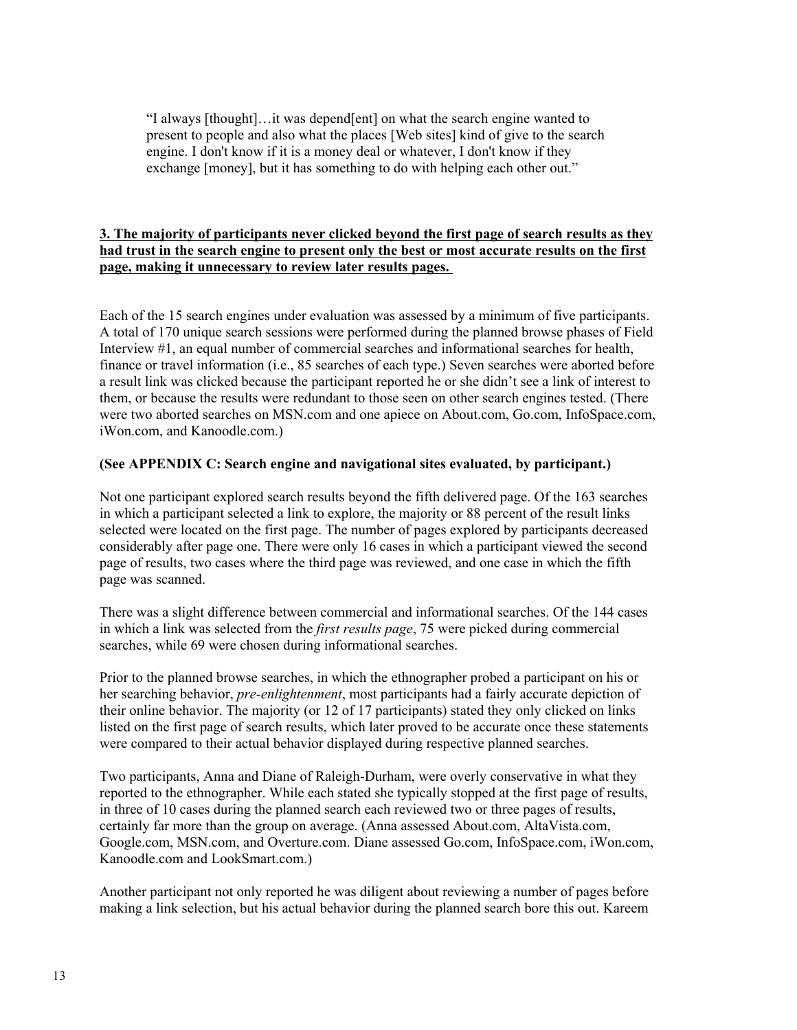> "I always [thought]…it was depend[ent] on what the search engine wanted to present to people and also what the places [Web sites] kind of give to the search engine. I don't know if it is a money deal or whatever, I don't know if they exchange [money], but it has something to do with helping each other out."

**3. The majority of participants never clicked beyond the first page of search results as they had trust in the search engine to present only the best or most accurate results on the first page, making it unnecessary to review later results pages.**

Each of the 15 search engines under evaluation was assessed by a minimum of five participants. A total of 170 unique search sessions were performed during the planned browse phases of Field Interview #1, an equal number of commercial searches and informational searches for health, finance or travel information (i.e., 85 searches of each type.) Seven searches were aborted before a result link was clicked because the participant reported he or she didn't see a link of interest to them, or because the results were redundant to those seen on other search engines tested. (There were two aborted searches on MSN.com and one apiece on About.com, Go.com, InfoSpace.com, iWon.com, and Kanoodle.com.)

**(See APPENDIX C: Search engine and navigational sites evaluated, by participant.)**

Not one participant explored search results beyond the fifth delivered page. Of the 163 searches in which a participant selected a link to explore, the majority or 88 percent of the result links selected were located on the first page. The number of pages explored by participants decreased considerably after page one. There were only 16 cases in which a participant viewed the second page of results, two cases where the third page was reviewed, and one case in which the fifth page was scanned.

There was a slight difference between commercial and informational searches. Of the 144 cases in which a link was selected from the *first results page*, 75 were picked during commercial searches, while 69 were chosen during informational searches.

Prior to the planned browse searches, in which the ethnographer probed a participant on his or her searching behavior, *pre-enlightenment*, most participants had a fairly accurate depiction of their online behavior. The majority (or 12 of 17 participants) stated they only clicked on links listed on the first page of search results, which later proved to be accurate once these statements were compared to their actual behavior displayed during respective planned searches.

Two participants, Anna and Diane of Raleigh-Durham, were overly conservative in what they reported to the ethnographer. While each stated she typically stopped at the first page of results, in three of 10 cases during the planned search each reviewed two or three pages of results, certainly far more than the group on average. (Anna assessed About.com, AltaVista.com, Google.com, MSN.com, and Overture.com. Diane assessed Go.com, InfoSpace.com, iWon.com, Kanoodle.com and LookSmart.com.)

Another participant not only reported he was diligent about reviewing a number of pages before making a link selection, but his actual behavior during the planned search bore this out. Kareem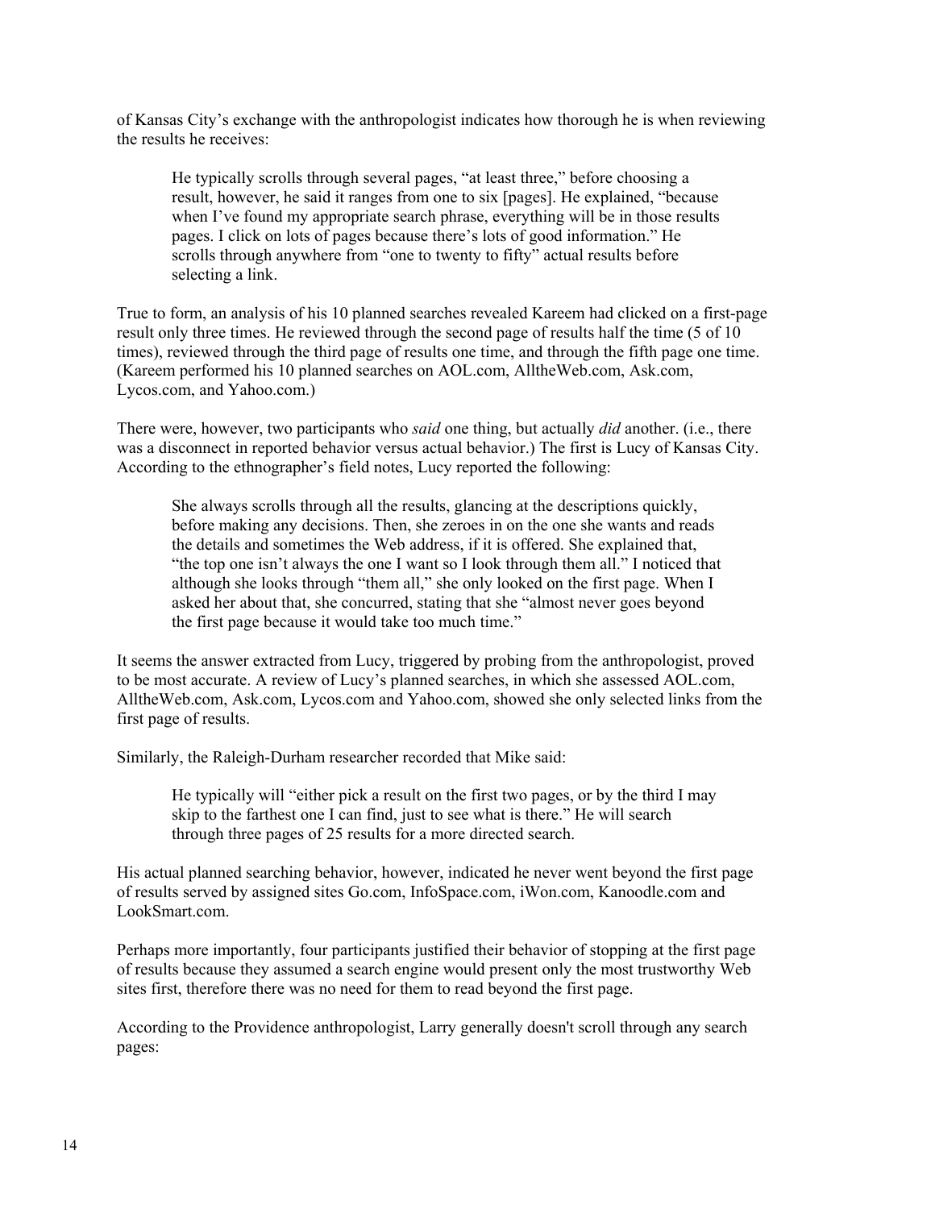of Kansas City's exchange with the anthropologist indicates how thorough he is when reviewing the results he receives:

> He typically scrolls through several pages, "at least three," before choosing a result, however, he said it ranges from one to six [pages]. He explained, "because when I've found my appropriate search phrase, everything will be in those results pages. I click on lots of pages because there's lots of good information." He scrolls through anywhere from "one to twenty to fifty" actual results before selecting a link.

True to form, an analysis of his 10 planned searches revealed Kareem had clicked on a first-page result only three times. He reviewed through the second page of results half the time (5 of 10 times), reviewed through the third page of results one time, and through the fifth page one time. (Kareem performed his 10 planned searches on AOL.com, AlltheWeb.com, Ask.com, Lycos.com, and Yahoo.com.)

There were, however, two participants who *said* one thing, but actually *did* another. (i.e., there was a disconnect in reported behavior versus actual behavior.) The first is Lucy of Kansas City. According to the ethnographer's field notes, Lucy reported the following:

> She always scrolls through all the results, glancing at the descriptions quickly, before making any decisions. Then, she zeroes in on the one she wants and reads the details and sometimes the Web address, if it is offered. She explained that, "the top one isn't always the one I want so I look through them all." I noticed that although she looks through "them all," she only looked on the first page. When I asked her about that, she concurred, stating that she "almost never goes beyond the first page because it would take too much time."

It seems the answer extracted from Lucy, triggered by probing from the anthropologist, proved to be most accurate. A review of Lucy's planned searches, in which she assessed AOL.com, AlltheWeb.com, Ask.com, Lycos.com and Yahoo.com, showed she only selected links from the first page of results.

Similarly, the Raleigh-Durham researcher recorded that Mike said:

> He typically will "either pick a result on the first two pages, or by the third I may skip to the farthest one I can find, just to see what is there." He will search through three pages of 25 results for a more directed search.

His actual planned searching behavior, however, indicated he never went beyond the first page of results served by assigned sites Go.com, InfoSpace.com, iWon.com, Kanoodle.com and LookSmart.com.

Perhaps more importantly, four participants justified their behavior of stopping at the first page of results because they assumed a search engine would present only the most trustworthy Web sites first, therefore there was no need for them to read beyond the first page.

According to the Providence anthropologist, Larry generally doesn't scroll through any search pages: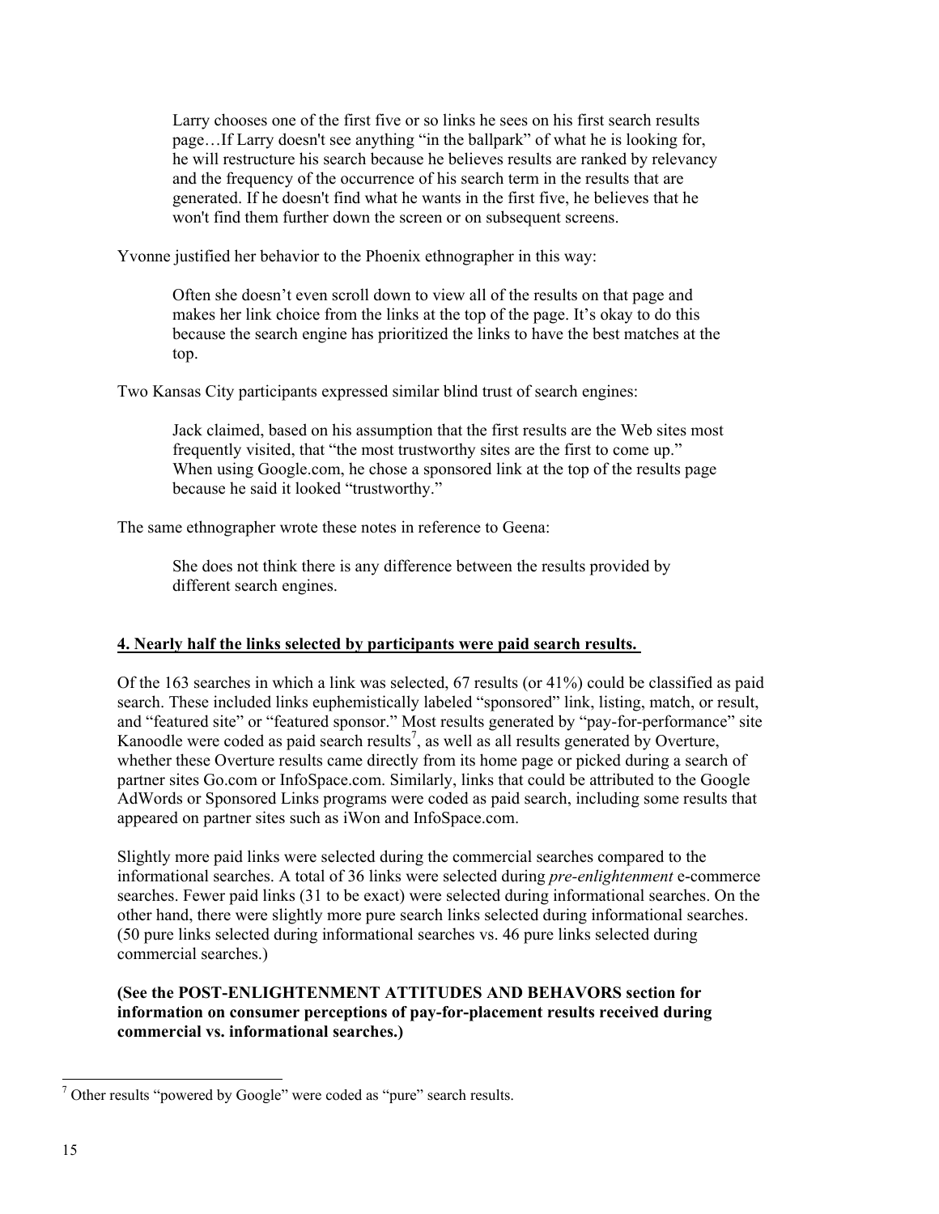> Larry chooses one of the first five or so links he sees on his first search results page…If Larry doesn't see anything "in the ballpark" of what he is looking for, he will restructure his search because he believes results are ranked by relevancy and the frequency of the occurrence of his search term in the results that are generated. If he doesn't find what he wants in the first five, he believes that he won't find them further down the screen or on subsequent screens.

Yvonne justified her behavior to the Phoenix ethnographer in this way:

> Often she doesn't even scroll down to view all of the results on that page and makes her link choice from the links at the top of the page. It's okay to do this because the search engine has prioritized the links to have the best matches at the top.

Two Kansas City participants expressed similar blind trust of search engines:

> Jack claimed, based on his assumption that the first results are the Web sites most frequently visited, that "the most trustworthy sites are the first to come up." When using Google.com, he chose a sponsored link at the top of the results page because he said it looked "trustworthy."

The same ethnographer wrote these notes in reference to Geena:

> She does not think there is any difference between the results provided by different search engines.

**4. Nearly half the links selected by participants were paid search results.**

Of the 163 searches in which a link was selected, 67 results (or 41%) could be classified as paid search. These included links euphemistically labeled "sponsored" link, listing, match, or result, and "featured site" or "featured sponsor." Most results generated by "pay-for-performance" site Kanoodle were coded as paid search results[7], as well as all results generated by Overture, whether these Overture results came directly from its home page or picked during a search of partner sites Go.com or InfoSpace.com. Similarly, links that could be attributed to the Google AdWords or Sponsored Links programs were coded as paid search, including some results that appeared on partner sites such as iWon and InfoSpace.com.

Slightly more paid links were selected during the commercial searches compared to the informational searches. A total of 36 links were selected during *pre-enlightenment* e-commerce searches. Fewer paid links (31 to be exact) were selected during informational searches. On the other hand, there were slightly more pure search links selected during informational searches. (50 pure links selected during informational searches vs. 46 pure links selected during commercial searches.)

**(See the POST-ENLIGHTENMENT ATTITUDES AND BEHAVORS section for information on consumer perceptions of pay-for-placement results received during commercial vs. informational searches.)**

[7] Other results "powered by Google" were coded as "pure" search results.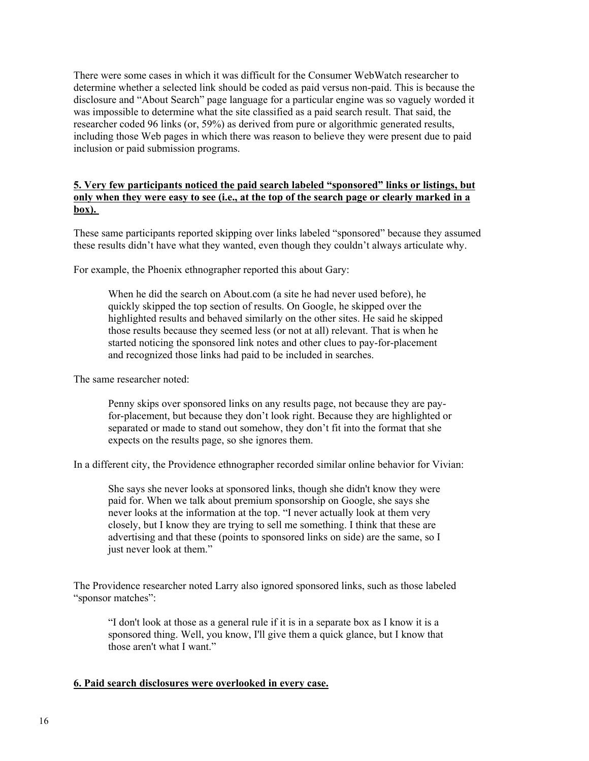There were some cases in which it was difficult for the Consumer WebWatch researcher to determine whether a selected link should be coded as paid versus non-paid. This is because the disclosure and "About Search" page language for a particular engine was so vaguely worded it was impossible to determine what the site classified as a paid search result. That said, the researcher coded 96 links (or, 59%) as derived from pure or algorithmic generated results, including those Web pages in which there was reason to believe they were present due to paid inclusion or paid submission programs.

**5. Very few participants noticed the paid search labeled "sponsored" links or listings, but only when they were easy to see (i.e., at the top of the search page or clearly marked in a box).**

These same participants reported skipping over links labeled "sponsored" because they assumed these results didn't have what they wanted, even though they couldn't always articulate why.

For example, the Phoenix ethnographer reported this about Gary:

> When he did the search on About.com (a site he had never used before), he quickly skipped the top section of results. On Google, he skipped over the highlighted results and behaved similarly on the other sites. He said he skipped those results because they seemed less (or not at all) relevant. That is when he started noticing the sponsored link notes and other clues to pay-for-placement and recognized those links had paid to be included in searches.

The same researcher noted:

> Penny skips over sponsored links on any results page, not because they are pay-for-placement, but because they don't look right. Because they are highlighted or separated or made to stand out somehow, they don't fit into the format that she expects on the results page, so she ignores them.

In a different city, the Providence ethnographer recorded similar online behavior for Vivian:

> She says she never looks at sponsored links, though she didn't know they were paid for. When we talk about premium sponsorship on Google, she says she never looks at the information at the top. "I never actually look at them very closely, but I know they are trying to sell me something. I think that these are advertising and that these (points to sponsored links on side) are the same, so I just never look at them."

The Providence researcher noted Larry also ignored sponsored links, such as those labeled "sponsor matches":

> "I don't look at those as a general rule if it is in a separate box as I know it is a sponsored thing. Well, you know, I'll give them a quick glance, but I know that those aren't what I want."

**6. Paid search disclosures were overlooked in every case.**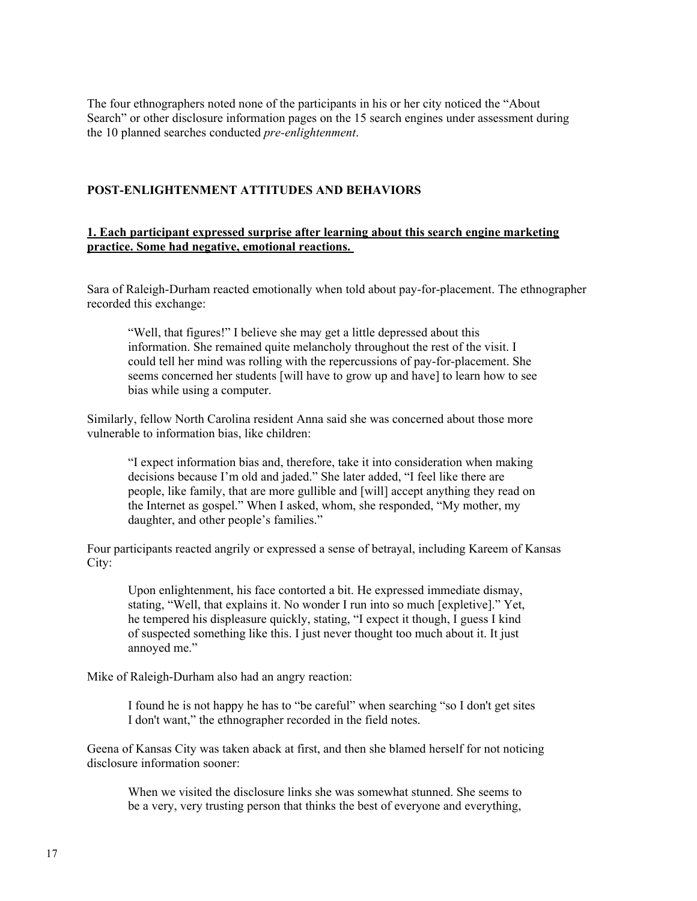The four ethnographers noted none of the participants in his or her city noticed the "About Search" or other disclosure information pages on the 15 search engines under assessment during the 10 planned searches conducted *pre-enlightenment*.

## POST-ENLIGHTENMENT ATTITUDES AND BEHAVIORS

### 1. Each participant expressed surprise after learning about this search engine marketing practice. Some had negative, emotional reactions.

Sara of Raleigh-Durham reacted emotionally when told about pay-for-placement. The ethnographer recorded this exchange:

> "Well, that figures!" I believe she may get a little depressed about this information. She remained quite melancholy throughout the rest of the visit. I could tell her mind was rolling with the repercussions of pay-for-placement. She seems concerned her students [will have to grow up and have] to learn how to see bias while using a computer.

Similarly, fellow North Carolina resident Anna said she was concerned about those more vulnerable to information bias, like children:

> "I expect information bias and, therefore, take it into consideration when making decisions because I'm old and jaded." She later added, "I feel like there are people, like family, that are more gullible and [will] accept anything they read on the Internet as gospel." When I asked, whom, she responded, "My mother, my daughter, and other people's families."

Four participants reacted angrily or expressed a sense of betrayal, including Kareem of Kansas City:

> Upon enlightenment, his face contorted a bit. He expressed immediate dismay, stating, "Well, that explains it. No wonder I run into so much [expletive]." Yet, he tempered his displeasure quickly, stating, "I expect it though, I guess I kind of suspected something like this. I just never thought too much about it. It just annoyed me."

Mike of Raleigh-Durham also had an angry reaction:

> I found he is not happy he has to "be careful" when searching "so I don't get sites I don't want," the ethnographer recorded in the field notes.

Geena of Kansas City was taken aback at first, and then she blamed herself for not noticing disclosure information sooner:

> When we visited the disclosure links she was somewhat stunned. She seems to be a very, very trusting person that thinks the best of everyone and everything,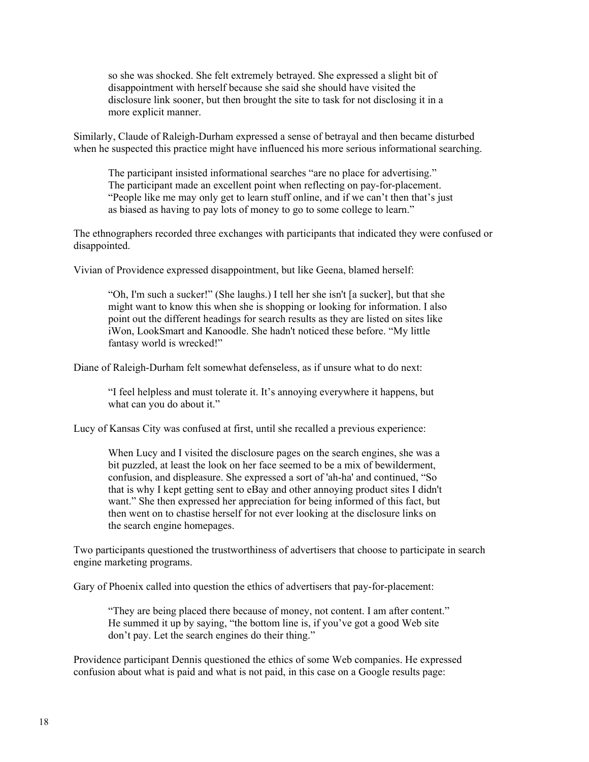> so she was shocked. She felt extremely betrayed. She expressed a slight bit of disappointment with herself because she said she should have visited the disclosure link sooner, but then brought the site to task for not disclosing it in a more explicit manner.

Similarly, Claude of Raleigh-Durham expressed a sense of betrayal and then became disturbed when he suspected this practice might have influenced his more serious informational searching.

> The participant insisted informational searches "are no place for advertising." The participant made an excellent point when reflecting on pay-for-placement. "People like me may only get to learn stuff online, and if we can't then that's just as biased as having to pay lots of money to go to some college to learn."

The ethnographers recorded three exchanges with participants that indicated they were confused or disappointed.

Vivian of Providence expressed disappointment, but like Geena, blamed herself:

> "Oh, I'm such a sucker!" (She laughs.) I tell her she isn't [a sucker], but that she might want to know this when she is shopping or looking for information. I also point out the different headings for search results as they are listed on sites like iWon, LookSmart and Kanoodle. She hadn't noticed these before. "My little fantasy world is wrecked!"

Diane of Raleigh-Durham felt somewhat defenseless, as if unsure what to do next:

> "I feel helpless and must tolerate it. It's annoying everywhere it happens, but what can you do about it."

Lucy of Kansas City was confused at first, until she recalled a previous experience:

> When Lucy and I visited the disclosure pages on the search engines, she was a bit puzzled, at least the look on her face seemed to be a mix of bewilderment, confusion, and displeasure. She expressed a sort of 'ah-ha' and continued, "So that is why I kept getting sent to eBay and other annoying product sites I didn't want." She then expressed her appreciation for being informed of this fact, but then went on to chastise herself for not ever looking at the disclosure links on the search engine homepages.

Two participants questioned the trustworthiness of advertisers that choose to participate in search engine marketing programs.

Gary of Phoenix called into question the ethics of advertisers that pay-for-placement:

> "They are being placed there because of money, not content. I am after content." He summed it up by saying, "the bottom line is, if you've got a good Web site don't pay. Let the search engines do their thing."

Providence participant Dennis questioned the ethics of some Web companies. He expressed confusion about what is paid and what is not paid, in this case on a Google results page: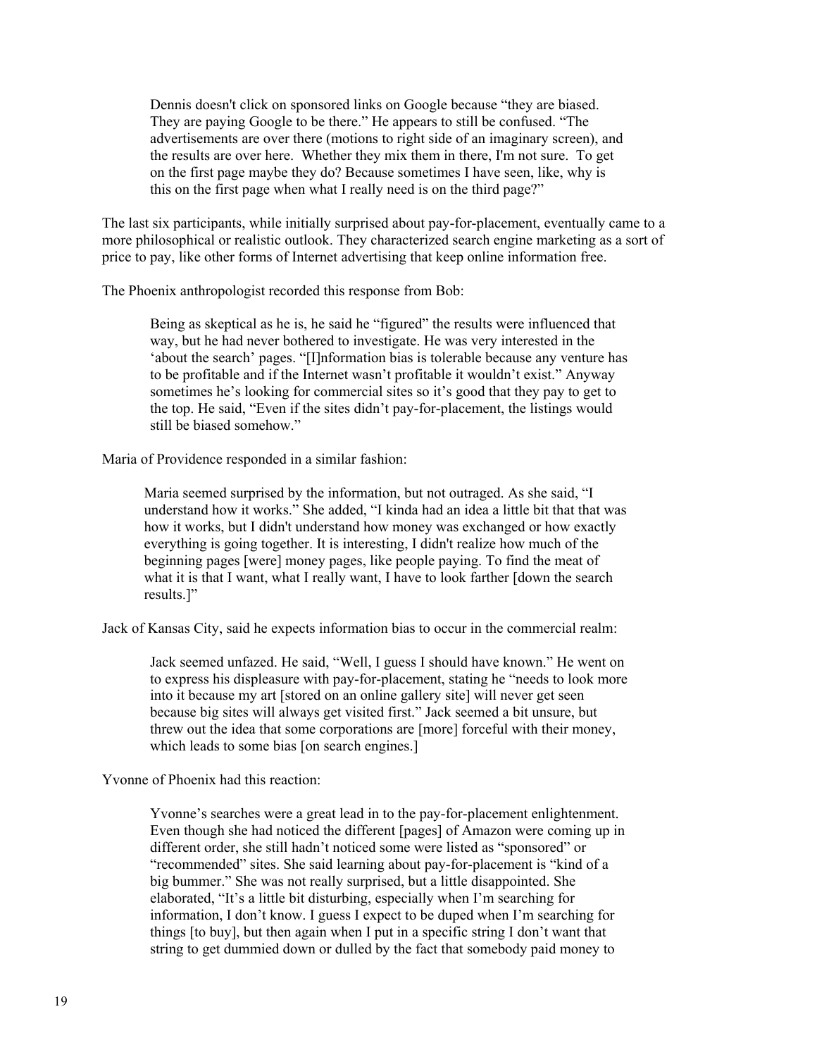> Dennis doesn't click on sponsored links on Google because "they are biased. They are paying Google to be there." He appears to still be confused. "The advertisements are over there (motions to right side of an imaginary screen), and the results are over here. Whether they mix them in there, I'm not sure. To get on the first page maybe they do? Because sometimes I have seen, like, why is this on the first page when what I really need is on the third page?"

The last six participants, while initially surprised about pay-for-placement, eventually came to a more philosophical or realistic outlook. They characterized search engine marketing as a sort of price to pay, like other forms of Internet advertising that keep online information free.

The Phoenix anthropologist recorded this response from Bob:

> Being as skeptical as he is, he said he "figured" the results were influenced that way, but he had never bothered to investigate. He was very interested in the 'about the search' pages. "[I]nformation bias is tolerable because any venture has to be profitable and if the Internet wasn't profitable it wouldn't exist." Anyway sometimes he's looking for commercial sites so it's good that they pay to get to the top. He said, "Even if the sites didn't pay-for-placement, the listings would still be biased somehow."

Maria of Providence responded in a similar fashion:

> Maria seemed surprised by the information, but not outraged. As she said, "I understand how it works." She added, "I kinda had an idea a little bit that that was how it works, but I didn't understand how money was exchanged or how exactly everything is going together. It is interesting, I didn't realize how much of the beginning pages [were] money pages, like people paying. To find the meat of what it is that I want, what I really want, I have to look farther [down the search results.]"

Jack of Kansas City, said he expects information bias to occur in the commercial realm:

> Jack seemed unfazed. He said, "Well, I guess I should have known." He went on to express his displeasure with pay-for-placement, stating he "needs to look more into it because my art [stored on an online gallery site] will never get seen because big sites will always get visited first." Jack seemed a bit unsure, but threw out the idea that some corporations are [more] forceful with their money, which leads to some bias [on search engines.]

Yvonne of Phoenix had this reaction:

> Yvonne's searches were a great lead in to the pay-for-placement enlightenment. Even though she had noticed the different [pages] of Amazon were coming up in different order, she still hadn't noticed some were listed as "sponsored" or "recommended" sites. She said learning about pay-for-placement is "kind of a big bummer." She was not really surprised, but a little disappointed. She elaborated, "It's a little bit disturbing, especially when I'm searching for information, I don't know. I guess I expect to be duped when I'm searching for things [to buy], but then again when I put in a specific string I don't want that string to get dummied down or dulled by the fact that somebody paid money to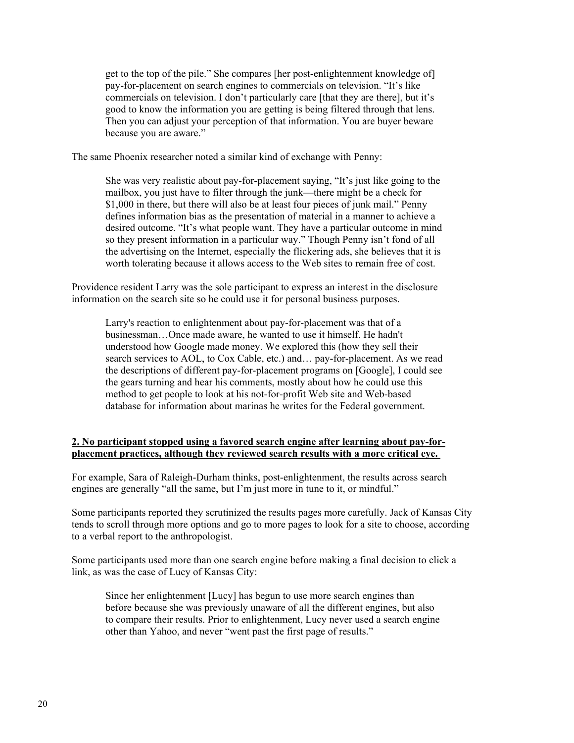> get to the top of the pile." She compares [her post-enlightenment knowledge of] pay-for-placement on search engines to commercials on television. "It's like commercials on television. I don't particularly care [that they are there], but it's good to know the information you are getting is being filtered through that lens. Then you can adjust your perception of that information. You are buyer beware because you are aware."

The same Phoenix researcher noted a similar kind of exchange with Penny:

> She was very realistic about pay-for-placement saying, "It's just like going to the mailbox, you just have to filter through the junk—there might be a check for $1,000 in there, but there will also be at least four pieces of junk mail." Penny defines information bias as the presentation of material in a manner to achieve a desired outcome. "It's what people want. They have a particular outcome in mind so they present information in a particular way." Though Penny isn't fond of all the advertising on the Internet, especially the flickering ads, she believes that it is worth tolerating because it allows access to the Web sites to remain free of cost.

Providence resident Larry was the sole participant to express an interest in the disclosure information on the search site so he could use it for personal business purposes.

> Larry's reaction to enlightenment about pay-for-placement was that of a businessman…Once made aware, he wanted to use it himself. He hadn't understood how Google made money. We explored this (how they sell their search services to AOL, to Cox Cable, etc.) and… pay-for-placement. As we read the descriptions of different pay-for-placement programs on [Google], I could see the gears turning and hear his comments, mostly about how he could use this method to get people to look at his not-for-profit Web site and Web-based database for information about marinas he writes for the Federal government.

**2. No participant stopped using a favored search engine after learning about pay-for-placement practices, although they reviewed search results with a more critical eye.**

For example, Sara of Raleigh-Durham thinks, post-enlightenment, the results across search engines are generally "all the same, but I'm just more in tune to it, or mindful."

Some participants reported they scrutinized the results pages more carefully. Jack of Kansas City tends to scroll through more options and go to more pages to look for a site to choose, according to a verbal report to the anthropologist.

Some participants used more than one search engine before making a final decision to click a link, as was the case of Lucy of Kansas City:

> Since her enlightenment [Lucy] has begun to use more search engines than before because she was previously unaware of all the different engines, but also to compare their results. Prior to enlightenment, Lucy never used a search engine other than Yahoo, and never "went past the first page of results."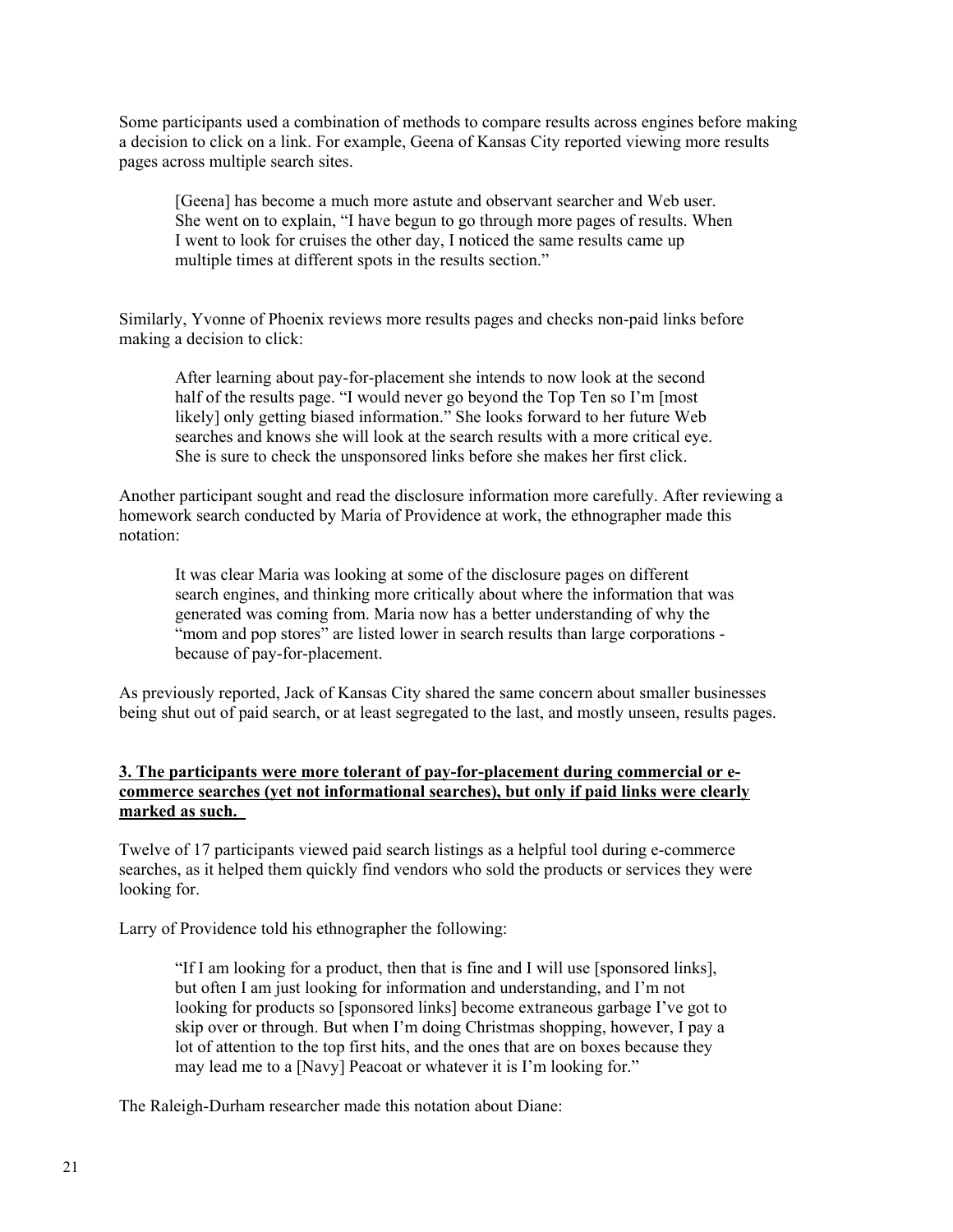Some participants used a combination of methods to compare results across engines before making a decision to click on a link. For example, Geena of Kansas City reported viewing more results pages across multiple search sites.

> [Geena] has become a much more astute and observant searcher and Web user. She went on to explain, "I have begun to go through more pages of results. When I went to look for cruises the other day, I noticed the same results came up multiple times at different spots in the results section."

Similarly, Yvonne of Phoenix reviews more results pages and checks non-paid links before making a decision to click:

> After learning about pay-for-placement she intends to now look at the second half of the results page. "I would never go beyond the Top Ten so I'm [most likely] only getting biased information." She looks forward to her future Web searches and knows she will look at the search results with a more critical eye. She is sure to check the unsponsored links before she makes her first click.

Another participant sought and read the disclosure information more carefully. After reviewing a homework search conducted by Maria of Providence at work, the ethnographer made this notation:

> It was clear Maria was looking at some of the disclosure pages on different search engines, and thinking more critically about where the information that was generated was coming from. Maria now has a better understanding of why the "mom and pop stores" are listed lower in search results than large corporations - because of pay-for-placement.

As previously reported, Jack of Kansas City shared the same concern about smaller businesses being shut out of paid search, or at least segregated to the last, and mostly unseen, results pages.

**3. The participants were more tolerant of pay-for-placement during commercial or e-commerce searches (yet not informational searches), but only if paid links were clearly marked as such.**

Twelve of 17 participants viewed paid search listings as a helpful tool during e-commerce searches, as it helped them quickly find vendors who sold the products or services they were looking for.

Larry of Providence told his ethnographer the following:

> "If I am looking for a product, then that is fine and I will use [sponsored links], but often I am just looking for information and understanding, and I'm not looking for products so [sponsored links] become extraneous garbage I've got to skip over or through. But when I'm doing Christmas shopping, however, I pay a lot of attention to the top first hits, and the ones that are on boxes because they may lead me to a [Navy] Peacoat or whatever it is I'm looking for."

The Raleigh-Durham researcher made this notation about Diane: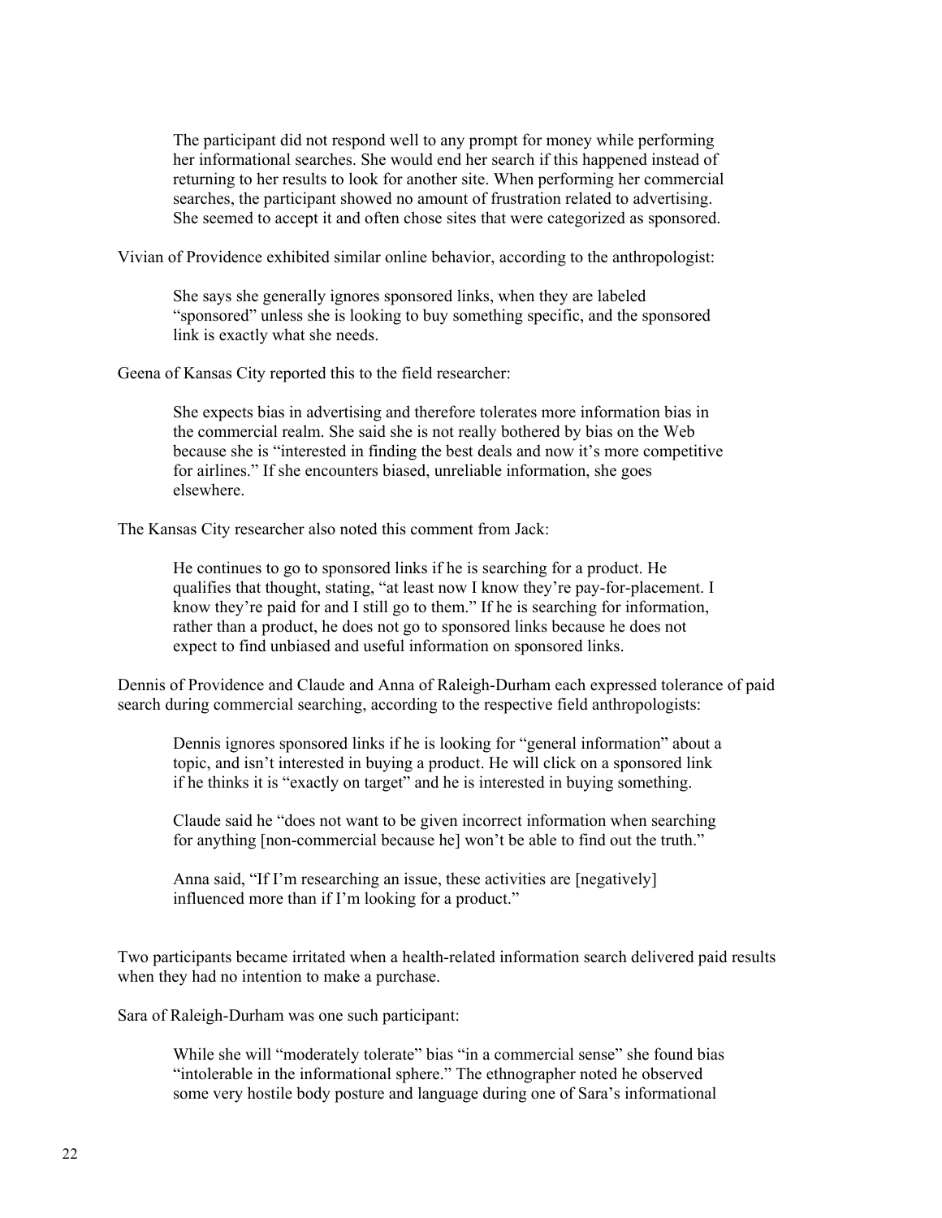> The participant did not respond well to any prompt for money while performing her informational searches. She would end her search if this happened instead of returning to her results to look for another site. When performing her commercial searches, the participant showed no amount of frustration related to advertising. She seemed to accept it and often chose sites that were categorized as sponsored.

Vivian of Providence exhibited similar online behavior, according to the anthropologist:

> She says she generally ignores sponsored links, when they are labeled "sponsored" unless she is looking to buy something specific, and the sponsored link is exactly what she needs.

Geena of Kansas City reported this to the field researcher:

> She expects bias in advertising and therefore tolerates more information bias in the commercial realm. She said she is not really bothered by bias on the Web because she is "interested in finding the best deals and now it's more competitive for airlines." If she encounters biased, unreliable information, she goes elsewhere.

The Kansas City researcher also noted this comment from Jack:

> He continues to go to sponsored links if he is searching for a product. He qualifies that thought, stating, "at least now I know they're pay-for-placement. I know they're paid for and I still go to them." If he is searching for information, rather than a product, he does not go to sponsored links because he does not expect to find unbiased and useful information on sponsored links.

Dennis of Providence and Claude and Anna of Raleigh-Durham each expressed tolerance of paid search during commercial searching, according to the respective field anthropologists:

> Dennis ignores sponsored links if he is looking for "general information" about a topic, and isn't interested in buying a product. He will click on a sponsored link if he thinks it is "exactly on target" and he is interested in buying something.
>
> Claude said he "does not want to be given incorrect information when searching for anything [non-commercial because he] won't be able to find out the truth."
>
> Anna said, "If I'm researching an issue, these activities are [negatively] influenced more than if I'm looking for a product."

Two participants became irritated when a health-related information search delivered paid results when they had no intention to make a purchase.

Sara of Raleigh-Durham was one such participant:

> While she will "moderately tolerate" bias "in a commercial sense" she found bias "intolerable in the informational sphere." The ethnographer noted he observed some very hostile body posture and language during one of Sara's informational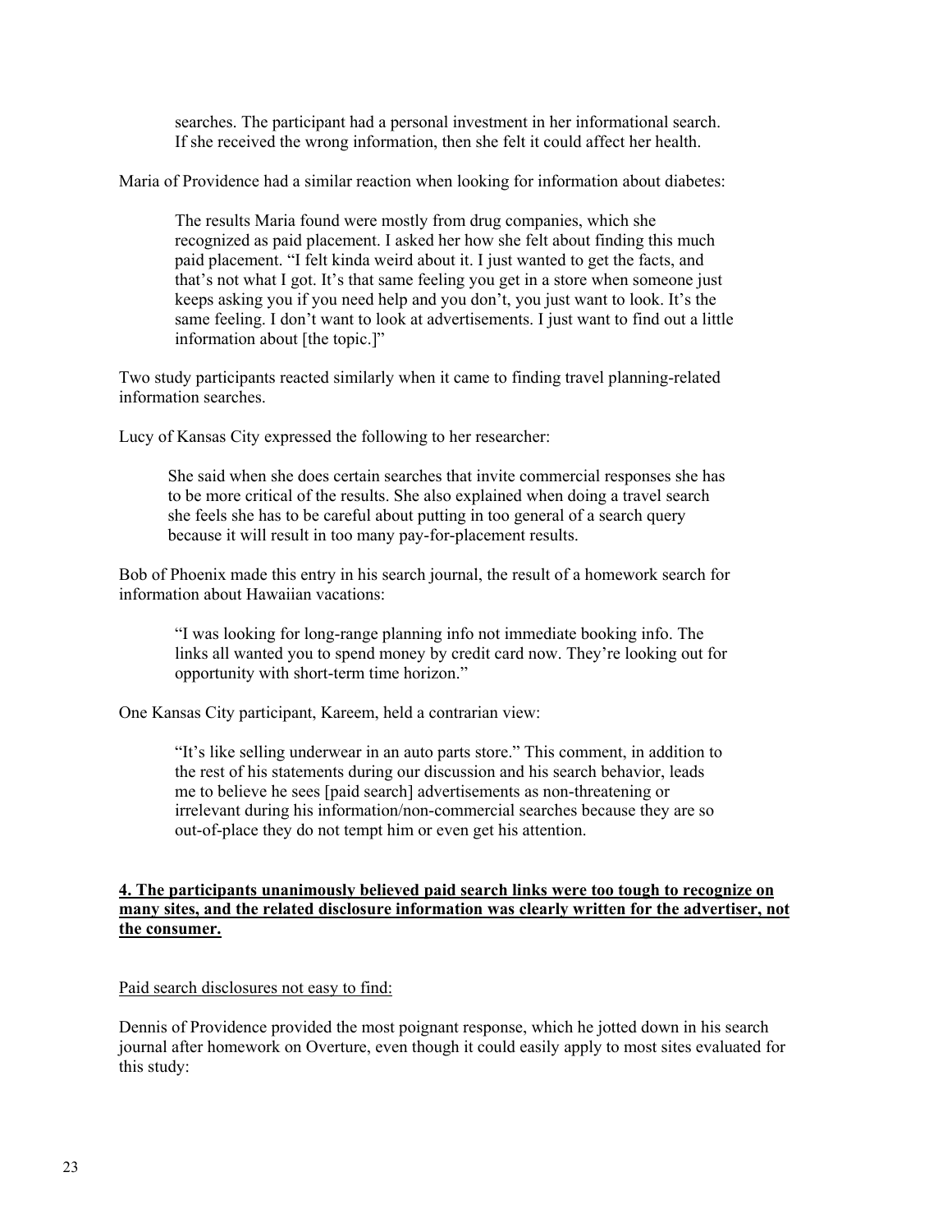> searches. The participant had a personal investment in her informational search. If she received the wrong information, then she felt it could affect her health.

Maria of Providence had a similar reaction when looking for information about diabetes:

> The results Maria found were mostly from drug companies, which she recognized as paid placement. I asked her how she felt about finding this much paid placement. "I felt kinda weird about it. I just wanted to get the facts, and that's not what I got. It's that same feeling you get in a store when someone just keeps asking you if you need help and you don't, you just want to look. It's the same feeling. I don't want to look at advertisements. I just want to find out a little information about [the topic.]"

Two study participants reacted similarly when it came to finding travel planning-related information searches.

Lucy of Kansas City expressed the following to her researcher:

> She said when she does certain searches that invite commercial responses she has to be more critical of the results. She also explained when doing a travel search she feels she has to be careful about putting in too general of a search query because it will result in too many pay-for-placement results.

Bob of Phoenix made this entry in his search journal, the result of a homework search for information about Hawaiian vacations:

> "I was looking for long-range planning info not immediate booking info. The links all wanted you to spend money by credit card now. They're looking out for opportunity with short-term time horizon."

One Kansas City participant, Kareem, held a contrarian view:

> "It's like selling underwear in an auto parts store." This comment, in addition to the rest of his statements during our discussion and his search behavior, leads me to believe he sees [paid search] advertisements as non-threatening or irrelevant during his information/non-commercial searches because they are so out-of-place they do not tempt him or even get his attention.

**4. The participants unanimously believed paid search links were too tough to recognize on many sites, and the related disclosure information was clearly written for the advertiser, not the consumer.**

Paid search disclosures not easy to find:

Dennis of Providence provided the most poignant response, which he jotted down in his search journal after homework on Overture, even though it could easily apply to most sites evaluated for this study: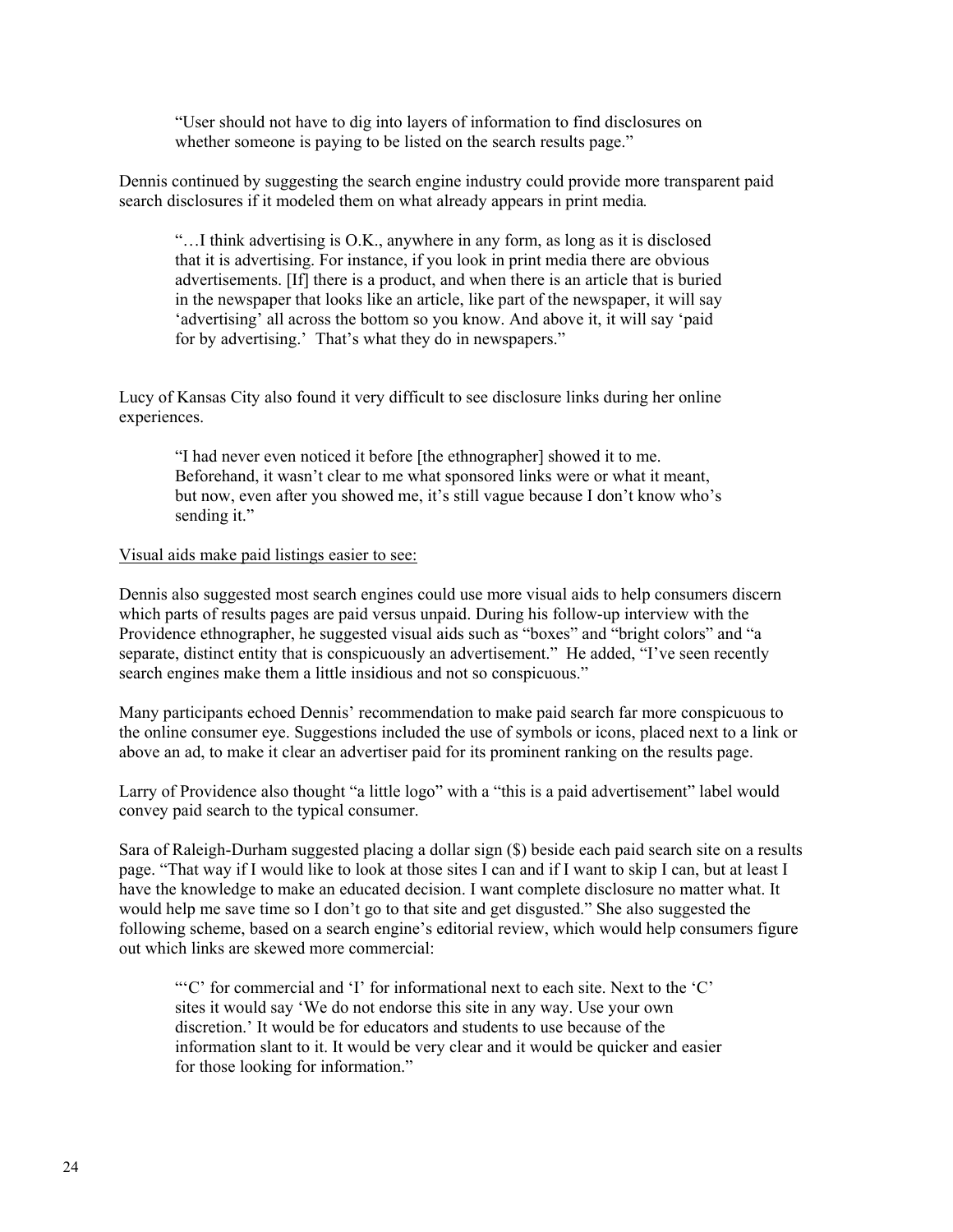> "User should not have to dig into layers of information to find disclosures on whether someone is paying to be listed on the search results page."

Dennis continued by suggesting the search engine industry could provide more transparent paid search disclosures if it modeled them on what already appears in print media.

> "…I think advertising is O.K., anywhere in any form, as long as it is disclosed that it is advertising. For instance, if you look in print media there are obvious advertisements. [If] there is a product, and when there is an article that is buried in the newspaper that looks like an article, like part of the newspaper, it will say 'advertising' all across the bottom so you know. And above it, it will say 'paid for by advertising.' That's what they do in newspapers."

Lucy of Kansas City also found it very difficult to see disclosure links during her online experiences.

> "I had never even noticed it before [the ethnographer] showed it to me. Beforehand, it wasn't clear to me what sponsored links were or what it meant, but now, even after you showed me, it's still vague because I don't know who's sending it."

<u>Visual aids make paid listings easier to see:</u>

Dennis also suggested most search engines could use more visual aids to help consumers discern which parts of results pages are paid versus unpaid. During his follow-up interview with the Providence ethnographer, he suggested visual aids such as "boxes" and "bright colors" and "a separate, distinct entity that is conspicuously an advertisement." He added, "I've seen recently search engines make them a little insidious and not so conspicuous."

Many participants echoed Dennis' recommendation to make paid search far more conspicuous to the online consumer eye. Suggestions included the use of symbols or icons, placed next to a link or above an ad, to make it clear an advertiser paid for its prominent ranking on the results page.

Larry of Providence also thought "a little logo" with a "this is a paid advertisement" label would convey paid search to the typical consumer.

Sara of Raleigh-Durham suggested placing a dollar sign ($) beside each paid search site on a results page. "That way if I would like to look at those sites I can and if I want to skip I can, but at least I have the knowledge to make an educated decision. I want complete disclosure no matter what. It would help me save time so I don't go to that site and get disgusted." She also suggested the following scheme, based on a search engine's editorial review, which would help consumers figure out which links are skewed more commercial:

> "'C' for commercial and 'I' for informational next to each site. Next to the 'C' sites it would say 'We do not endorse this site in any way. Use your own discretion.' It would be for educators and students to use because of the information slant to it. It would be very clear and it would be quicker and easier for those looking for information."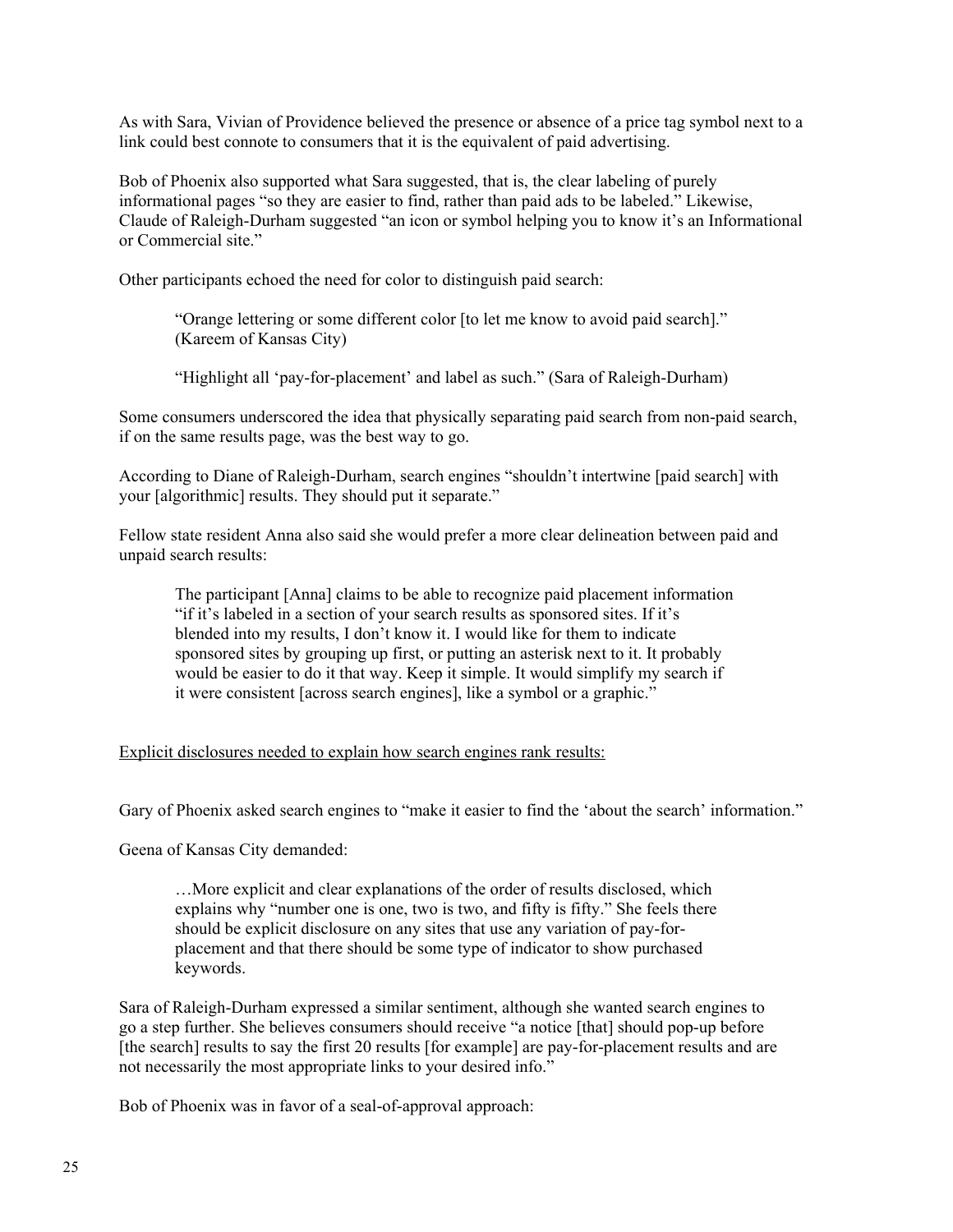As with Sara, Vivian of Providence believed the presence or absence of a price tag symbol next to a link could best connote to consumers that it is the equivalent of paid advertising.

Bob of Phoenix also supported what Sara suggested, that is, the clear labeling of purely informational pages "so they are easier to find, rather than paid ads to be labeled." Likewise, Claude of Raleigh-Durham suggested "an icon or symbol helping you to know it's an Informational or Commercial site."

Other participants echoed the need for color to distinguish paid search:

> "Orange lettering or some different color [to let me know to avoid paid search]." (Kareem of Kansas City)
>
> "Highlight all 'pay-for-placement' and label as such." (Sara of Raleigh-Durham)

Some consumers underscored the idea that physically separating paid search from non-paid search, if on the same results page, was the best way to go.

According to Diane of Raleigh-Durham, search engines "shouldn't intertwine [paid search] with your [algorithmic] results. They should put it separate."

Fellow state resident Anna also said she would prefer a more clear delineation between paid and unpaid search results:

> The participant [Anna] claims to be able to recognize paid placement information "if it's labeled in a section of your search results as sponsored sites. If it's blended into my results, I don't know it. I would like for them to indicate sponsored sites by grouping up first, or putting an asterisk next to it. It probably would be easier to do it that way. Keep it simple. It would simplify my search if it were consistent [across search engines], like a symbol or a graphic."

<u>Explicit disclosures needed to explain how search engines rank results:</u>

Gary of Phoenix asked search engines to "make it easier to find the 'about the search' information."

Geena of Kansas City demanded:

> …More explicit and clear explanations of the order of results disclosed, which explains why "number one is one, two is two, and fifty is fifty." She feels there should be explicit disclosure on any sites that use any variation of pay-for-placement and that there should be some type of indicator to show purchased keywords.

Sara of Raleigh-Durham expressed a similar sentiment, although she wanted search engines to go a step further. She believes consumers should receive "a notice [that] should pop-up before [the search] results to say the first 20 results [for example] are pay-for-placement results and are not necessarily the most appropriate links to your desired info."

Bob of Phoenix was in favor of a seal-of-approval approach: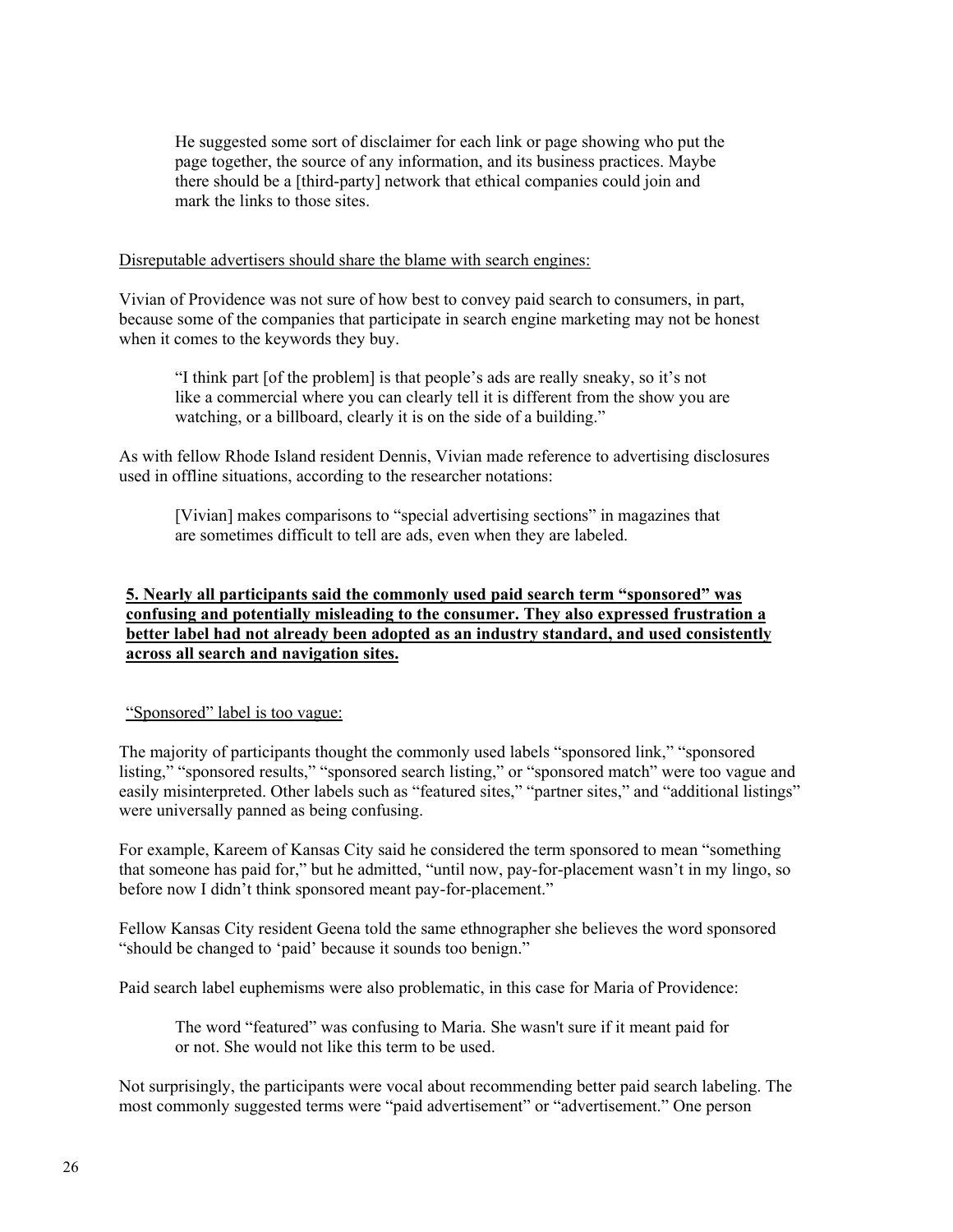> He suggested some sort of disclaimer for each link or page showing who put the page together, the source of any information, and its business practices. Maybe there should be a [third-party] network that ethical companies could join and mark the links to those sites.

<u>Disreputable advertisers should share the blame with search engines:</u>

Vivian of Providence was not sure of how best to convey paid search to consumers, in part, because some of the companies that participate in search engine marketing may not be honest when it comes to the keywords they buy.

> "I think part [of the problem] is that people's ads are really sneaky, so it's not like a commercial where you can clearly tell it is different from the show you are watching, or a billboard, clearly it is on the side of a building."

As with fellow Rhode Island resident Dennis, Vivian made reference to advertising disclosures used in offline situations, according to the researcher notations:

> [Vivian] makes comparisons to "special advertising sections" in magazines that are sometimes difficult to tell are ads, even when they are labeled.

**<u>5. Nearly all participants said the commonly used paid search term "sponsored" was confusing and potentially misleading to the consumer. They also expressed frustration a better label had not already been adopted as an industry standard, and used consistently across all search and navigation sites.</u>**

<u>"Sponsored" label is too vague:</u>

The majority of participants thought the commonly used labels "sponsored link," "sponsored listing," "sponsored results," "sponsored search listing," or "sponsored match" were too vague and easily misinterpreted. Other labels such as "featured sites," "partner sites," and "additional listings" were universally panned as being confusing.

For example, Kareem of Kansas City said he considered the term sponsored to mean "something that someone has paid for," but he admitted, "until now, pay-for-placement wasn't in my lingo, so before now I didn't think sponsored meant pay-for-placement."

Fellow Kansas City resident Geena told the same ethnographer she believes the word sponsored "should be changed to 'paid' because it sounds too benign."

Paid search label euphemisms were also problematic, in this case for Maria of Providence:

> The word "featured" was confusing to Maria. She wasn't sure if it meant paid for or not. She would not like this term to be used.

Not surprisingly, the participants were vocal about recommending better paid search labeling. The most commonly suggested terms were "paid advertisement" or "advertisement." One person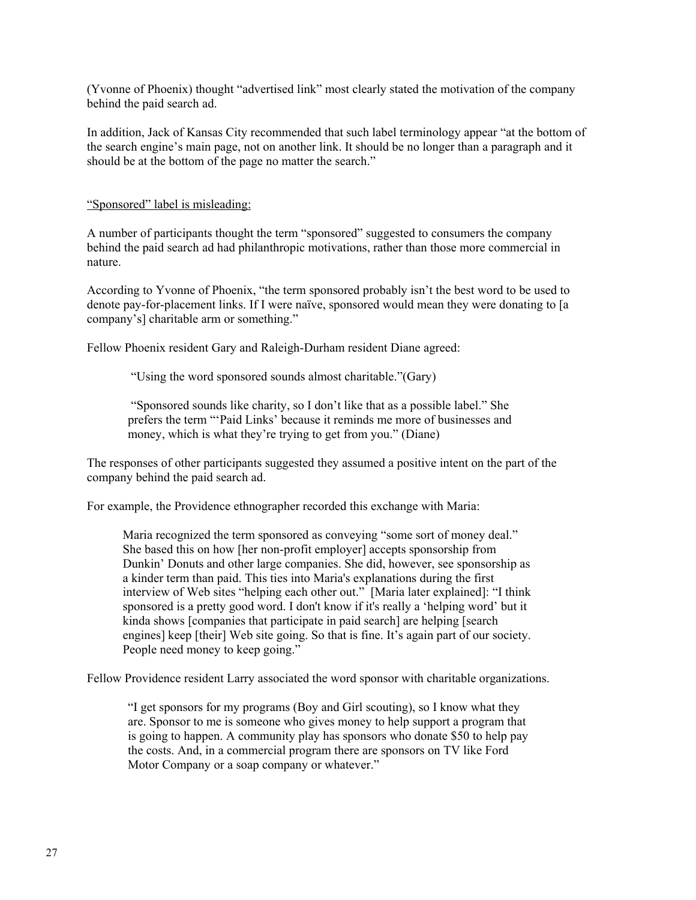(Yvonne of Phoenix) thought "advertised link" most clearly stated the motivation of the company behind the paid search ad.

In addition, Jack of Kansas City recommended that such label terminology appear "at the bottom of the search engine's main page, not on another link. It should be no longer than a paragraph and it should be at the bottom of the page no matter the search."

<u>"Sponsored" label is misleading:</u>

A number of participants thought the term "sponsored" suggested to consumers the company behind the paid search ad had philanthropic motivations, rather than those more commercial in nature.

According to Yvonne of Phoenix, "the term sponsored probably isn't the best word to be used to denote pay-for-placement links. If I were naïve, sponsored would mean they were donating to [a company's] charitable arm or something."

Fellow Phoenix resident Gary and Raleigh-Durham resident Diane agreed:

> "Using the word sponsored sounds almost charitable."(Gary)
>
> "Sponsored sounds like charity, so I don't like that as a possible label." She prefers the term "'Paid Links' because it reminds me more of businesses and money, which is what they're trying to get from you." (Diane)

The responses of other participants suggested they assumed a positive intent on the part of the company behind the paid search ad.

For example, the Providence ethnographer recorded this exchange with Maria:

> Maria recognized the term sponsored as conveying "some sort of money deal." She based this on how [her non-profit employer] accepts sponsorship from Dunkin' Donuts and other large companies. She did, however, see sponsorship as a kinder term than paid. This ties into Maria's explanations during the first interview of Web sites "helping each other out." [Maria later explained]: "I think sponsored is a pretty good word. I don't know if it's really a 'helping word' but it kinda shows [companies that participate in paid search] are helping [search engines] keep [their] Web site going. So that is fine. It's again part of our society. People need money to keep going."

Fellow Providence resident Larry associated the word sponsor with charitable organizations.

> "I get sponsors for my programs (Boy and Girl scouting), so I know what they are. Sponsor to me is someone who gives money to help support a program that is going to happen. A community play has sponsors who donate $50 to help pay the costs. And, in a commercial program there are sponsors on TV like Ford Motor Company or a soap company or whatever."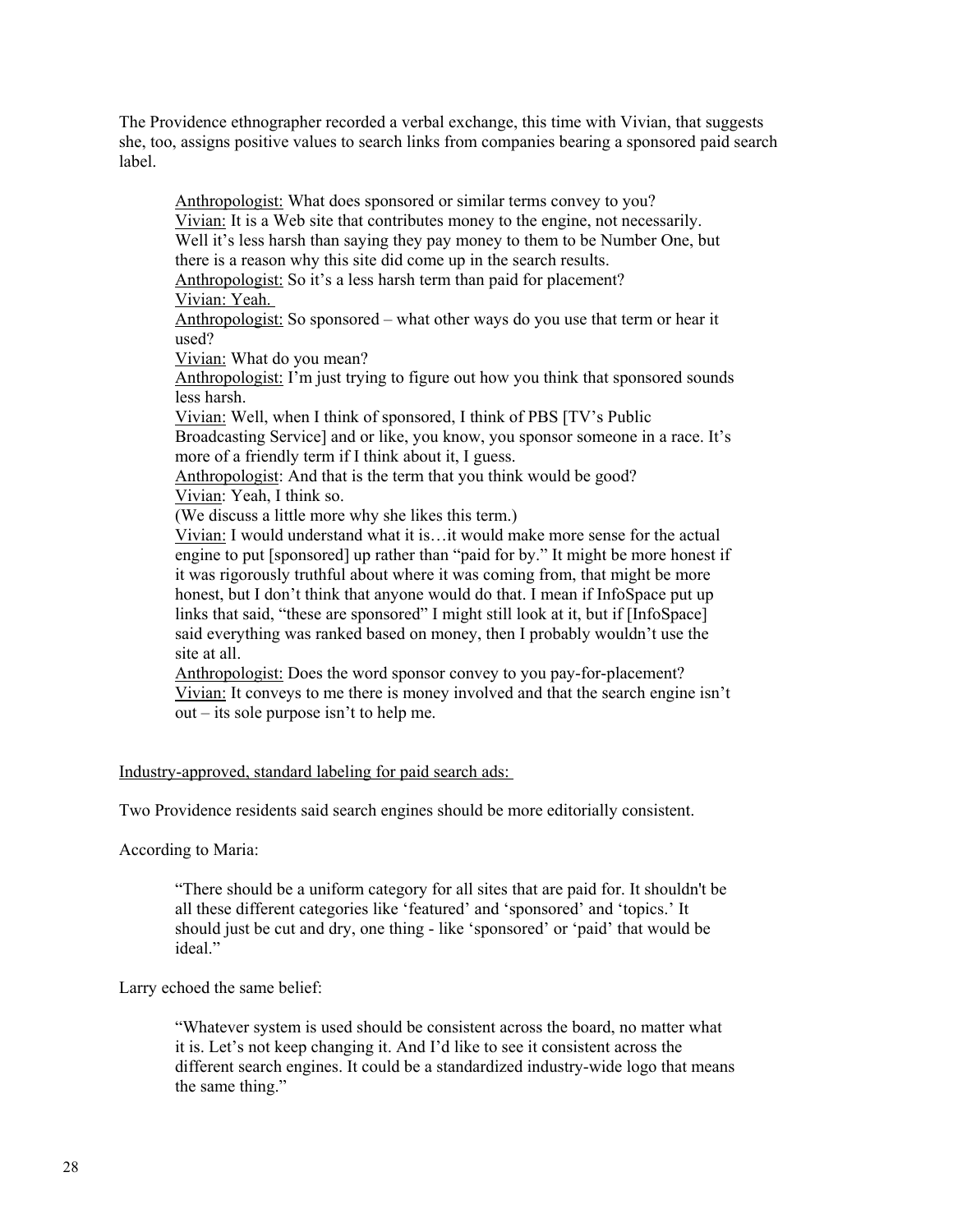The Providence ethnographer recorded a verbal exchange, this time with Vivian, that suggests she, too, assigns positive values to search links from companies bearing a sponsored paid search label.

> <u>Anthropologist:</u> What does sponsored or similar terms convey to you?
> <u>Vivian:</u> It is a Web site that contributes money to the engine, not necessarily. Well it's less harsh than saying they pay money to them to be Number One, but there is a reason why this site did come up in the search results.
> <u>Anthropologist:</u> So it's a less harsh term than paid for placement?
> <u>Vivian: Yeah.</u>
> <u>Anthropologist:</u> So sponsored – what other ways do you use that term or hear it used?
> <u>Vivian:</u> What do you mean?
> <u>Anthropologist:</u> I'm just trying to figure out how you think that sponsored sounds less harsh.
> <u>Vivian:</u> Well, when I think of sponsored, I think of PBS [TV's Public Broadcasting Service] and or like, you know, you sponsor someone in a race. It's more of a friendly term if I think about it, I guess.
> <u>Anthropologist</u>: And that is the term that you think would be good?
> <u>Vivian</u>: Yeah, I think so.
> (We discuss a little more why she likes this term.)
> <u>Vivian:</u> I would understand what it is…it would make more sense for the actual engine to put [sponsored] up rather than "paid for by." It might be more honest if it was rigorously truthful about where it was coming from, that might be more honest, but I don't think that anyone would do that. I mean if InfoSpace put up links that said, "these are sponsored" I might still look at it, but if [InfoSpace] said everything was ranked based on money, then I probably wouldn't use the site at all.
> <u>Anthropologist:</u> Does the word sponsor convey to you pay-for-placement?
> <u>Vivian:</u> It conveys to me there is money involved and that the search engine isn't out – its sole purpose isn't to help me.

<u>Industry-approved, standard labeling for paid search ads:</u>

Two Providence residents said search engines should be more editorially consistent.

According to Maria:

> "There should be a uniform category for all sites that are paid for. It shouldn't be all these different categories like 'featured' and 'sponsored' and 'topics.' It should just be cut and dry, one thing - like 'sponsored' or 'paid' that would be ideal."

Larry echoed the same belief:

> "Whatever system is used should be consistent across the board, no matter what it is. Let's not keep changing it. And I'd like to see it consistent across the different search engines. It could be a standardized industry-wide logo that means the same thing."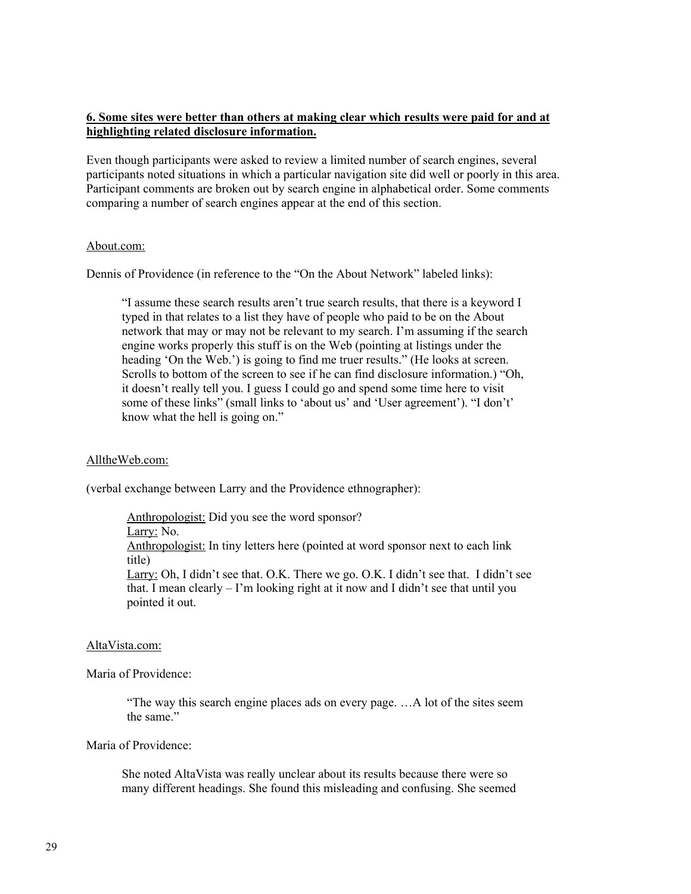**<u>6. Some sites were better than others at making clear which results were paid for and at highlighting related disclosure information.</u>**

Even though participants were asked to review a limited number of search engines, several participants noted situations in which a particular navigation site did well or poorly in this area. Participant comments are broken out by search engine in alphabetical order. Some comments comparing a number of search engines appear at the end of this section.

<u>About.com:</u>

Dennis of Providence (in reference to the "On the About Network" labeled links):

> "I assume these search results aren't true search results, that there is a keyword I typed in that relates to a list they have of people who paid to be on the About network that may or may not be relevant to my search. I'm assuming if the search engine works properly this stuff is on the Web (pointing at listings under the heading 'On the Web.') is going to find me truer results." (He looks at screen. Scrolls to bottom of the screen to see if he can find disclosure information.) "Oh, it doesn't really tell you. I guess I could go and spend some time here to visit some of these links" (small links to 'about us' and 'User agreement'). "I don't' know what the hell is going on."

<u>AlltheWeb.com:</u>

(verbal exchange between Larry and the Providence ethnographer):

> <u>Anthropologist:</u> Did you see the word sponsor?
> <u>Larry:</u> No.
> <u>Anthropologist:</u> In tiny letters here (pointed at word sponsor next to each link title)
> <u>Larry:</u> Oh, I didn't see that. O.K. There we go. O.K. I didn't see that. I didn't see that. I mean clearly – I'm looking right at it now and I didn't see that until you pointed it out.

<u>AltaVista.com:</u>

Maria of Providence:

> "The way this search engine places ads on every page. …A lot of the sites seem the same."

Maria of Providence:

> She noted AltaVista was really unclear about its results because there were so many different headings. She found this misleading and confusing. She seemed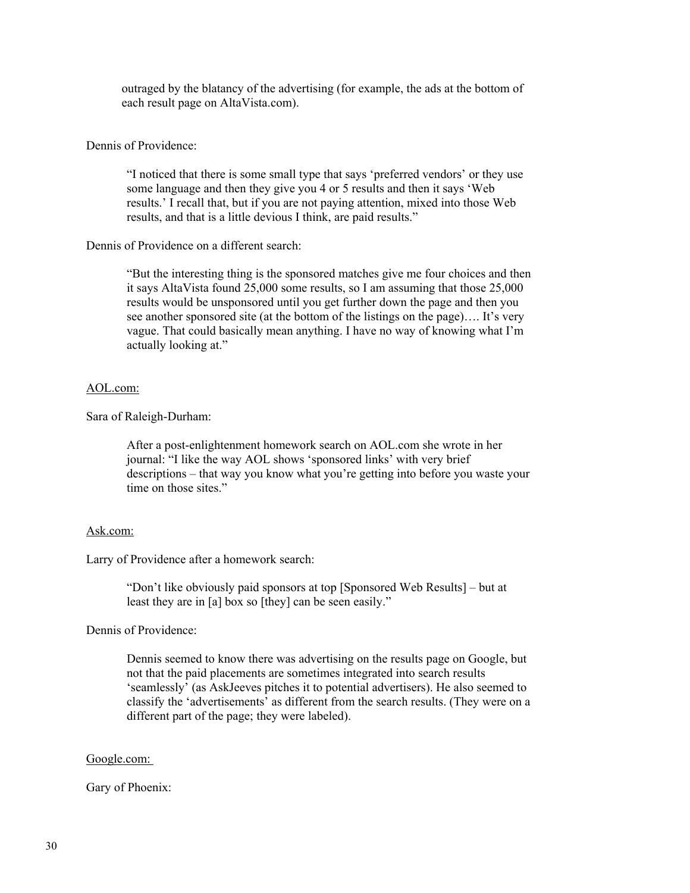outraged by the blatancy of the advertising (for example, the ads at the bottom of each result page on AltaVista.com).

Dennis of Providence:

> "I noticed that there is some small type that says 'preferred vendors' or they use some language and then they give you 4 or 5 results and then it says 'Web results.' I recall that, but if you are not paying attention, mixed into those Web results, and that is a little devious I think, are paid results."

Dennis of Providence on a different search:

> "But the interesting thing is the sponsored matches give me four choices and then it says AltaVista found 25,000 some results, so I am assuming that those 25,000 results would be unsponsored until you get further down the page and then you see another sponsored site (at the bottom of the listings on the page)…. It's very vague. That could basically mean anything. I have no way of knowing what I'm actually looking at."

<u>AOL.com:</u>

Sara of Raleigh-Durham:

> After a post-enlightenment homework search on AOL.com she wrote in her journal: "I like the way AOL shows 'sponsored links' with very brief descriptions – that way you know what you're getting into before you waste your time on those sites."

<u>Ask.com:</u>

Larry of Providence after a homework search:

> "Don't like obviously paid sponsors at top [Sponsored Web Results] – but at least they are in [a] box so [they] can be seen easily."

Dennis of Providence:

> Dennis seemed to know there was advertising on the results page on Google, but not that the paid placements are sometimes integrated into search results 'seamlessly' (as AskJeeves pitches it to potential advertisers). He also seemed to classify the 'advertisements' as different from the search results. (They were on a different part of the page; they were labeled).

<u>Google.com:</u>

Gary of Phoenix: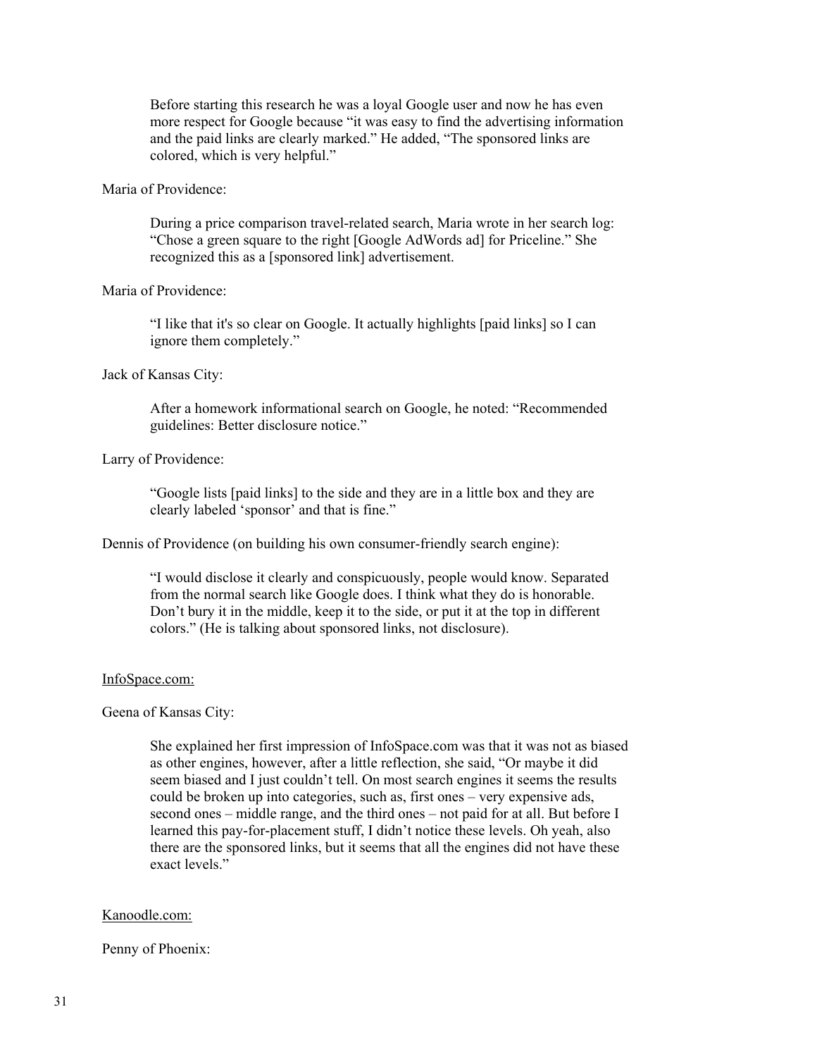Before starting this research he was a loyal Google user and now he has even more respect for Google because "it was easy to find the advertising information and the paid links are clearly marked." He added, "The sponsored links are colored, which is very helpful."

Maria of Providence:

> During a price comparison travel-related search, Maria wrote in her search log: "Chose a green square to the right [Google AdWords ad] for Priceline." She recognized this as a [sponsored link] advertisement.

Maria of Providence:

> "I like that it's so clear on Google. It actually highlights [paid links] so I can ignore them completely."

Jack of Kansas City:

> After a homework informational search on Google, he noted: "Recommended guidelines: Better disclosure notice."

Larry of Providence:

> "Google lists [paid links] to the side and they are in a little box and they are clearly labeled 'sponsor' and that is fine."

Dennis of Providence (on building his own consumer-friendly search engine):

> "I would disclose it clearly and conspicuously, people would know. Separated from the normal search like Google does. I think what they do is honorable. Don't bury it in the middle, keep it to the side, or put it at the top in different colors." (He is talking about sponsored links, not disclosure).

<u>InfoSpace.com:</u>

Geena of Kansas City:

> She explained her first impression of InfoSpace.com was that it was not as biased as other engines, however, after a little reflection, she said, "Or maybe it did seem biased and I just couldn't tell. On most search engines it seems the results could be broken up into categories, such as, first ones – very expensive ads, second ones – middle range, and the third ones – not paid for at all. But before I learned this pay-for-placement stuff, I didn't notice these levels. Oh yeah, also there are the sponsored links, but it seems that all the engines did not have these exact levels."

<u>Kanoodle.com:</u>

Penny of Phoenix: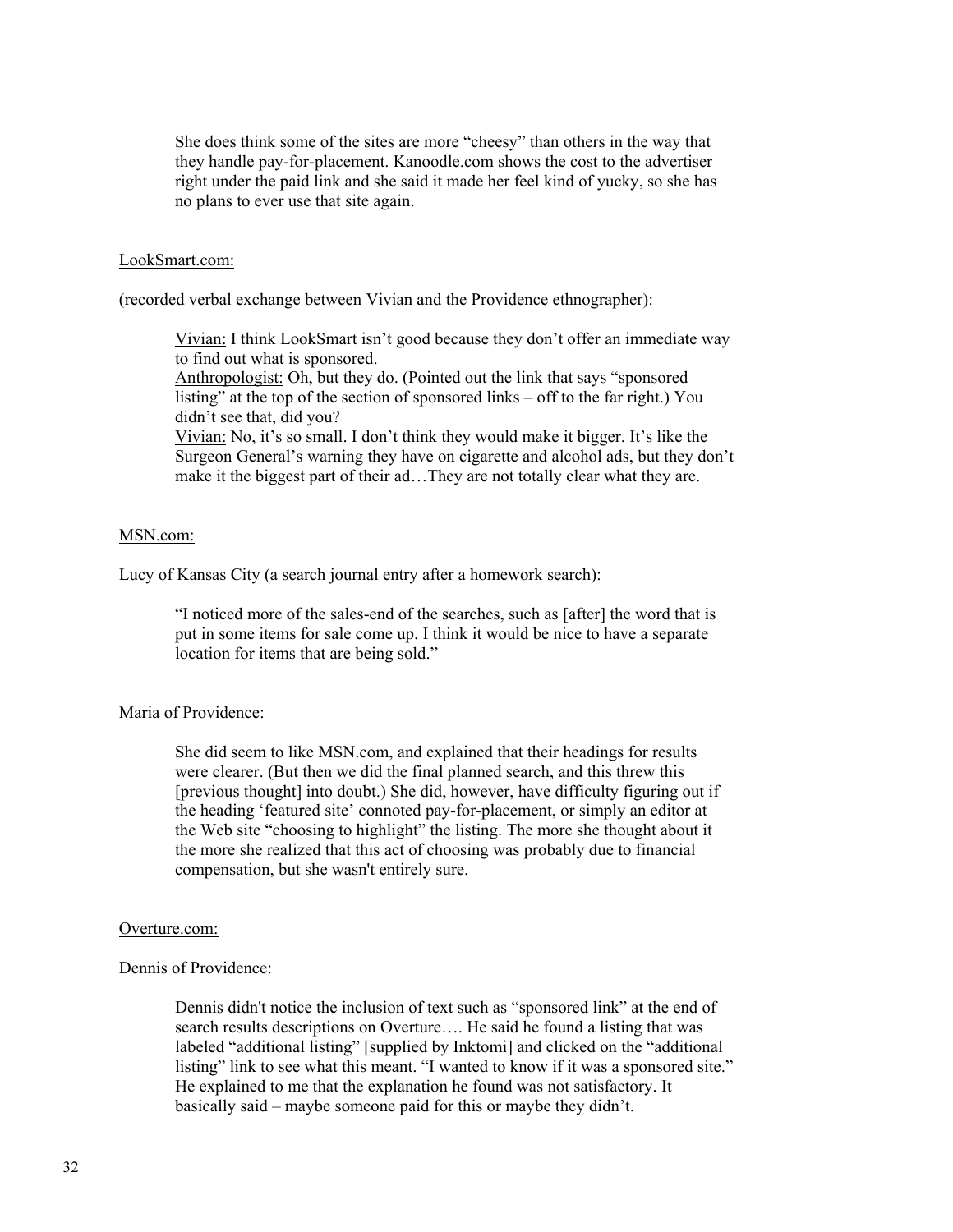> She does think some of the sites are more "cheesy" than others in the way that they handle pay-for-placement. Kanoodle.com shows the cost to the advertiser right under the paid link and she said it made her feel kind of yucky, so she has no plans to ever use that site again.

<u>LookSmart.com:</u>

(recorded verbal exchange between Vivian and the Providence ethnographer):

> <u>Vivian:</u> I think LookSmart isn't good because they don't offer an immediate way to find out what is sponsored.
> <u>Anthropologist:</u> Oh, but they do. (Pointed out the link that says "sponsored listing" at the top of the section of sponsored links – off to the far right.) You didn't see that, did you?
> <u>Vivian:</u> No, it's so small. I don't think they would make it bigger. It's like the Surgeon General's warning they have on cigarette and alcohol ads, but they don't make it the biggest part of their ad…They are not totally clear what they are.

<u>MSN.com:</u>

Lucy of Kansas City (a search journal entry after a homework search):

> "I noticed more of the sales-end of the searches, such as [after] the word that is put in some items for sale come up. I think it would be nice to have a separate location for items that are being sold."

Maria of Providence:

> She did seem to like MSN.com, and explained that their headings for results were clearer. (But then we did the final planned search, and this threw this [previous thought] into doubt.) She did, however, have difficulty figuring out if the heading 'featured site' connoted pay-for-placement, or simply an editor at the Web site "choosing to highlight" the listing. The more she thought about it the more she realized that this act of choosing was probably due to financial compensation, but she wasn't entirely sure.

<u>Overture.com:</u>

Dennis of Providence:

> Dennis didn't notice the inclusion of text such as "sponsored link" at the end of search results descriptions on Overture…. He said he found a listing that was labeled "additional listing" [supplied by Inktomi] and clicked on the "additional listing" link to see what this meant. "I wanted to know if it was a sponsored site." He explained to me that the explanation he found was not satisfactory. It basically said – maybe someone paid for this or maybe they didn't.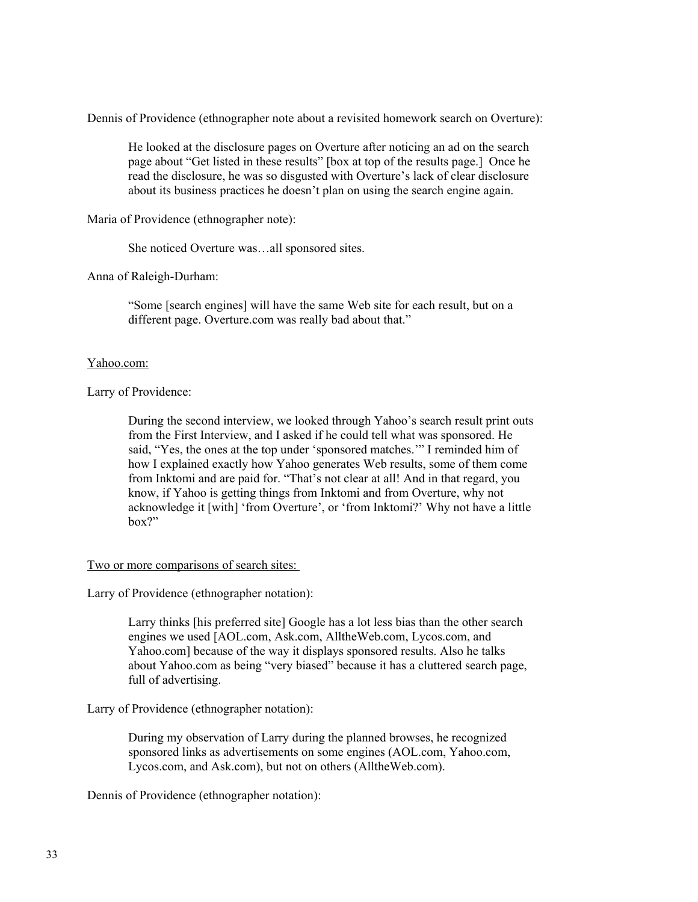Dennis of Providence (ethnographer note about a revisited homework search on Overture):

> He looked at the disclosure pages on Overture after noticing an ad on the search page about "Get listed in these results" [box at top of the results page.] Once he read the disclosure, he was so disgusted with Overture's lack of clear disclosure about its business practices he doesn't plan on using the search engine again.

Maria of Providence (ethnographer note):

> She noticed Overture was…all sponsored sites.

Anna of Raleigh-Durham:

> "Some [search engines] will have the same Web site for each result, but on a different page. Overture.com was really bad about that."

<u>Yahoo.com:</u>

Larry of Providence:

> During the second interview, we looked through Yahoo's search result print outs from the First Interview, and I asked if he could tell what was sponsored. He said, "Yes, the ones at the top under 'sponsored matches.'" I reminded him of how I explained exactly how Yahoo generates Web results, some of them come from Inktomi and are paid for. "That's not clear at all! And in that regard, you know, if Yahoo is getting things from Inktomi and from Overture, why not acknowledge it [with] 'from Overture', or 'from Inktomi?' Why not have a little box?"

<u>Two or more comparisons of search sites:</u>

Larry of Providence (ethnographer notation):

> Larry thinks [his preferred site] Google has a lot less bias than the other search engines we used [AOL.com, Ask.com, AlltheWeb.com, Lycos.com, and Yahoo.com] because of the way it displays sponsored results. Also he talks about Yahoo.com as being "very biased" because it has a cluttered search page, full of advertising.

Larry of Providence (ethnographer notation):

> During my observation of Larry during the planned browses, he recognized sponsored links as advertisements on some engines (AOL.com, Yahoo.com, Lycos.com, and Ask.com), but not on others (AlltheWeb.com).

Dennis of Providence (ethnographer notation):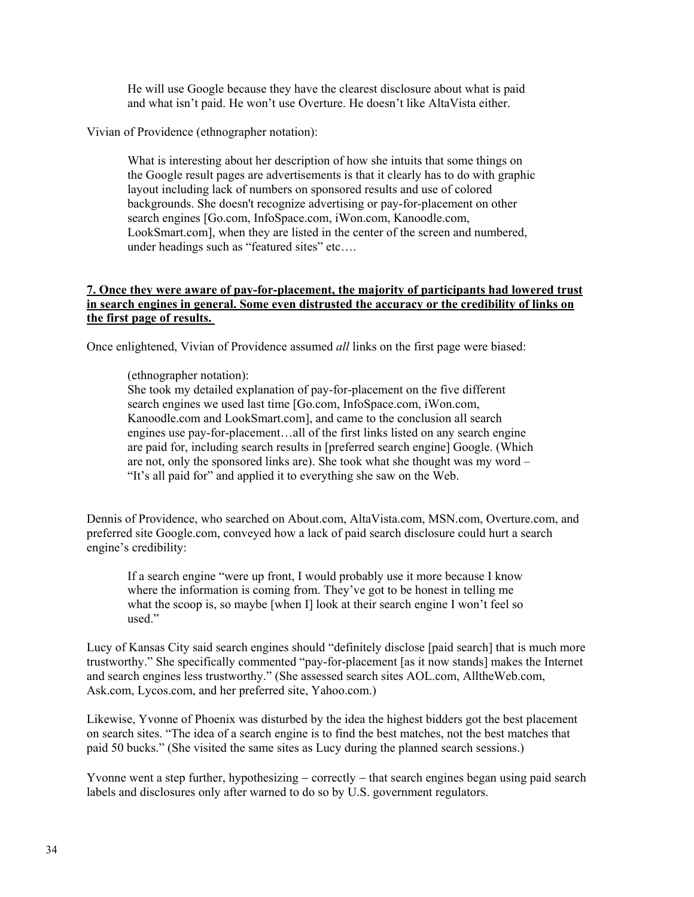> He will use Google because they have the clearest disclosure about what is paid and what isn't paid. He won't use Overture. He doesn't like AltaVista either.

Vivian of Providence (ethnographer notation):

> What is interesting about her description of how she intuits that some things on the Google result pages are advertisements is that it clearly has to do with graphic layout including lack of numbers on sponsored results and use of colored backgrounds. She doesn't recognize advertising or pay-for-placement on other search engines [Go.com, InfoSpace.com, iWon.com, Kanoodle.com, LookSmart.com], when they are listed in the center of the screen and numbered, under headings such as "featured sites" etc….

### **7. Once they were aware of pay-for-placement, the majority of participants had lowered trust in search engines in general. Some even distrusted the accuracy or the credibility of links on the first page of results.**

Once enlightened, Vivian of Providence assumed *all* links on the first page were biased:

> (ethnographer notation):
> She took my detailed explanation of pay-for-placement on the five different search engines we used last time [Go.com, InfoSpace.com, iWon.com, Kanoodle.com and LookSmart.com], and came to the conclusion all search engines use pay-for-placement…all of the first links listed on any search engine are paid for, including search results in [preferred search engine] Google. (Which are not, only the sponsored links are). She took what she thought was my word – "It's all paid for" and applied it to everything she saw on the Web.

Dennis of Providence, who searched on About.com, AltaVista.com, MSN.com, Overture.com, and preferred site Google.com, conveyed how a lack of paid search disclosure could hurt a search engine's credibility:

> If a search engine "were up front, I would probably use it more because I know where the information is coming from. They've got to be honest in telling me what the scoop is, so maybe [when I] look at their search engine I won't feel so used."

Lucy of Kansas City said search engines should "definitely disclose [paid search] that is much more trustworthy." She specifically commented "pay-for-placement [as it now stands] makes the Internet and search engines less trustworthy." (She assessed search sites AOL.com, AlltheWeb.com, Ask.com, Lycos.com, and her preferred site, Yahoo.com.)

Likewise, Yvonne of Phoenix was disturbed by the idea the highest bidders got the best placement on search sites. "The idea of a search engine is to find the best matches, not the best matches that paid 50 bucks." (She visited the same sites as Lucy during the planned search sessions.)

Yvonne went a step further, hypothesizing – correctly – that search engines began using paid search labels and disclosures only after warned to do so by U.S. government regulators.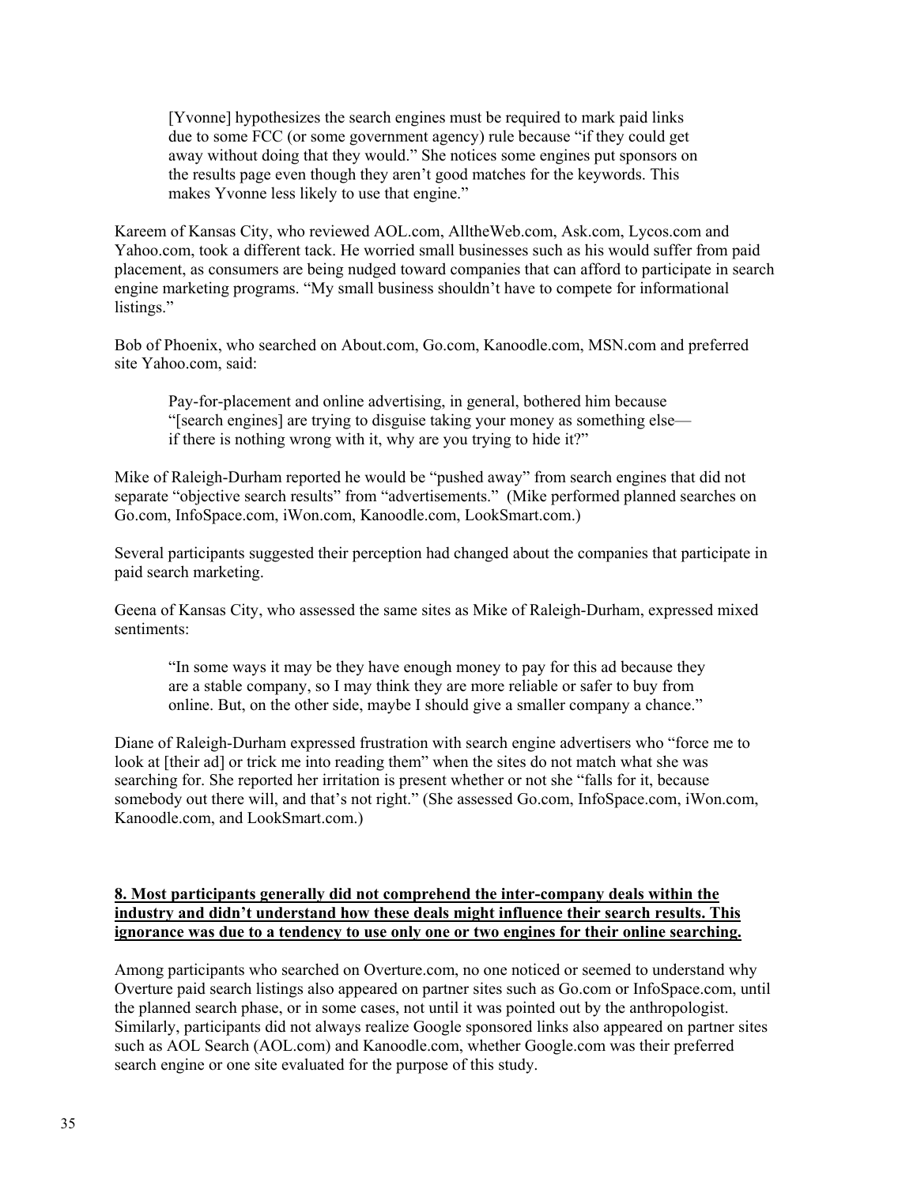> [Yvonne] hypothesizes the search engines must be required to mark paid links due to some FCC (or some government agency) rule because "if they could get away without doing that they would." She notices some engines put sponsors on the results page even though they aren't good matches for the keywords. This makes Yvonne less likely to use that engine."

Kareem of Kansas City, who reviewed AOL.com, AlltheWeb.com, Ask.com, Lycos.com and Yahoo.com, took a different tack. He worried small businesses such as his would suffer from paid placement, as consumers are being nudged toward companies that can afford to participate in search engine marketing programs. "My small business shouldn't have to compete for informational listings."

Bob of Phoenix, who searched on About.com, Go.com, Kanoodle.com, MSN.com and preferred site Yahoo.com, said:

> Pay-for-placement and online advertising, in general, bothered him because "[search engines] are trying to disguise taking your money as something else—if there is nothing wrong with it, why are you trying to hide it?"

Mike of Raleigh-Durham reported he would be "pushed away" from search engines that did not separate "objective search results" from "advertisements." (Mike performed planned searches on Go.com, InfoSpace.com, iWon.com, Kanoodle.com, LookSmart.com.)

Several participants suggested their perception had changed about the companies that participate in paid search marketing.

Geena of Kansas City, who assessed the same sites as Mike of Raleigh-Durham, expressed mixed sentiments:

> "In some ways it may be they have enough money to pay for this ad because they are a stable company, so I may think they are more reliable or safer to buy from online. But, on the other side, maybe I should give a smaller company a chance."

Diane of Raleigh-Durham expressed frustration with search engine advertisers who "force me to look at [their ad] or trick me into reading them" when the sites do not match what she was searching for. She reported her irritation is present whether or not she "falls for it, because somebody out there will, and that's not right." (She assessed Go.com, InfoSpace.com, iWon.com, Kanoodle.com, and LookSmart.com.)

**8. Most participants generally did not comprehend the inter-company deals within the industry and didn't understand how these deals might influence their search results. This ignorance was due to a tendency to use only one or two engines for their online searching.**

Among participants who searched on Overture.com, no one noticed or seemed to understand why Overture paid search listings also appeared on partner sites such as Go.com or InfoSpace.com, until the planned search phase, or in some cases, not until it was pointed out by the anthropologist. Similarly, participants did not always realize Google sponsored links also appeared on partner sites such as AOL Search (AOL.com) and Kanoodle.com, whether Google.com was their preferred search engine or one site evaluated for the purpose of this study.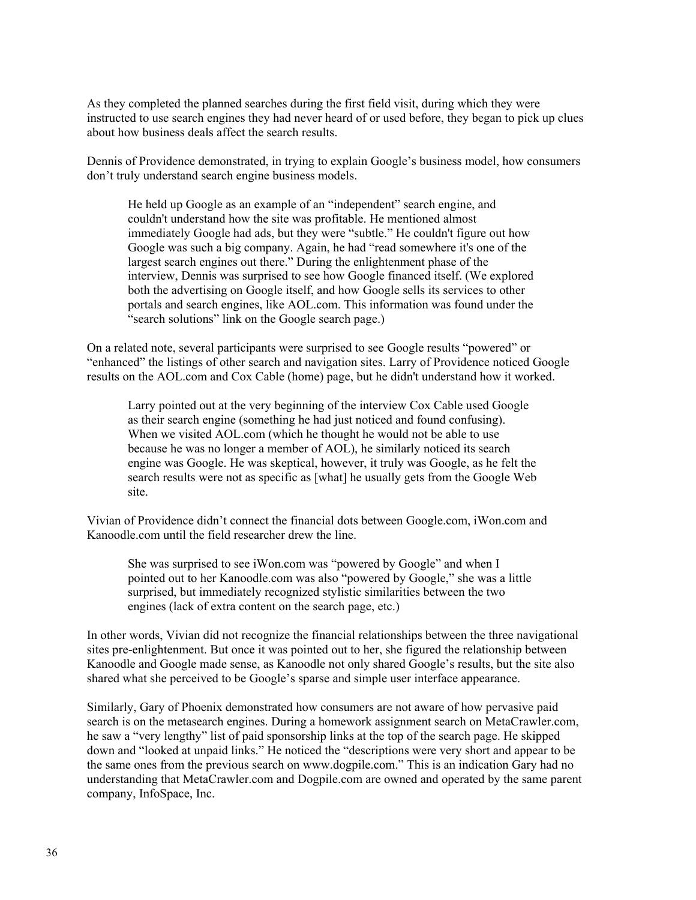As they completed the planned searches during the first field visit, during which they were instructed to use search engines they had never heard of or used before, they began to pick up clues about how business deals affect the search results.

Dennis of Providence demonstrated, in trying to explain Google's business model, how consumers don't truly understand search engine business models.

> He held up Google as an example of an "independent" search engine, and couldn't understand how the site was profitable. He mentioned almost immediately Google had ads, but they were "subtle." He couldn't figure out how Google was such a big company. Again, he had "read somewhere it's one of the largest search engines out there." During the enlightenment phase of the interview, Dennis was surprised to see how Google financed itself. (We explored both the advertising on Google itself, and how Google sells its services to other portals and search engines, like AOL.com. This information was found under the "search solutions" link on the Google search page.)

On a related note, several participants were surprised to see Google results "powered" or "enhanced" the listings of other search and navigation sites. Larry of Providence noticed Google results on the AOL.com and Cox Cable (home) page, but he didn't understand how it worked.

> Larry pointed out at the very beginning of the interview Cox Cable used Google as their search engine (something he had just noticed and found confusing). When we visited AOL.com (which he thought he would not be able to use because he was no longer a member of AOL), he similarly noticed its search engine was Google. He was skeptical, however, it truly was Google, as he felt the search results were not as specific as [what] he usually gets from the Google Web site.

Vivian of Providence didn't connect the financial dots between Google.com, iWon.com and Kanoodle.com until the field researcher drew the line.

> She was surprised to see iWon.com was "powered by Google" and when I pointed out to her Kanoodle.com was also "powered by Google," she was a little surprised, but immediately recognized stylistic similarities between the two engines (lack of extra content on the search page, etc.)

In other words, Vivian did not recognize the financial relationships between the three navigational sites pre-enlightenment. But once it was pointed out to her, she figured the relationship between Kanoodle and Google made sense, as Kanoodle not only shared Google's results, but the site also shared what she perceived to be Google's sparse and simple user interface appearance.

Similarly, Gary of Phoenix demonstrated how consumers are not aware of how pervasive paid search is on the metasearch engines. During a homework assignment search on MetaCrawler.com, he saw a "very lengthy" list of paid sponsorship links at the top of the search page. He skipped down and "looked at unpaid links." He noticed the "descriptions were very short and appear to be the same ones from the previous search on www.dogpile.com." This is an indication Gary had no understanding that MetaCrawler.com and Dogpile.com are owned and operated by the same parent company, InfoSpace, Inc.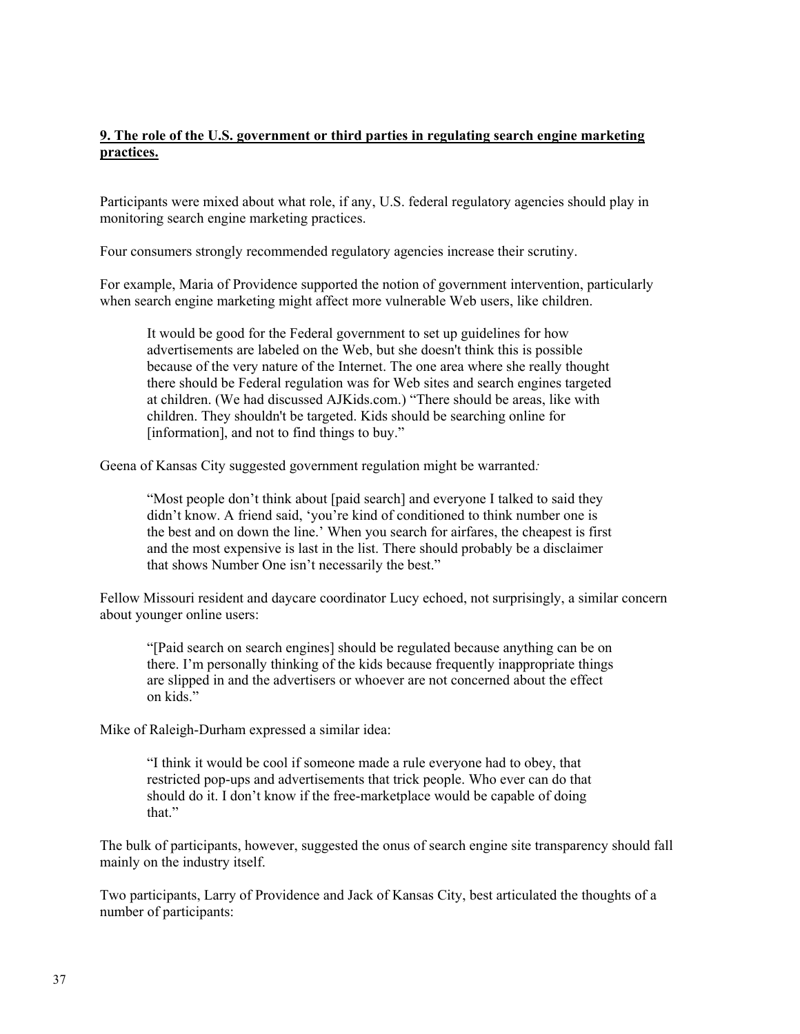**9. The role of the U.S. government or third parties in regulating search engine marketing practices.**

Participants were mixed about what role, if any, U.S. federal regulatory agencies should play in monitoring search engine marketing practices.

Four consumers strongly recommended regulatory agencies increase their scrutiny.

For example, Maria of Providence supported the notion of government intervention, particularly when search engine marketing might affect more vulnerable Web users, like children.

> It would be good for the Federal government to set up guidelines for how advertisements are labeled on the Web, but she doesn't think this is possible because of the very nature of the Internet. The one area where she really thought there should be Federal regulation was for Web sites and search engines targeted at children. (We had discussed AJKids.com.) “There should be areas, like with children. They shouldn't be targeted. Kids should be searching online for [information], and not to find things to buy.”

Geena of Kansas City suggested government regulation might be warranted*:*

> “Most people don’t think about [paid search] and everyone I talked to said they didn’t know. A friend said, ‘you’re kind of conditioned to think number one is the best and on down the line.’ When you search for airfares, the cheapest is first and the most expensive is last in the list. There should probably be a disclaimer that shows Number One isn’t necessarily the best.”

Fellow Missouri resident and daycare coordinator Lucy echoed, not surprisingly, a similar concern about younger online users:

> “[Paid search on search engines] should be regulated because anything can be on there. I’m personally thinking of the kids because frequently inappropriate things are slipped in and the advertisers or whoever are not concerned about the effect on kids.”

Mike of Raleigh-Durham expressed a similar idea:

> “I think it would be cool if someone made a rule everyone had to obey, that restricted pop-ups and advertisements that trick people. Who ever can do that should do it. I don’t know if the free-marketplace would be capable of doing that.”

The bulk of participants, however, suggested the onus of search engine site transparency should fall mainly on the industry itself.

Two participants, Larry of Providence and Jack of Kansas City, best articulated the thoughts of a number of participants: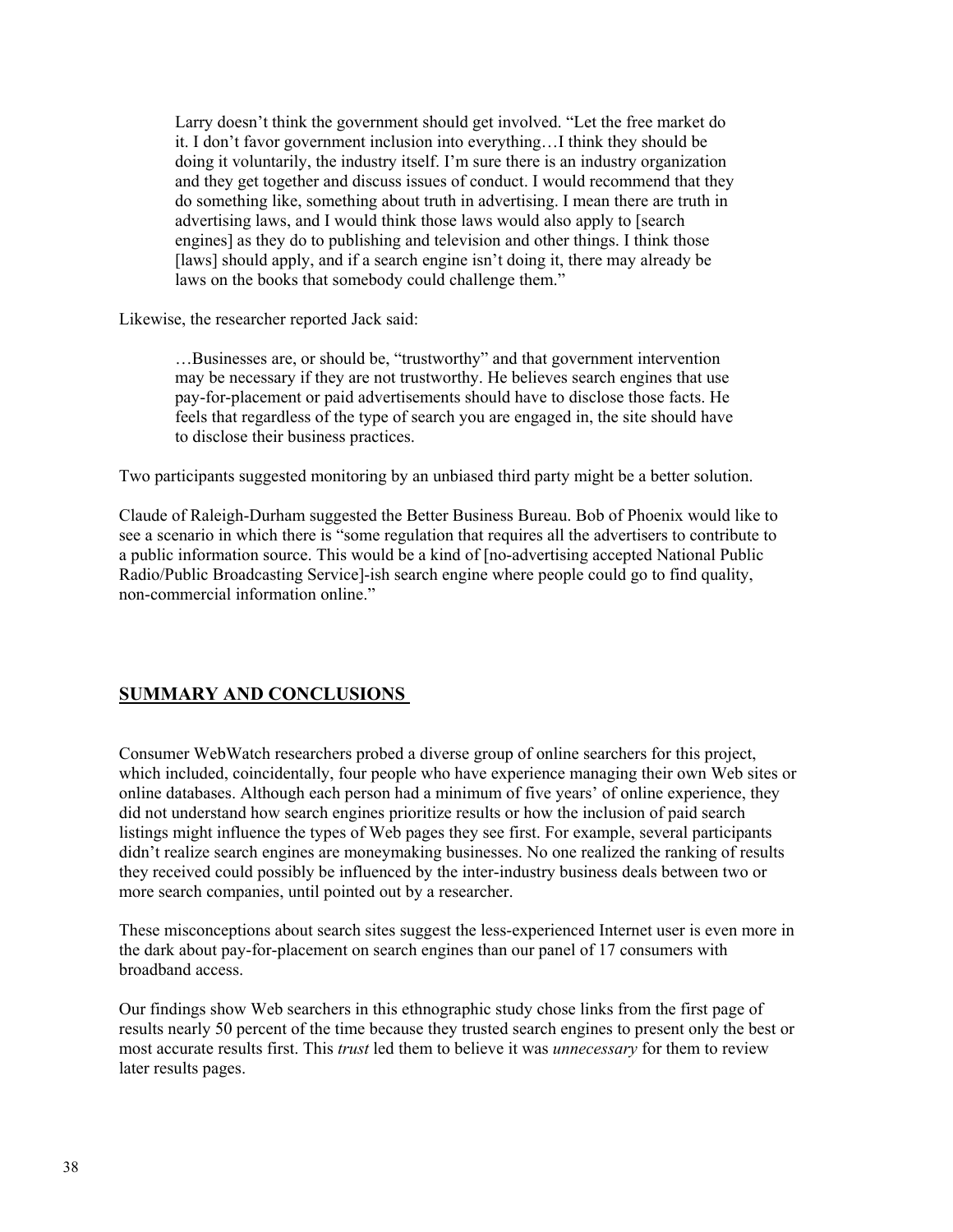> Larry doesn't think the government should get involved. "Let the free market do it. I don't favor government inclusion into everything…I think they should be doing it voluntarily, the industry itself. I'm sure there is an industry organization and they get together and discuss issues of conduct. I would recommend that they do something like, something about truth in advertising. I mean there are truth in advertising laws, and I would think those laws would also apply to [search engines] as they do to publishing and television and other things. I think those [laws] should apply, and if a search engine isn't doing it, there may already be laws on the books that somebody could challenge them."

Likewise, the researcher reported Jack said:

> …Businesses are, or should be, "trustworthy" and that government intervention may be necessary if they are not trustworthy. He believes search engines that use pay-for-placement or paid advertisements should have to disclose those facts. He feels that regardless of the type of search you are engaged in, the site should have to disclose their business practices.

Two participants suggested monitoring by an unbiased third party might be a better solution.

Claude of Raleigh-Durham suggested the Better Business Bureau. Bob of Phoenix would like to see a scenario in which there is "some regulation that requires all the advertisers to contribute to a public information source. This would be a kind of [no-advertising accepted National Public Radio/Public Broadcasting Service]-ish search engine where people could go to find quality, non-commercial information online."

## SUMMARY AND CONCLUSIONS

Consumer WebWatch researchers probed a diverse group of online searchers for this project, which included, coincidentally, four people who have experience managing their own Web sites or online databases. Although each person had a minimum of five years' of online experience, they did not understand how search engines prioritize results or how the inclusion of paid search listings might influence the types of Web pages they see first. For example, several participants didn't realize search engines are moneymaking businesses. No one realized the ranking of results they received could possibly be influenced by the inter-industry business deals between two or more search companies, until pointed out by a researcher.

These misconceptions about search sites suggest the less-experienced Internet user is even more in the dark about pay-for-placement on search engines than our panel of 17 consumers with broadband access.

Our findings show Web searchers in this ethnographic study chose links from the first page of results nearly 50 percent of the time because they trusted search engines to present only the best or most accurate results first. This *trust* led them to believe it was *unnecessary* for them to review later results pages.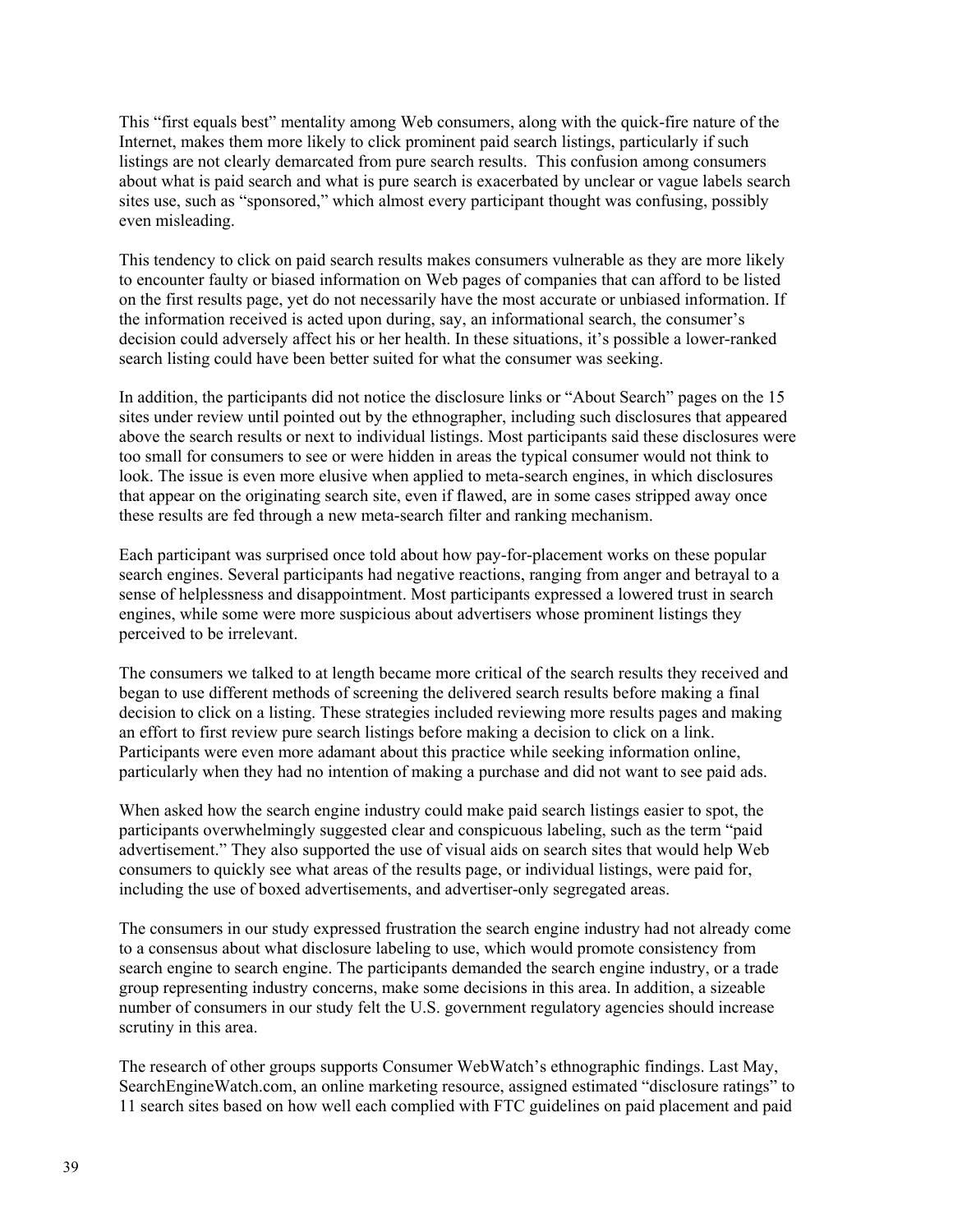This "first equals best" mentality among Web consumers, along with the quick-fire nature of the Internet, makes them more likely to click prominent paid search listings, particularly if such listings are not clearly demarcated from pure search results. This confusion among consumers about what is paid search and what is pure search is exacerbated by unclear or vague labels search sites use, such as "sponsored," which almost every participant thought was confusing, possibly even misleading.

This tendency to click on paid search results makes consumers vulnerable as they are more likely to encounter faulty or biased information on Web pages of companies that can afford to be listed on the first results page, yet do not necessarily have the most accurate or unbiased information. If the information received is acted upon during, say, an informational search, the consumer's decision could adversely affect his or her health. In these situations, it's possible a lower-ranked search listing could have been better suited for what the consumer was seeking.

In addition, the participants did not notice the disclosure links or "About Search" pages on the 15 sites under review until pointed out by the ethnographer, including such disclosures that appeared above the search results or next to individual listings. Most participants said these disclosures were too small for consumers to see or were hidden in areas the typical consumer would not think to look. The issue is even more elusive when applied to meta-search engines, in which disclosures that appear on the originating search site, even if flawed, are in some cases stripped away once these results are fed through a new meta-search filter and ranking mechanism.

Each participant was surprised once told about how pay-for-placement works on these popular search engines. Several participants had negative reactions, ranging from anger and betrayal to a sense of helplessness and disappointment. Most participants expressed a lowered trust in search engines, while some were more suspicious about advertisers whose prominent listings they perceived to be irrelevant.

The consumers we talked to at length became more critical of the search results they received and began to use different methods of screening the delivered search results before making a final decision to click on a listing. These strategies included reviewing more results pages and making an effort to first review pure search listings before making a decision to click on a link. Participants were even more adamant about this practice while seeking information online, particularly when they had no intention of making a purchase and did not want to see paid ads.

When asked how the search engine industry could make paid search listings easier to spot, the participants overwhelmingly suggested clear and conspicuous labeling, such as the term "paid advertisement." They also supported the use of visual aids on search sites that would help Web consumers to quickly see what areas of the results page, or individual listings, were paid for, including the use of boxed advertisements, and advertiser-only segregated areas.

The consumers in our study expressed frustration the search engine industry had not already come to a consensus about what disclosure labeling to use, which would promote consistency from search engine to search engine. The participants demanded the search engine industry, or a trade group representing industry concerns, make some decisions in this area. In addition, a sizeable number of consumers in our study felt the U.S. government regulatory agencies should increase scrutiny in this area.

The research of other groups supports Consumer WebWatch's ethnographic findings. Last May, SearchEngineWatch.com, an online marketing resource, assigned estimated "disclosure ratings" to 11 search sites based on how well each complied with FTC guidelines on paid placement and paid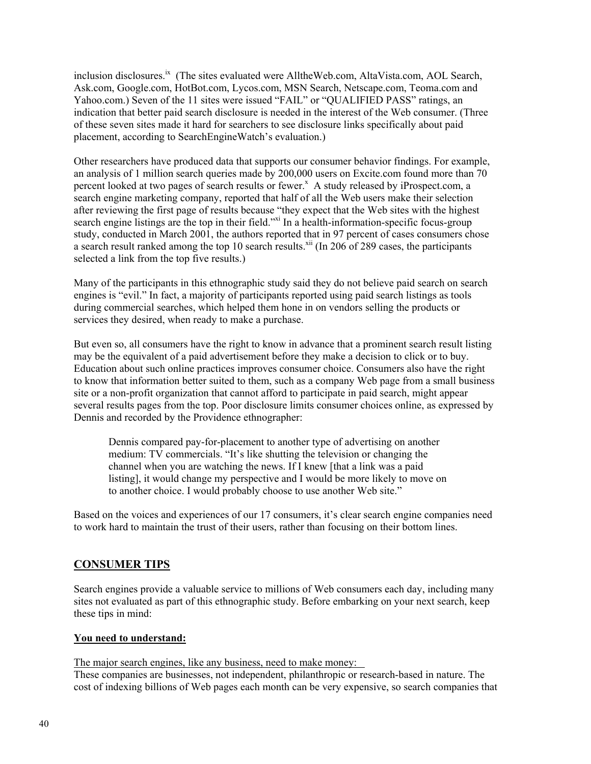inclusion disclosures.[ix] (The sites evaluated were AlltheWeb.com, AltaVista.com, AOL Search, Ask.com, Google.com, HotBot.com, Lycos.com, MSN Search, Netscape.com, Teoma.com and Yahoo.com.) Seven of the 11 sites were issued "FAIL" or "QUALIFIED PASS" ratings, an indication that better paid search disclosure is needed in the interest of the Web consumer. (Three of these seven sites made it hard for searchers to see disclosure links specifically about paid placement, according to SearchEngineWatch's evaluation.)

Other researchers have produced data that supports our consumer behavior findings. For example, an analysis of 1 million search queries made by 200,000 users on Excite.com found more than 70 percent looked at two pages of search results or fewer.[x] A study released by iProspect.com, a search engine marketing company, reported that half of all the Web users make their selection after reviewing the first page of results because "they expect that the Web sites with the highest search engine listings are the top in their field."[xi] In a health-information-specific focus-group study, conducted in March 2001, the authors reported that in 97 percent of cases consumers chose a search result ranked among the top 10 search results.[xii] (In 206 of 289 cases, the participants selected a link from the top five results.)

Many of the participants in this ethnographic study said they do not believe paid search on search engines is "evil." In fact, a majority of participants reported using paid search listings as tools during commercial searches, which helped them hone in on vendors selling the products or services they desired, when ready to make a purchase.

But even so, all consumers have the right to know in advance that a prominent search result listing may be the equivalent of a paid advertisement before they make a decision to click or to buy. Education about such online practices improves consumer choice. Consumers also have the right to know that information better suited to them, such as a company Web page from a small business site or a non-profit organization that cannot afford to participate in paid search, might appear several results pages from the top. Poor disclosure limits consumer choices online, as expressed by Dennis and recorded by the Providence ethnographer:

> Dennis compared pay-for-placement to another type of advertising on another medium: TV commercials. "It's like shutting the television or changing the channel when you are watching the news. If I knew [that a link was a paid listing], it would change my perspective and I would be more likely to move on to another choice. I would probably choose to use another Web site."

Based on the voices and experiences of our 17 consumers, it's clear search engine companies need to work hard to maintain the trust of their users, rather than focusing on their bottom lines.

## CONSUMER TIPS

Search engines provide a valuable service to millions of Web consumers each day, including many sites not evaluated as part of this ethnographic study. Before embarking on your next search, keep these tips in mind:

**You need to understand:**

The major search engines, like any business, need to make money:

These companies are businesses, not independent, philanthropic or research-based in nature. The cost of indexing billions of Web pages each month can be very expensive, so search companies that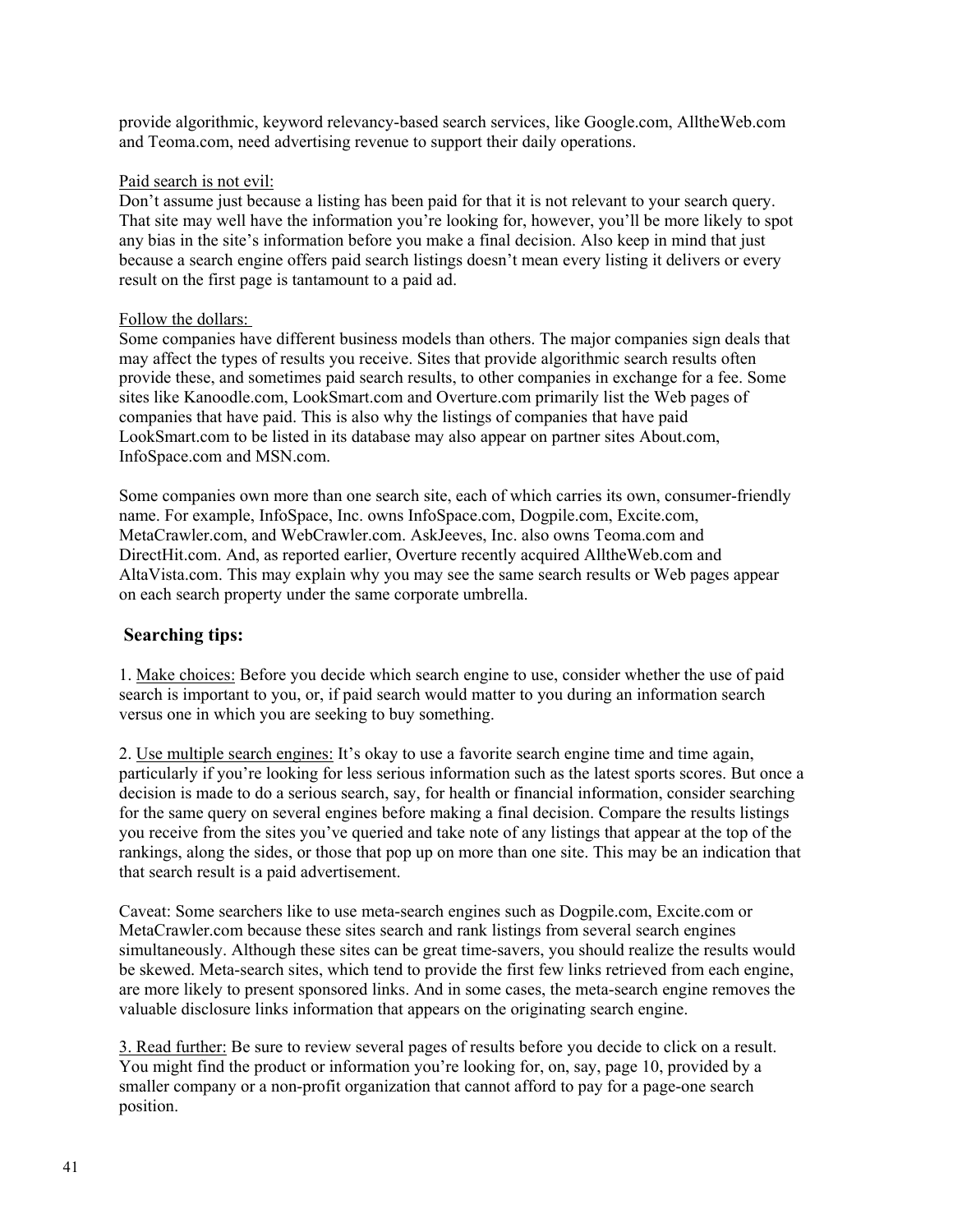provide algorithmic, keyword relevancy-based search services, like Google.com, AlltheWeb.com and Teoma.com, need advertising revenue to support their daily operations.

Paid search is not evil:

Don't assume just because a listing has been paid for that it is not relevant to your search query. That site may well have the information you're looking for, however, you'll be more likely to spot any bias in the site's information before you make a final decision. Also keep in mind that just because a search engine offers paid search listings doesn't mean every listing it delivers or every result on the first page is tantamount to a paid ad.

Follow the dollars:

Some companies have different business models than others. The major companies sign deals that may affect the types of results you receive. Sites that provide algorithmic search results often provide these, and sometimes paid search results, to other companies in exchange for a fee. Some sites like Kanoodle.com, LookSmart.com and Overture.com primarily list the Web pages of companies that have paid. This is also why the listings of companies that have paid LookSmart.com to be listed in its database may also appear on partner sites About.com, InfoSpace.com and MSN.com.

Some companies own more than one search site, each of which carries its own, consumer-friendly name. For example, InfoSpace, Inc. owns InfoSpace.com, Dogpile.com, Excite.com, MetaCrawler.com, and WebCrawler.com. AskJeeves, Inc. also owns Teoma.com and DirectHit.com. And, as reported earlier, Overture recently acquired AlltheWeb.com and AltaVista.com. This may explain why you may see the same search results or Web pages appear on each search property under the same corporate umbrella.

## Searching tips:

1. Make choices: Before you decide which search engine to use, consider whether the use of paid search is important to you, or, if paid search would matter to you during an information search versus one in which you are seeking to buy something.

2. Use multiple search engines: It's okay to use a favorite search engine time and time again, particularly if you're looking for less serious information such as the latest sports scores. But once a decision is made to do a serious search, say, for health or financial information, consider searching for the same query on several engines before making a final decision. Compare the results listings you receive from the sites you've queried and take note of any listings that appear at the top of the rankings, along the sides, or those that pop up on more than one site. This may be an indication that that search result is a paid advertisement.

Caveat: Some searchers like to use meta-search engines such as Dogpile.com, Excite.com or MetaCrawler.com because these sites search and rank listings from several search engines simultaneously. Although these sites can be great time-savers, you should realize the results would be skewed. Meta-search sites, which tend to provide the first few links retrieved from each engine, are more likely to present sponsored links. And in some cases, the meta-search engine removes the valuable disclosure links information that appears on the originating search engine.

3. Read further: Be sure to review several pages of results before you decide to click on a result. You might find the product or information you're looking for, on, say, page 10, provided by a smaller company or a non-profit organization that cannot afford to pay for a page-one search position.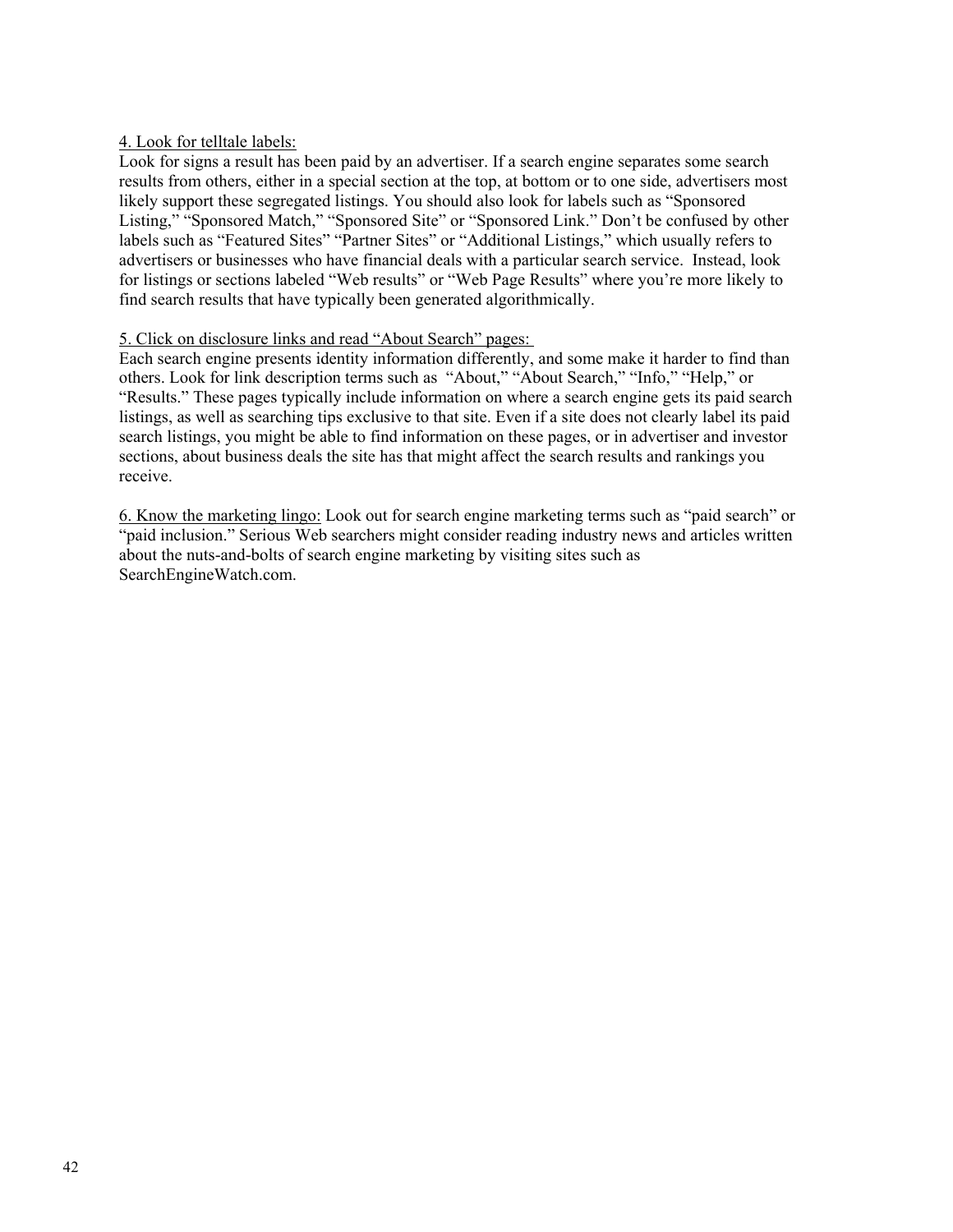4. Look for telltale labels:

Look for signs a result has been paid by an advertiser. If a search engine separates some search results from others, either in a special section at the top, at bottom or to one side, advertisers most likely support these segregated listings. You should also look for labels such as "Sponsored Listing," "Sponsored Match," "Sponsored Site" or "Sponsored Link." Don't be confused by other labels such as "Featured Sites" "Partner Sites" or "Additional Listings," which usually refers to advertisers or businesses who have financial deals with a particular search service. Instead, look for listings or sections labeled "Web results" or "Web Page Results" where you're more likely to find search results that have typically been generated algorithmically.

5. Click on disclosure links and read "About Search" pages:

Each search engine presents identity information differently, and some make it harder to find than others. Look for link description terms such as "About," "About Search," "Info," "Help," or "Results." These pages typically include information on where a search engine gets its paid search listings, as well as searching tips exclusive to that site. Even if a site does not clearly label its paid search listings, you might be able to find information on these pages, or in advertiser and investor sections, about business deals the site has that might affect the search results and rankings you receive.

6. Know the marketing lingo: Look out for search engine marketing terms such as "paid search" or "paid inclusion." Serious Web searchers might consider reading industry news and articles written about the nuts-and-bolts of search engine marketing by visiting sites such as SearchEngineWatch.com.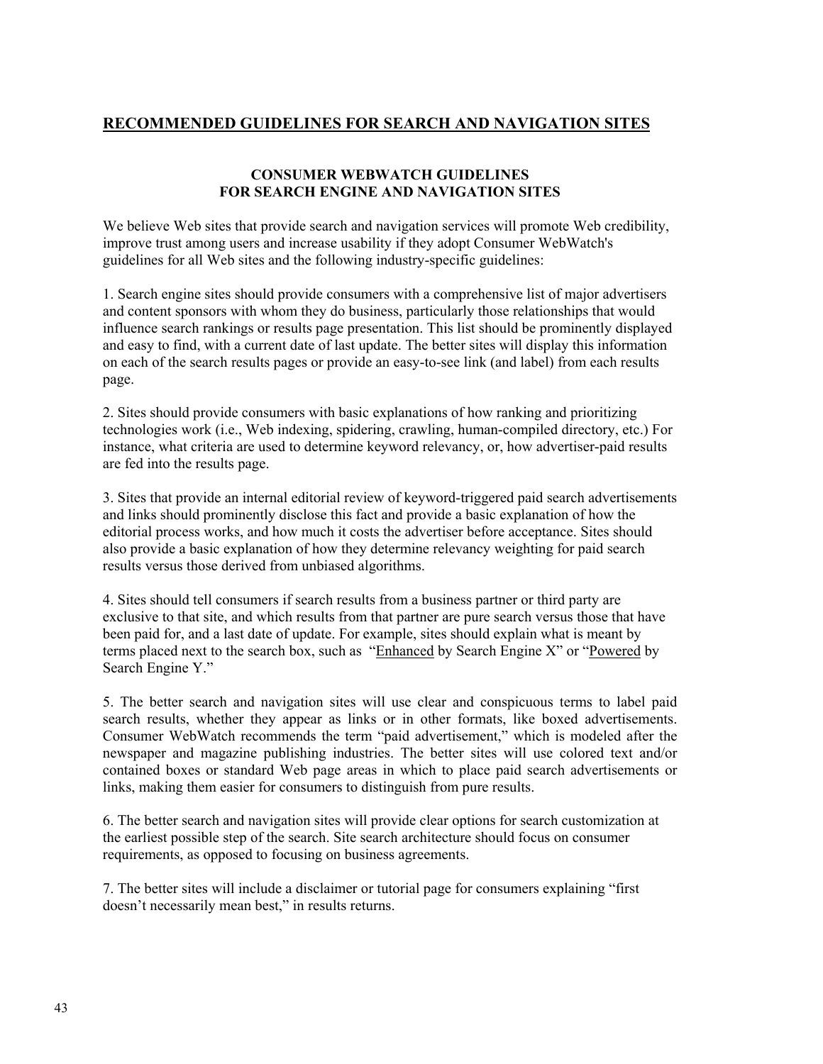## RECOMMENDED GUIDELINES FOR SEARCH AND NAVIGATION SITES

### CONSUMER WEBWATCH GUIDELINES FOR SEARCH ENGINE AND NAVIGATION SITES

We believe Web sites that provide search and navigation services will promote Web credibility, improve trust among users and increase usability if they adopt Consumer WebWatch's guidelines for all Web sites and the following industry-specific guidelines:

1. Search engine sites should provide consumers with a comprehensive list of major advertisers and content sponsors with whom they do business, particularly those relationships that would influence search rankings or results page presentation. This list should be prominently displayed and easy to find, with a current date of last update. The better sites will display this information on each of the search results pages or provide an easy-to-see link (and label) from each results page.

2. Sites should provide consumers with basic explanations of how ranking and prioritizing technologies work (i.e., Web indexing, spidering, crawling, human-compiled directory, etc.) For instance, what criteria are used to determine keyword relevancy, or, how advertiser-paid results are fed into the results page.

3. Sites that provide an internal editorial review of keyword-triggered paid search advertisements and links should prominently disclose this fact and provide a basic explanation of how the editorial process works, and how much it costs the advertiser before acceptance. Sites should also provide a basic explanation of how they determine relevancy weighting for paid search results versus those derived from unbiased algorithms.

4. Sites should tell consumers if search results from a business partner or third party are exclusive to that site, and which results from that partner are pure search versus those that have been paid for, and a last date of update. For example, sites should explain what is meant by terms placed next to the search box, such as "Enhanced by Search Engine X" or "Powered by Search Engine Y."

5. The better search and navigation sites will use clear and conspicuous terms to label paid search results, whether they appear as links or in other formats, like boxed advertisements. Consumer WebWatch recommends the term "paid advertisement," which is modeled after the newspaper and magazine publishing industries. The better sites will use colored text and/or contained boxes or standard Web page areas in which to place paid search advertisements or links, making them easier for consumers to distinguish from pure results.

6. The better search and navigation sites will provide clear options for search customization at the earliest possible step of the search. Site search architecture should focus on consumer requirements, as opposed to focusing on business agreements.

7. The better sites will include a disclaimer or tutorial page for consumers explaining "first doesn't necessarily mean best," in results returns.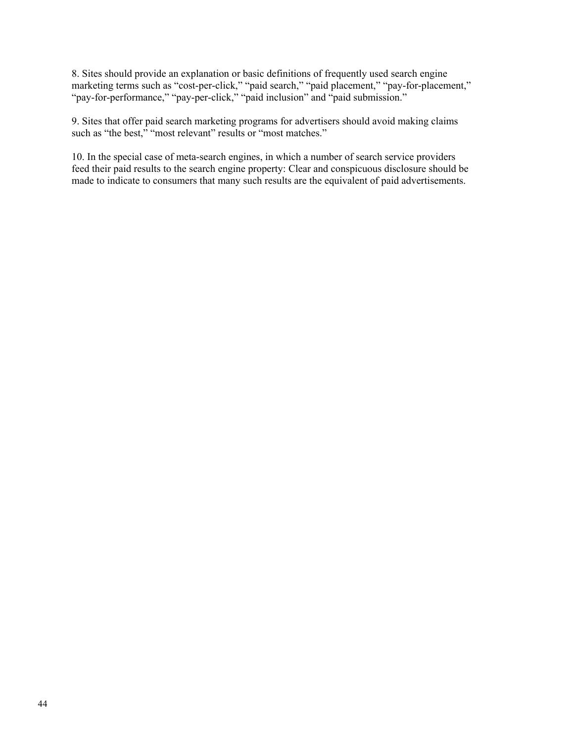8. Sites should provide an explanation or basic definitions of frequently used search engine marketing terms such as “cost-per-click,” “paid search,” “paid placement,” “pay-for-placement,” “pay-for-performance,” “pay-per-click,” “paid inclusion” and “paid submission.”

9. Sites that offer paid search marketing programs for advertisers should avoid making claims such as “the best,” “most relevant” results or “most matches.”

10. In the special case of meta-search engines, in which a number of search service providers feed their paid results to the search engine property: Clear and conspicuous disclosure should be made to indicate to consumers that many such results are the equivalent of paid advertisements.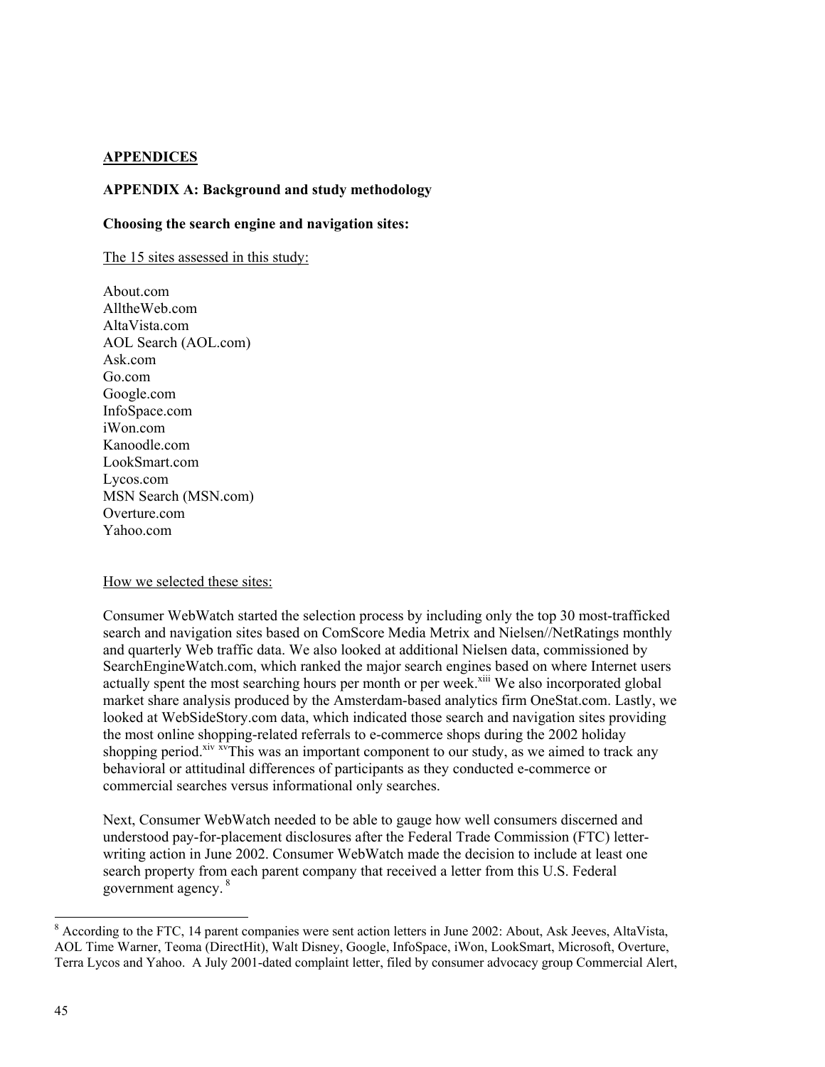## APPENDICES

### APPENDIX A: Background and study methodology

**Choosing the search engine and navigation sites:**

The 15 sites assessed in this study:

About.com
AlltheWeb.com
AltaVista.com
AOL Search (AOL.com)
Ask.com
Go.com
Google.com
InfoSpace.com
iWon.com
Kanoodle.com
LookSmart.com
Lycos.com
MSN Search (MSN.com)
Overture.com
Yahoo.com

How we selected these sites:

Consumer WebWatch started the selection process by including only the top 30 most-trafficked search and navigation sites based on ComScore Media Metrix and Nielsen//NetRatings monthly and quarterly Web traffic data. We also looked at additional Nielsen data, commissioned by SearchEngineWatch.com, which ranked the major search engines based on where Internet users actually spent the most searching hours per month or per week.[xiii] We also incorporated global market share analysis produced by the Amsterdam-based analytics firm OneStat.com. Lastly, we looked at WebSideStory.com data, which indicated those search and navigation sites providing the most online shopping-related referrals to e-commerce shops during the 2002 holiday shopping period.[xiv] [xv]This was an important component to our study, as we aimed to track any behavioral or attitudinal differences of participants as they conducted e-commerce or commercial searches versus informational only searches.

Next, Consumer WebWatch needed to be able to gauge how well consumers discerned and understood pay-for-placement disclosures after the Federal Trade Commission (FTC) letter-writing action in June 2002. Consumer WebWatch made the decision to include at least one search property from each parent company that received a letter from this U.S. Federal government agency. [8]

---

[8] According to the FTC, 14 parent companies were sent action letters in June 2002: About, Ask Jeeves, AltaVista, AOL Time Warner, Teoma (DirectHit), Walt Disney, Google, InfoSpace, iWon, LookSmart, Microsoft, Overture, Terra Lycos and Yahoo. A July 2001-dated complaint letter, filed by consumer advocacy group Commercial Alert,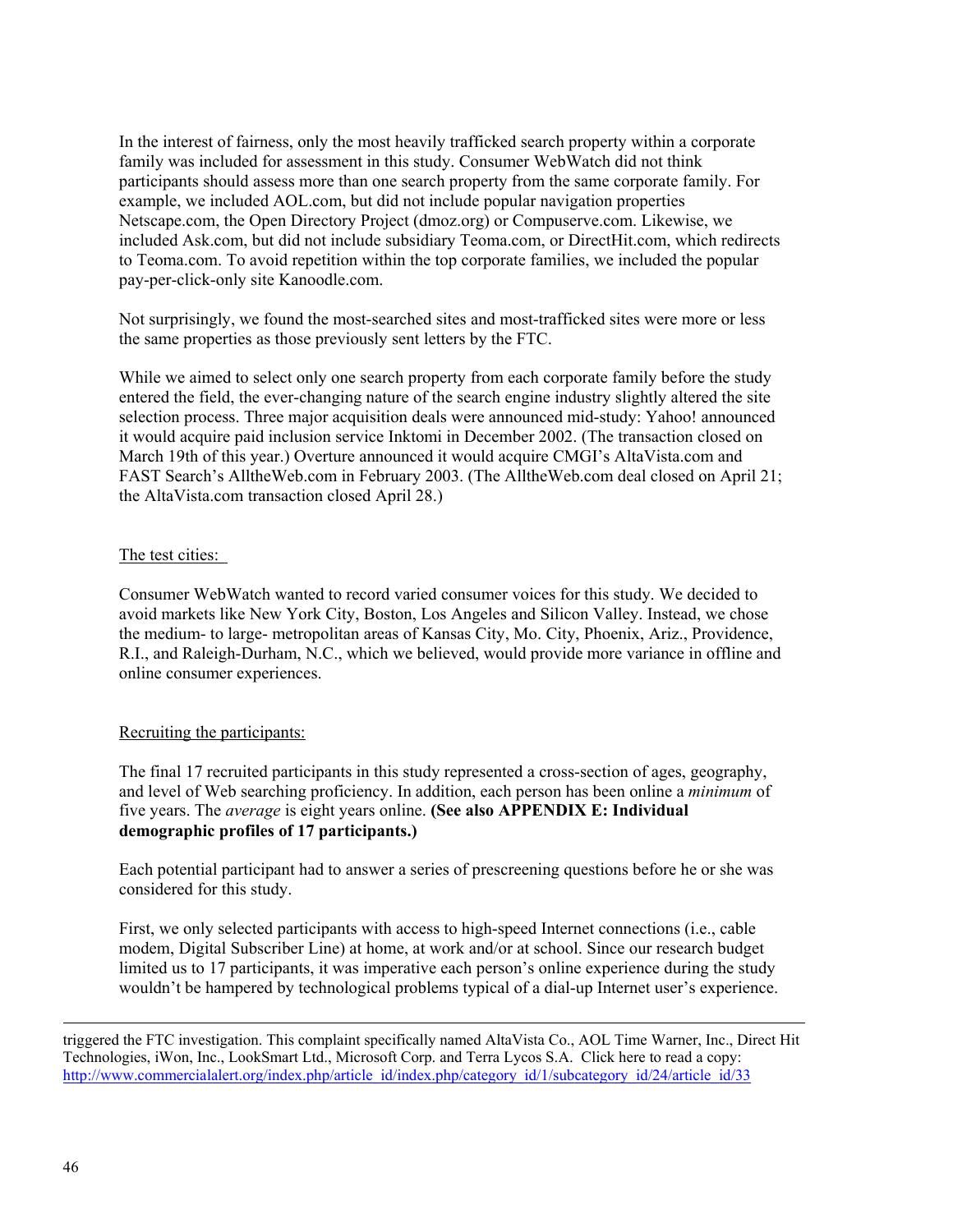In the interest of fairness, only the most heavily trafficked search property within a corporate family was included for assessment in this study. Consumer WebWatch did not think participants should assess more than one search property from the same corporate family. For example, we included AOL.com, but did not include popular navigation properties Netscape.com, the Open Directory Project (dmoz.org) or Compuserve.com. Likewise, we included Ask.com, but did not include subsidiary Teoma.com, or DirectHit.com, which redirects to Teoma.com. To avoid repetition within the top corporate families, we included the popular pay-per-click-only site Kanoodle.com.

Not surprisingly, we found the most-searched sites and most-trafficked sites were more or less the same properties as those previously sent letters by the FTC.

While we aimed to select only one search property from each corporate family before the study entered the field, the ever-changing nature of the search engine industry slightly altered the site selection process. Three major acquisition deals were announced mid-study: Yahoo! announced it would acquire paid inclusion service Inktomi in December 2002. (The transaction closed on March 19th of this year.) Overture announced it would acquire CMGI's AltaVista.com and FAST Search's AlltheWeb.com in February 2003. (The AlltheWeb.com deal closed on April 21; the AltaVista.com transaction closed April 28.)

The test cities:

Consumer WebWatch wanted to record varied consumer voices for this study. We decided to avoid markets like New York City, Boston, Los Angeles and Silicon Valley. Instead, we chose the medium- to large- metropolitan areas of Kansas City, Mo. City, Phoenix, Ariz., Providence, R.I., and Raleigh-Durham, N.C., which we believed, would provide more variance in offline and online consumer experiences.

Recruiting the participants:

The final 17 recruited participants in this study represented a cross-section of ages, geography, and level of Web searching proficiency. In addition, each person has been online a *minimum* of five years. The *average* is eight years online. **(See also APPENDIX E: Individual demographic profiles of 17 participants.)**

Each potential participant had to answer a series of prescreening questions before he or she was considered for this study.

First, we only selected participants with access to high-speed Internet connections (i.e., cable modem, Digital Subscriber Line) at home, at work and/or at school. Since our research budget limited us to 17 participants, it was imperative each person's online experience during the study wouldn't be hampered by technological problems typical of a dial-up Internet user's experience.

---

triggered the FTC investigation. This complaint specifically named AltaVista Co., AOL Time Warner, Inc., Direct Hit Technologies, iWon, Inc., LookSmart Ltd., Microsoft Corp. and Terra Lycos S.A. Click here to read a copy: http://www.commercialalert.org/index.php/article_id/index.php/category_id/1/subcategory_id/24/article_id/33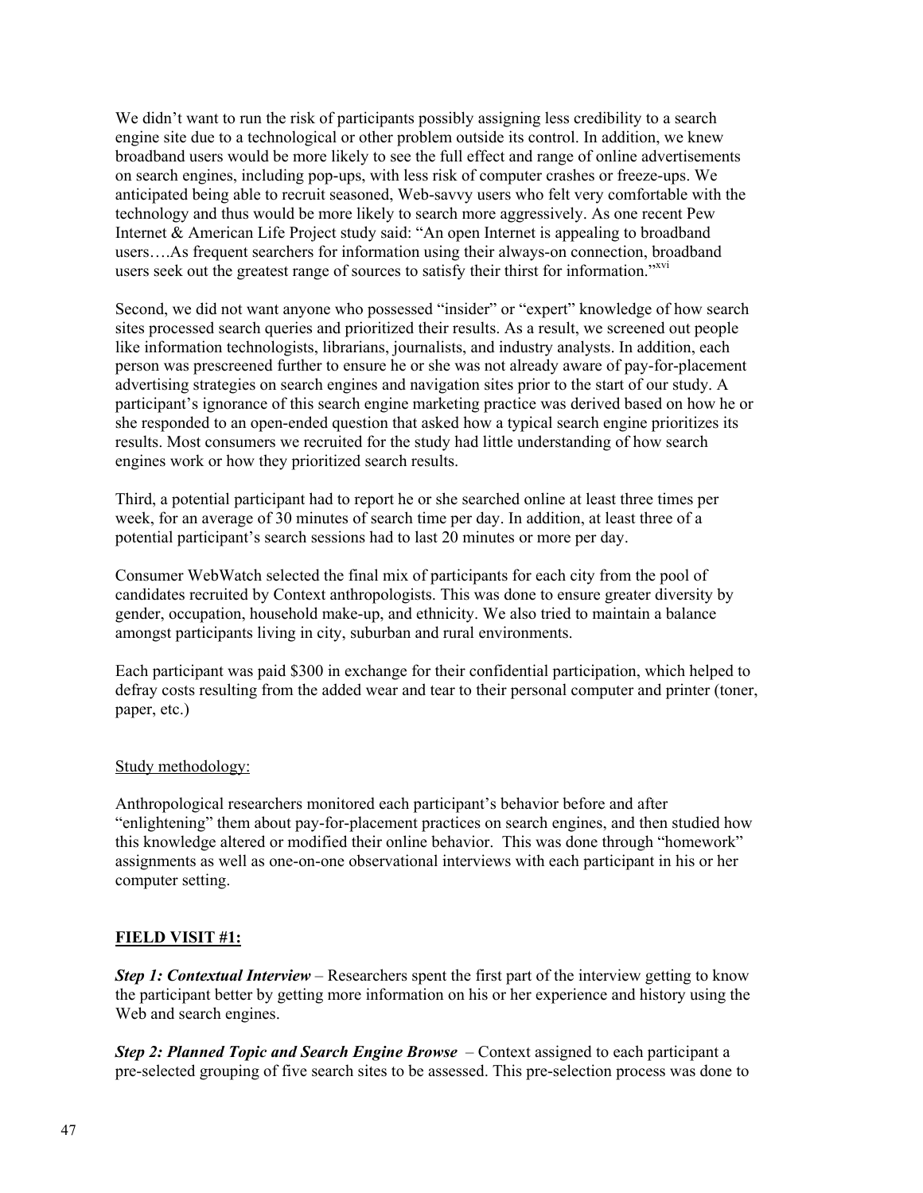We didn't want to run the risk of participants possibly assigning less credibility to a search engine site due to a technological or other problem outside its control. In addition, we knew broadband users would be more likely to see the full effect and range of online advertisements on search engines, including pop-ups, with less risk of computer crashes or freeze-ups. We anticipated being able to recruit seasoned, Web-savvy users who felt very comfortable with the technology and thus would be more likely to search more aggressively. As one recent Pew Internet & American Life Project study said: "An open Internet is appealing to broadband users….As frequent searchers for information using their always-on connection, broadband users seek out the greatest range of sources to satisfy their thirst for information."[xvi]

Second, we did not want anyone who possessed "insider" or "expert" knowledge of how search sites processed search queries and prioritized their results. As a result, we screened out people like information technologists, librarians, journalists, and industry analysts. In addition, each person was prescreened further to ensure he or she was not already aware of pay-for-placement advertising strategies on search engines and navigation sites prior to the start of our study. A participant's ignorance of this search engine marketing practice was derived based on how he or she responded to an open-ended question that asked how a typical search engine prioritizes its results. Most consumers we recruited for the study had little understanding of how search engines work or how they prioritized search results.

Third, a potential participant had to report he or she searched online at least three times per week, for an average of 30 minutes of search time per day. In addition, at least three of a potential participant's search sessions had to last 20 minutes or more per day.

Consumer WebWatch selected the final mix of participants for each city from the pool of candidates recruited by Context anthropologists. This was done to ensure greater diversity by gender, occupation, household make-up, and ethnicity. We also tried to maintain a balance amongst participants living in city, suburban and rural environments.

Each participant was paid $300 in exchange for their confidential participation, which helped to defray costs resulting from the added wear and tear to their personal computer and printer (toner, paper, etc.)

Study methodology:

Anthropological researchers monitored each participant's behavior before and after "enlightening" them about pay-for-placement practices on search engines, and then studied how this knowledge altered or modified their online behavior. This was done through "homework" assignments as well as one-on-one observational interviews with each participant in his or her computer setting.

**FIELD VISIT #1:**

***Step 1: Contextual Interview*** – Researchers spent the first part of the interview getting to know the participant better by getting more information on his or her experience and history using the Web and search engines.

***Step 2: Planned Topic and Search Engine Browse*** – Context assigned to each participant a pre-selected grouping of five search sites to be assessed. This pre-selection process was done to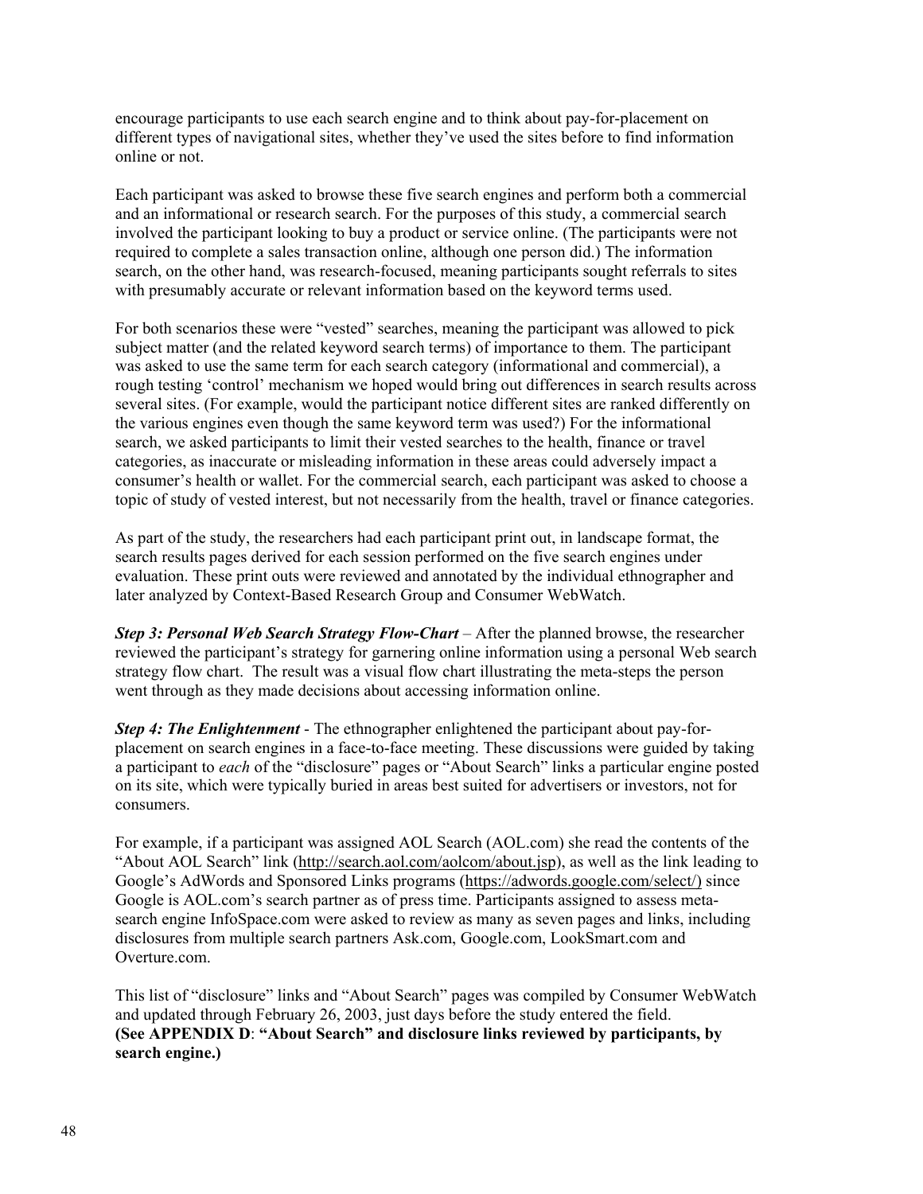encourage participants to use each search engine and to think about pay-for-placement on different types of navigational sites, whether they've used the sites before to find information online or not.

Each participant was asked to browse these five search engines and perform both a commercial and an informational or research search. For the purposes of this study, a commercial search involved the participant looking to buy a product or service online. (The participants were not required to complete a sales transaction online, although one person did.) The information search, on the other hand, was research-focused, meaning participants sought referrals to sites with presumably accurate or relevant information based on the keyword terms used.

For both scenarios these were "vested" searches, meaning the participant was allowed to pick subject matter (and the related keyword search terms) of importance to them. The participant was asked to use the same term for each search category (informational and commercial), a rough testing 'control' mechanism we hoped would bring out differences in search results across several sites. (For example, would the participant notice different sites are ranked differently on the various engines even though the same keyword term was used?) For the informational search, we asked participants to limit their vested searches to the health, finance or travel categories, as inaccurate or misleading information in these areas could adversely impact a consumer's health or wallet. For the commercial search, each participant was asked to choose a topic of study of vested interest, but not necessarily from the health, travel or finance categories.

As part of the study, the researchers had each participant print out, in landscape format, the search results pages derived for each session performed on the five search engines under evaluation. These print outs were reviewed and annotated by the individual ethnographer and later analyzed by Context-Based Research Group and Consumer WebWatch.

***Step 3: Personal Web Search Strategy Flow-Chart*** – After the planned browse, the researcher reviewed the participant's strategy for garnering online information using a personal Web search strategy flow chart. The result was a visual flow chart illustrating the meta-steps the person went through as they made decisions about accessing information online.

***Step 4: The Enlightenment*** - The ethnographer enlightened the participant about pay-for-placement on search engines in a face-to-face meeting. These discussions were guided by taking a participant to *each* of the "disclosure" pages or "About Search" links a particular engine posted on its site, which were typically buried in areas best suited for advertisers or investors, not for consumers.

For example, if a participant was assigned AOL Search (AOL.com) she read the contents of the "About AOL Search" link (http://search.aol.com/aolcom/about.jsp), as well as the link leading to Google's AdWords and Sponsored Links programs (https://adwords.google.com/select/) since Google is AOL.com's search partner as of press time. Participants assigned to assess meta-search engine InfoSpace.com were asked to review as many as seven pages and links, including disclosures from multiple search partners Ask.com, Google.com, LookSmart.com and Overture.com.

This list of "disclosure" links and "About Search" pages was compiled by Consumer WebWatch and updated through February 26, 2003, just days before the study entered the field.
**(See APPENDIX D: "About Search" and disclosure links reviewed by participants, by search engine.)**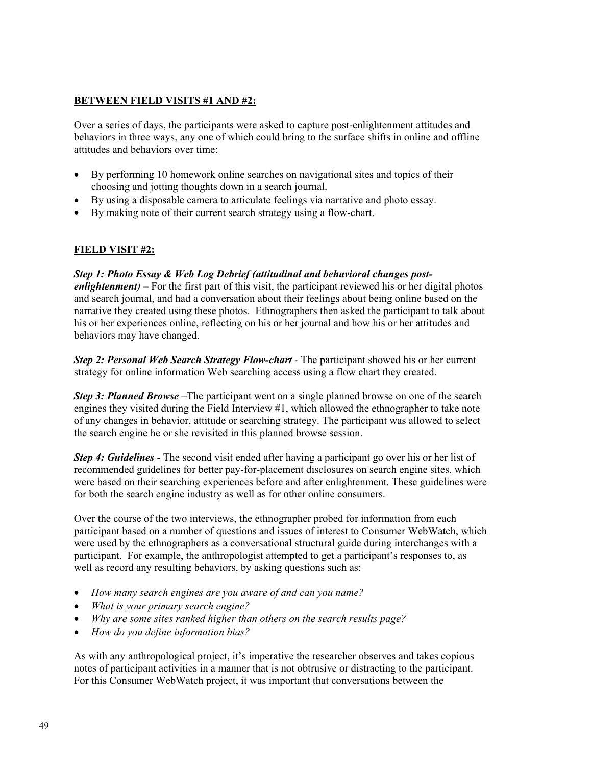**BETWEEN FIELD VISITS #1 AND #2:**

Over a series of days, the participants were asked to capture post-enlightenment attitudes and behaviors in three ways, any one of which could bring to the surface shifts in online and offline attitudes and behaviors over time:

- By performing 10 homework online searches on navigational sites and topics of their choosing and jotting thoughts down in a search journal.
- By using a disposable camera to articulate feelings via narrative and photo essay.
- By making note of their current search strategy using a flow-chart.

**FIELD VISIT #2:**

***Step 1: Photo Essay & Web Log Debrief (attitudinal and behavioral changes post-enlightenment)*** – For the first part of this visit, the participant reviewed his or her digital photos and search journal, and had a conversation about their feelings about being online based on the narrative they created using these photos. Ethnographers then asked the participant to talk about his or her experiences online, reflecting on his or her journal and how his or her attitudes and behaviors may have changed.

***Step 2: Personal Web Search Strategy Flow-chart*** - The participant showed his or her current strategy for online information Web searching access using a flow chart they created.

***Step 3: Planned Browse*** –The participant went on a single planned browse on one of the search engines they visited during the Field Interview #1, which allowed the ethnographer to take note of any changes in behavior, attitude or searching strategy. The participant was allowed to select the search engine he or she revisited in this planned browse session.

***Step 4: Guidelines*** - The second visit ended after having a participant go over his or her list of recommended guidelines for better pay-for-placement disclosures on search engine sites, which were based on their searching experiences before and after enlightenment. These guidelines were for both the search engine industry as well as for other online consumers.

Over the course of the two interviews, the ethnographer probed for information from each participant based on a number of questions and issues of interest to Consumer WebWatch, which were used by the ethnographers as a conversational structural guide during interchanges with a participant. For example, the anthropologist attempted to get a participant's responses to, as well as record any resulting behaviors, by asking questions such as:

- *How many search engines are you aware of and can you name?*
- *What is your primary search engine?*
- *Why are some sites ranked higher than others on the search results page?*
- *How do you define information bias?*

As with any anthropological project, it's imperative the researcher observes and takes copious notes of participant activities in a manner that is not obtrusive or distracting to the participant. For this Consumer WebWatch project, it was important that conversations between the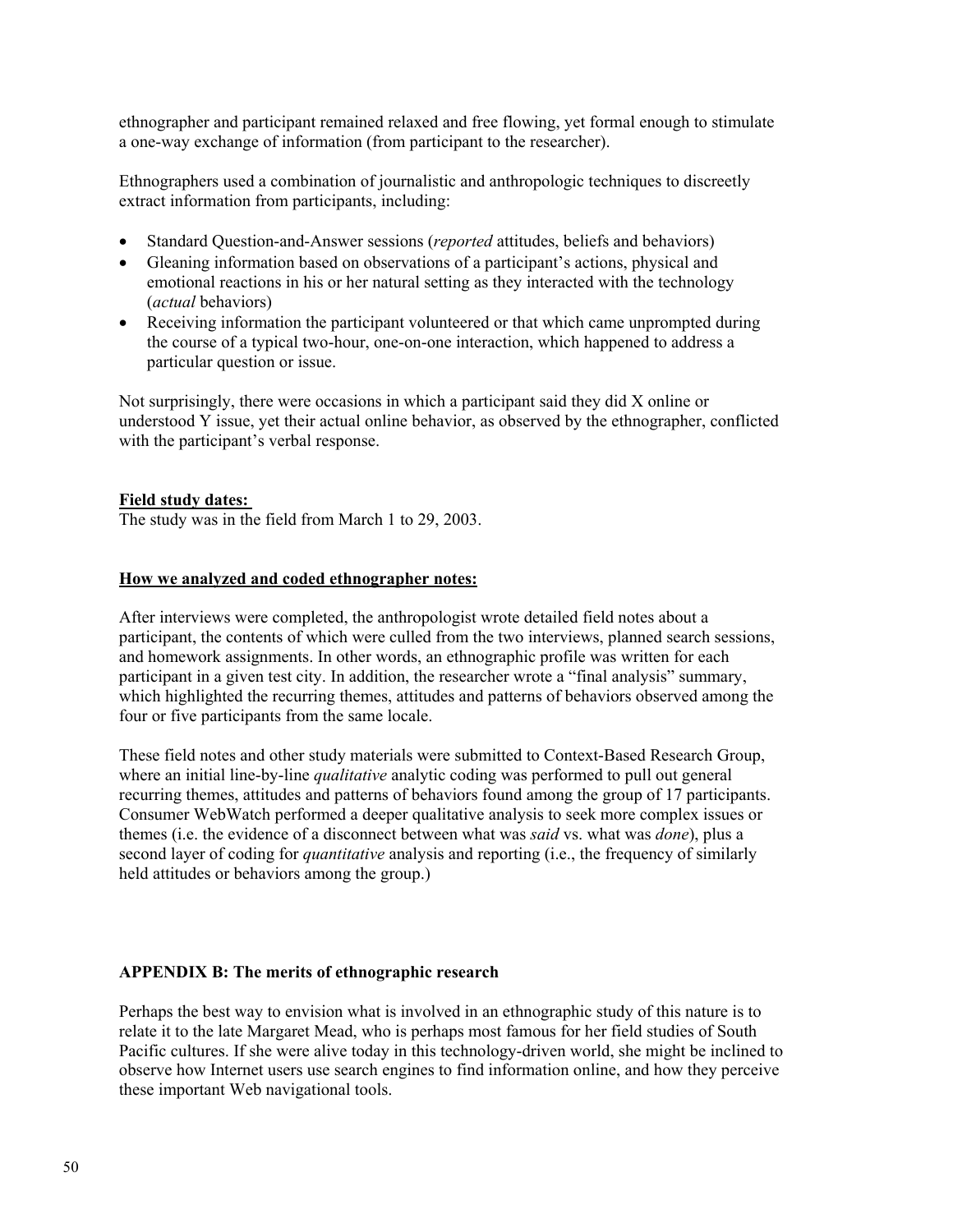ethnographer and participant remained relaxed and free flowing, yet formal enough to stimulate a one-way exchange of information (from participant to the researcher).

Ethnographers used a combination of journalistic and anthropologic techniques to discreetly extract information from participants, including:

- Standard Question-and-Answer sessions (*reported* attitudes, beliefs and behaviors)
- Gleaning information based on observations of a participant's actions, physical and emotional reactions in his or her natural setting as they interacted with the technology (*actual* behaviors)
- Receiving information the participant volunteered or that which came unprompted during the course of a typical two-hour, one-on-one interaction, which happened to address a particular question or issue.

Not surprisingly, there were occasions in which a participant said they did X online or understood Y issue, yet their actual online behavior, as observed by the ethnographer, conflicted with the participant's verbal response.

**Field study dates:**

The study was in the field from March 1 to 29, 2003.

**How we analyzed and coded ethnographer notes:**

After interviews were completed, the anthropologist wrote detailed field notes about a participant, the contents of which were culled from the two interviews, planned search sessions, and homework assignments. In other words, an ethnographic profile was written for each participant in a given test city. In addition, the researcher wrote a "final analysis" summary, which highlighted the recurring themes, attitudes and patterns of behaviors observed among the four or five participants from the same locale.

These field notes and other study materials were submitted to Context-Based Research Group, where an initial line-by-line *qualitative* analytic coding was performed to pull out general recurring themes, attitudes and patterns of behaviors found among the group of 17 participants. Consumer WebWatch performed a deeper qualitative analysis to seek more complex issues or themes (i.e. the evidence of a disconnect between what was *said* vs. what was *done*), plus a second layer of coding for *quantitative* analysis and reporting (i.e., the frequency of similarly held attitudes or behaviors among the group.)

## APPENDIX B: The merits of ethnographic research

Perhaps the best way to envision what is involved in an ethnographic study of this nature is to relate it to the late Margaret Mead, who is perhaps most famous for her field studies of South Pacific cultures. If she were alive today in this technology-driven world, she might be inclined to observe how Internet users use search engines to find information online, and how they perceive these important Web navigational tools.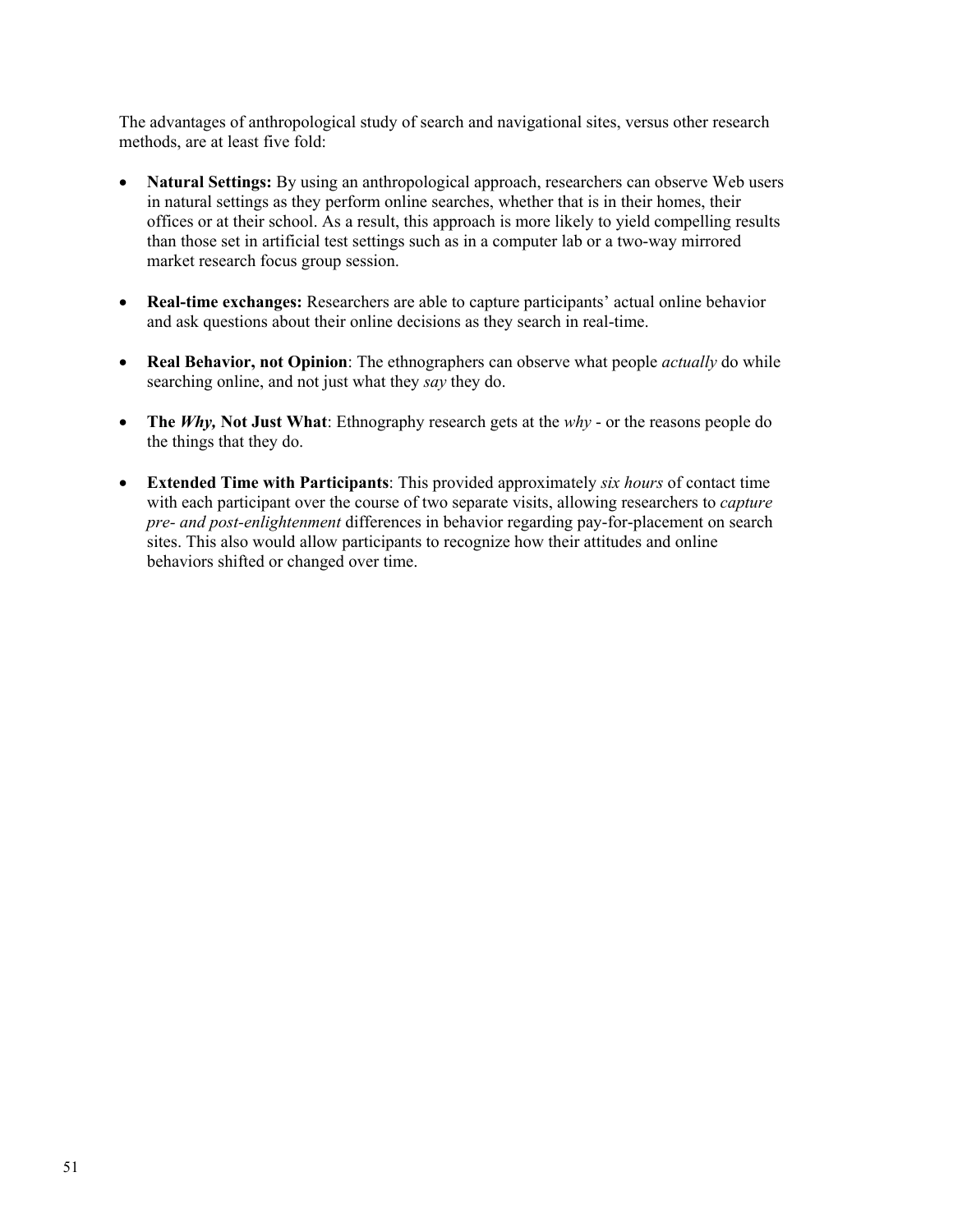The advantages of anthropological study of search and navigational sites, versus other research methods, are at least five fold:

- **Natural Settings:** By using an anthropological approach, researchers can observe Web users in natural settings as they perform online searches, whether that is in their homes, their offices or at their school. As a result, this approach is more likely to yield compelling results than those set in artificial test settings such as in a computer lab or a two-way mirrored market research focus group session.

- **Real-time exchanges:** Researchers are able to capture participants' actual online behavior and ask questions about their online decisions as they search in real-time.

- **Real Behavior, not Opinion**: The ethnographers can observe what people *actually* do while searching online, and not just what they *say* they do.

- **The *Why,* Not Just What**: Ethnography research gets at the *why* - or the reasons people do the things that they do.

- **Extended Time with Participants**: This provided approximately *six hours* of contact time with each participant over the course of two separate visits, allowing researchers to *capture pre- and post-enlightenment* differences in behavior regarding pay-for-placement on search sites. This also would allow participants to recognize how their attitudes and online behaviors shifted or changed over time.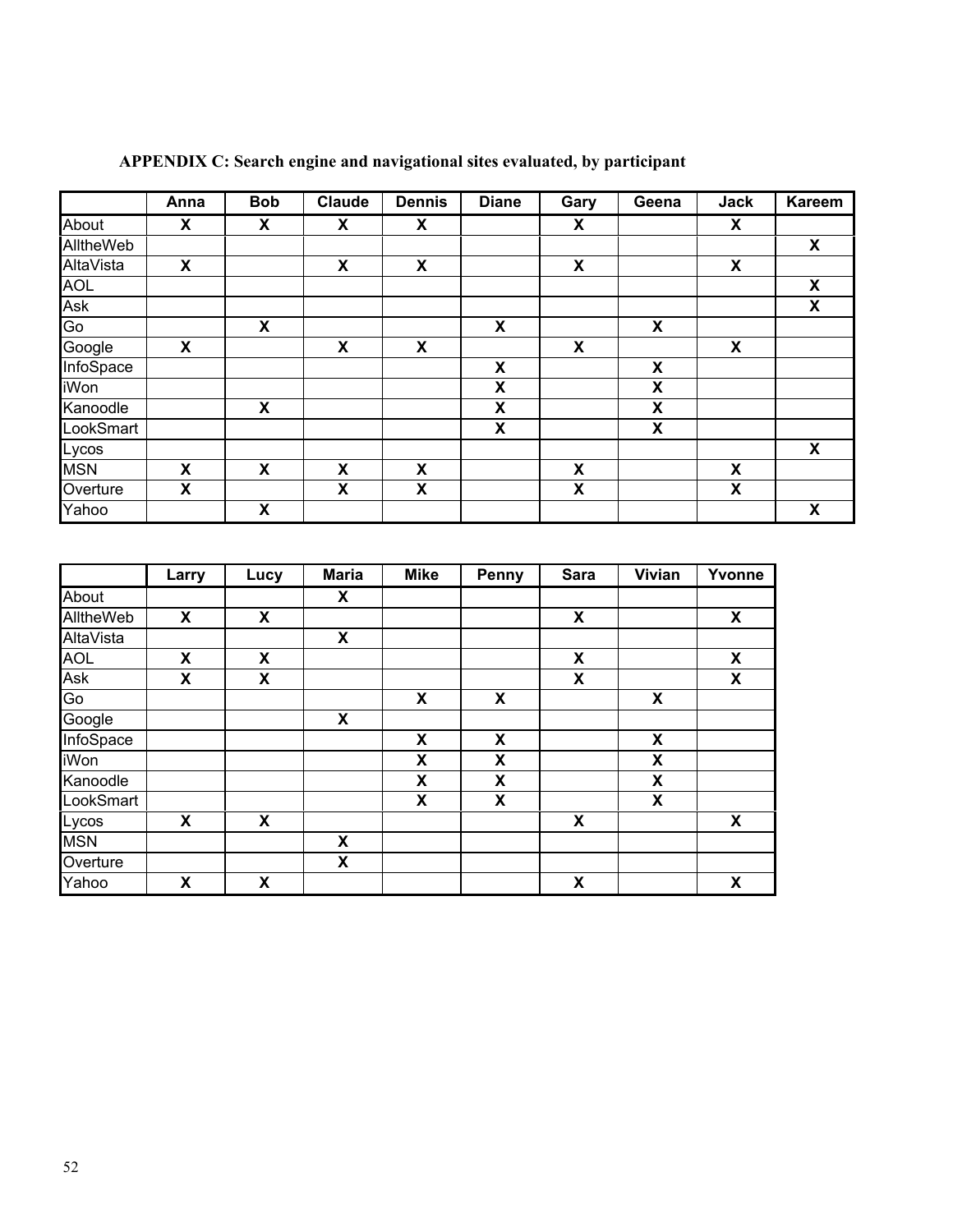**APPENDIX C: Search engine and navigational sites evaluated, by participant**

| | Anna | Bob | Claude | Dennis | Diane | Gary | Geena | Jack | Kareem |
|---|---|---|---|---|---|---|---|---|---|
| About | X | X | X | X | | X | | X | |
| AlltheWeb | | | | | | | | | X |
| AltaVista | X | | X | X | | X | | X | |
| AOL | | | | | | | | | X |
| Ask | | | | | | | | | X |
| Go | | X | | | X | | X | | |
| Google | X | | X | X | | X | | X | |
| InfoSpace | | | | | X | | X | | |
| iWon | | | | | X | | X | | |
| Kanoodle | | X | | | X | | X | | |
| LookSmart | | | | | X | | X | | |
| Lycos | | | | | | | | | X |
| MSN | X | X | X | X | | X | | X | |
| Overture | X | | X | X | | X | | X | |
| Yahoo | | X | | | | | | | X |

| | Larry | Lucy | Maria | Mike | Penny | Sara | Vivian | Yvonne |
|---|---|---|---|---|---|---|---|---|
| About | | | X | | | | | |
| AlltheWeb | X | X | | | | X | | X |
| AltaVista | | | X | | | | | |
| AOL | X | X | | | | X | | X |
| Ask | X | X | | | | X | | X |
| Go | | | | X | X | | X | |
| Google | | | X | | | | | |
| InfoSpace | | | | X | X | | X | |
| iWon | | | | X | X | | X | |
| Kanoodle | | | | X | X | | X | |
| LookSmart | | | | X | X | | X | |
| Lycos | X | X | | | | X | | X |
| MSN | | | X | | | | | |
| Overture | | | X | | | | | |
| Yahoo | X | X | | | | X | | X |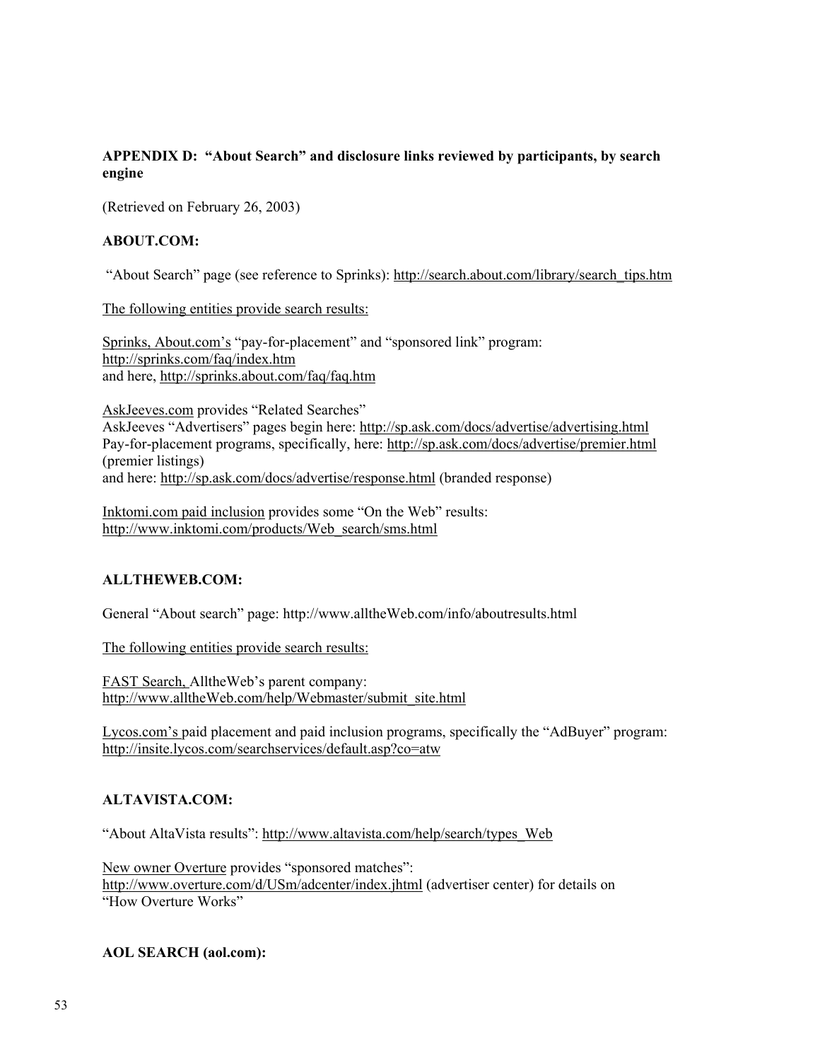### APPENDIX D: "About Search" and disclosure links reviewed by participants, by search engine

(Retrieved on February 26, 2003)

**ABOUT.COM:**

"About Search" page (see reference to Sprinks): http://search.about.com/library/search_tips.htm

The following entities provide search results:

Sprinks, About.com's "pay-for-placement" and "sponsored link" program:
http://sprinks.com/faq/index.htm
and here, http://sprinks.about.com/faq/faq.htm

AskJeeves.com provides "Related Searches"
AskJeeves "Advertisers" pages begin here: http://sp.ask.com/docs/advertise/advertising.html
Pay-for-placement programs, specifically, here: http://sp.ask.com/docs/advertise/premier.html (premier listings)
and here: http://sp.ask.com/docs/advertise/response.html (branded response)

Inktomi.com paid inclusion provides some "On the Web" results:
http://www.inktomi.com/products/Web_search/sms.html

**ALLTHEWEB.COM:**

General "About search" page: http://www.alltheWeb.com/info/aboutresults.html

The following entities provide search results:

FAST Search, AlltheWeb's parent company:
http://www.alltheWeb.com/help/Webmaster/submit_site.html

Lycos.com's paid placement and paid inclusion programs, specifically the "AdBuyer" program:
http://insite.lycos.com/searchservices/default.asp?co=atw

**ALTAVISTA.COM:**

"About AltaVista results": http://www.altavista.com/help/search/types_Web

New owner Overture provides "sponsored matches":
http://www.overture.com/d/USm/adcenter/index.jhtml (advertiser center) for details on "How Overture Works"

**AOL SEARCH (aol.com):**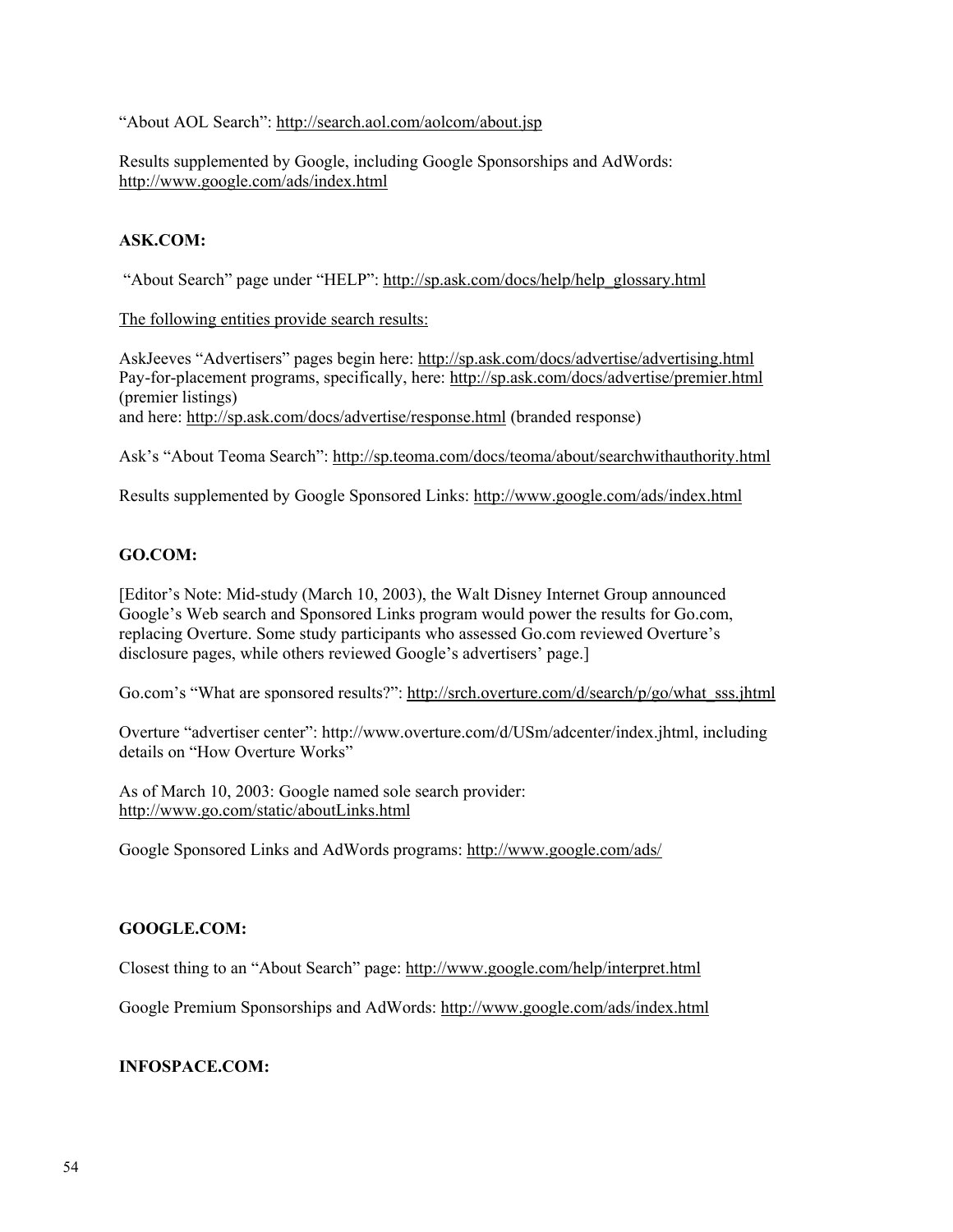"About AOL Search": http://search.aol.com/aolcom/about.jsp

Results supplemented by Google, including Google Sponsorships and AdWords: http://www.google.com/ads/index.html

**ASK.COM:**

"About Search" page under "HELP": http://sp.ask.com/docs/help/help_glossary.html

The following entities provide search results:

AskJeeves "Advertisers" pages begin here: http://sp.ask.com/docs/advertise/advertising.html
Pay-for-placement programs, specifically, here: http://sp.ask.com/docs/advertise/premier.html (premier listings)
and here: http://sp.ask.com/docs/advertise/response.html (branded response)

Ask's "About Teoma Search": http://sp.teoma.com/docs/teoma/about/searchwithauthority.html

Results supplemented by Google Sponsored Links: http://www.google.com/ads/index.html

**GO.COM:**

[Editor's Note: Mid-study (March 10, 2003), the Walt Disney Internet Group announced Google's Web search and Sponsored Links program would power the results for Go.com, replacing Overture. Some study participants who assessed Go.com reviewed Overture's disclosure pages, while others reviewed Google's advertisers' page.]

Go.com's "What are sponsored results?": http://srch.overture.com/d/search/p/go/what_sss.jhtml

Overture "advertiser center": http://www.overture.com/d/USm/adcenter/index.jhtml, including details on "How Overture Works"

As of March 10, 2003: Google named sole search provider: http://www.go.com/static/aboutLinks.html

Google Sponsored Links and AdWords programs: http://www.google.com/ads/

**GOOGLE.COM:**

Closest thing to an "About Search" page: http://www.google.com/help/interpret.html

Google Premium Sponsorships and AdWords: http://www.google.com/ads/index.html

**INFOSPACE.COM:**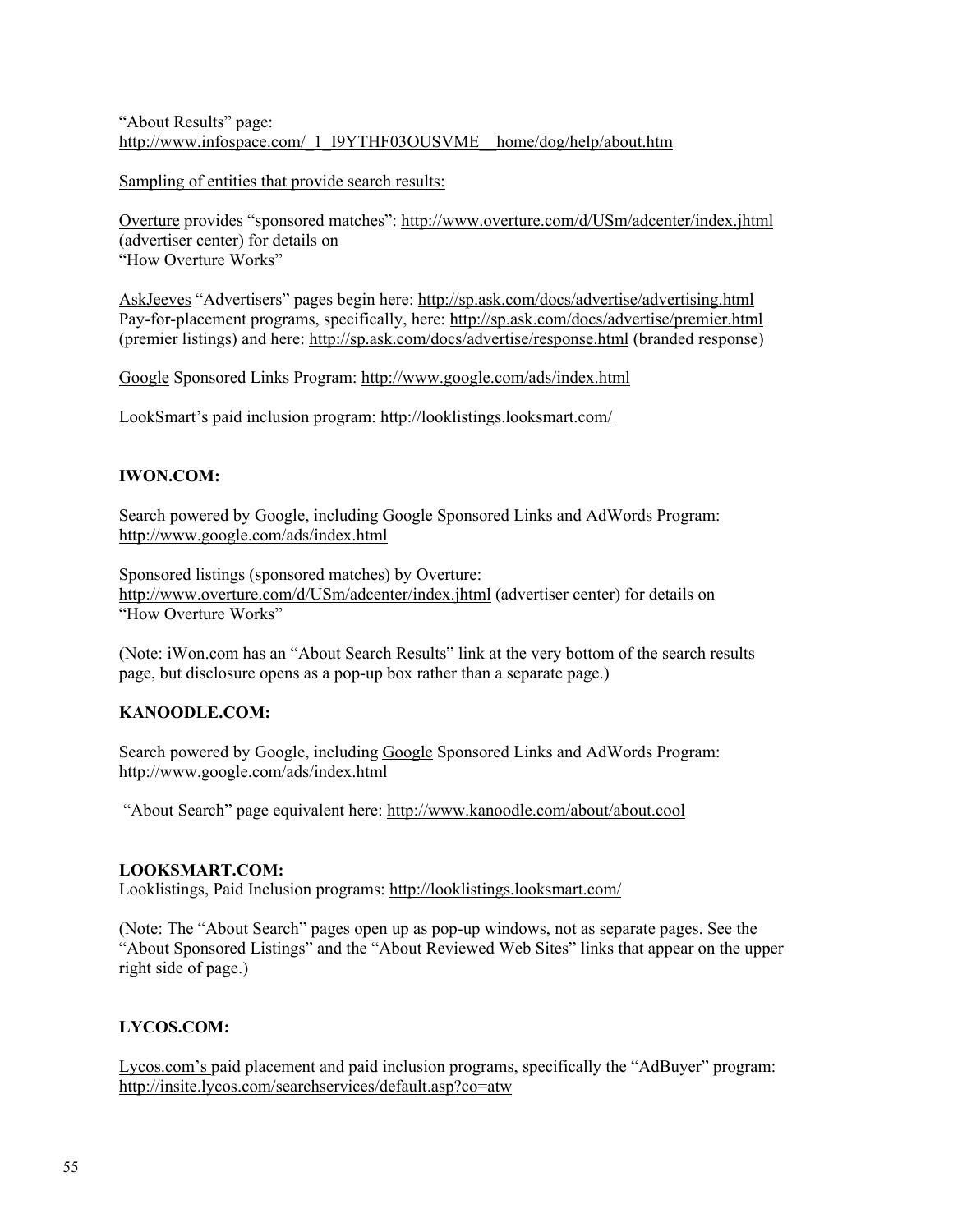"About Results" page:
http://www.infospace.com/_1_I9YTHF03OUSVME__home/dog/help/about.htm

Sampling of entities that provide search results:

Overture provides "sponsored matches": http://www.overture.com/d/USm/adcenter/index.jhtml (advertiser center) for details on
"How Overture Works"

AskJeeves "Advertisers" pages begin here: http://sp.ask.com/docs/advertise/advertising.html
Pay-for-placement programs, specifically, here: http://sp.ask.com/docs/advertise/premier.html (premier listings) and here: http://sp.ask.com/docs/advertise/response.html (branded response)

Google Sponsored Links Program: http://www.google.com/ads/index.html

LookSmart's paid inclusion program: http://looklistings.looksmart.com/

**IWON.COM:**

Search powered by Google, including Google Sponsored Links and AdWords Program:
http://www.google.com/ads/index.html

Sponsored listings (sponsored matches) by Overture:
http://www.overture.com/d/USm/adcenter/index.jhtml (advertiser center) for details on
"How Overture Works"

(Note: iWon.com has an "About Search Results" link at the very bottom of the search results page, but disclosure opens as a pop-up box rather than a separate page.)

**KANOODLE.COM:**

Search powered by Google, including Google Sponsored Links and AdWords Program:
http://www.google.com/ads/index.html

"About Search" page equivalent here: http://www.kanoodle.com/about/about.cool

**LOOKSMART.COM:**
Looklistings, Paid Inclusion programs: http://looklistings.looksmart.com/

(Note: The "About Search" pages open up as pop-up windows, not as separate pages. See the "About Sponsored Listings" and the "About Reviewed Web Sites" links that appear on the upper right side of page.)

**LYCOS.COM:**

Lycos.com's paid placement and paid inclusion programs, specifically the "AdBuyer" program:
http://insite.lycos.com/searchservices/default.asp?co=atw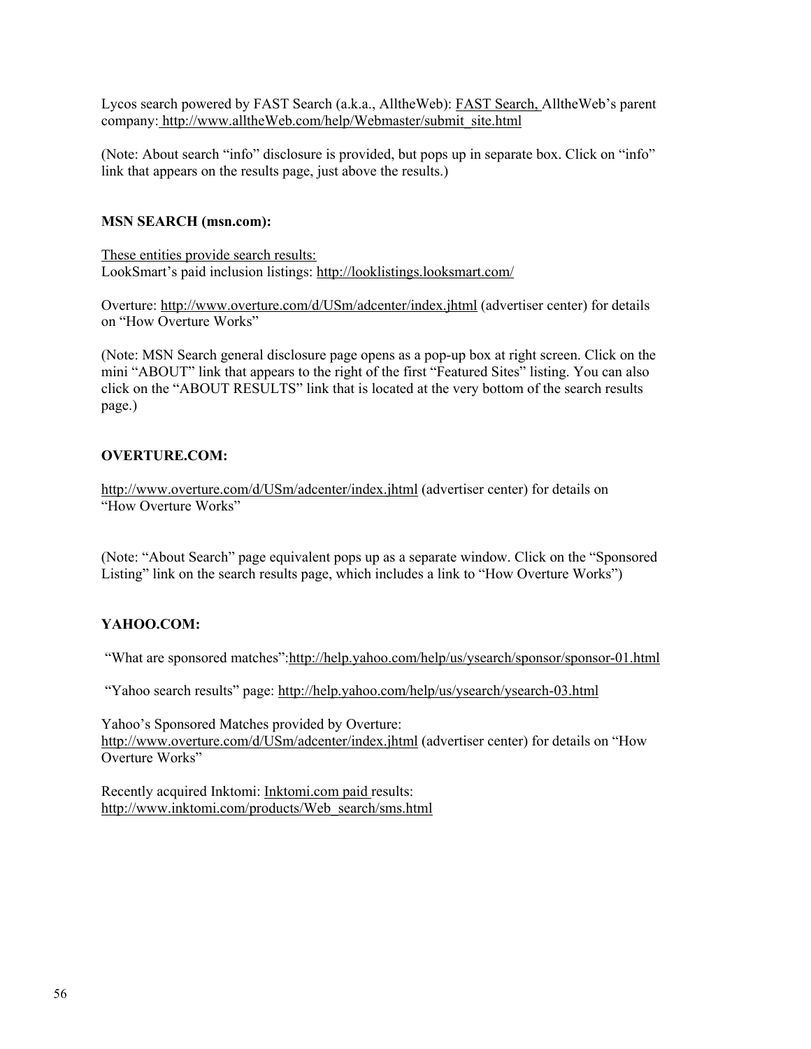Lycos search powered by FAST Search (a.k.a., AlltheWeb): FAST Search, AlltheWeb's parent company: http://www.alltheWeb.com/help/Webmaster/submit_site.html

(Note: About search "info" disclosure is provided, but pops up in separate box. Click on "info" link that appears on the results page, just above the results.)

**MSN SEARCH (msn.com):**

These entities provide search results:
LookSmart's paid inclusion listings: http://looklistings.looksmart.com/

Overture: http://www.overture.com/d/USm/adcenter/index.jhtml (advertiser center) for details on "How Overture Works"

(Note: MSN Search general disclosure page opens as a pop-up box at right screen. Click on the mini "ABOUT" link that appears to the right of the first "Featured Sites" listing. You can also click on the "ABOUT RESULTS" link that is located at the very bottom of the search results page.)

**OVERTURE.COM:**

http://www.overture.com/d/USm/adcenter/index.jhtml (advertiser center) for details on "How Overture Works"

(Note: "About Search" page equivalent pops up as a separate window. Click on the "Sponsored Listing" link on the search results page, which includes a link to "How Overture Works")

**YAHOO.COM:**

"What are sponsored matches":http://help.yahoo.com/help/us/ysearch/sponsor/sponsor-01.html

"Yahoo search results" page: http://help.yahoo.com/help/us/ysearch/ysearch-03.html

Yahoo's Sponsored Matches provided by Overture:
http://www.overture.com/d/USm/adcenter/index.jhtml (advertiser center) for details on "How Overture Works"

Recently acquired Inktomi: Inktomi.com paid results:
http://www.inktomi.com/products/Web_search/sms.html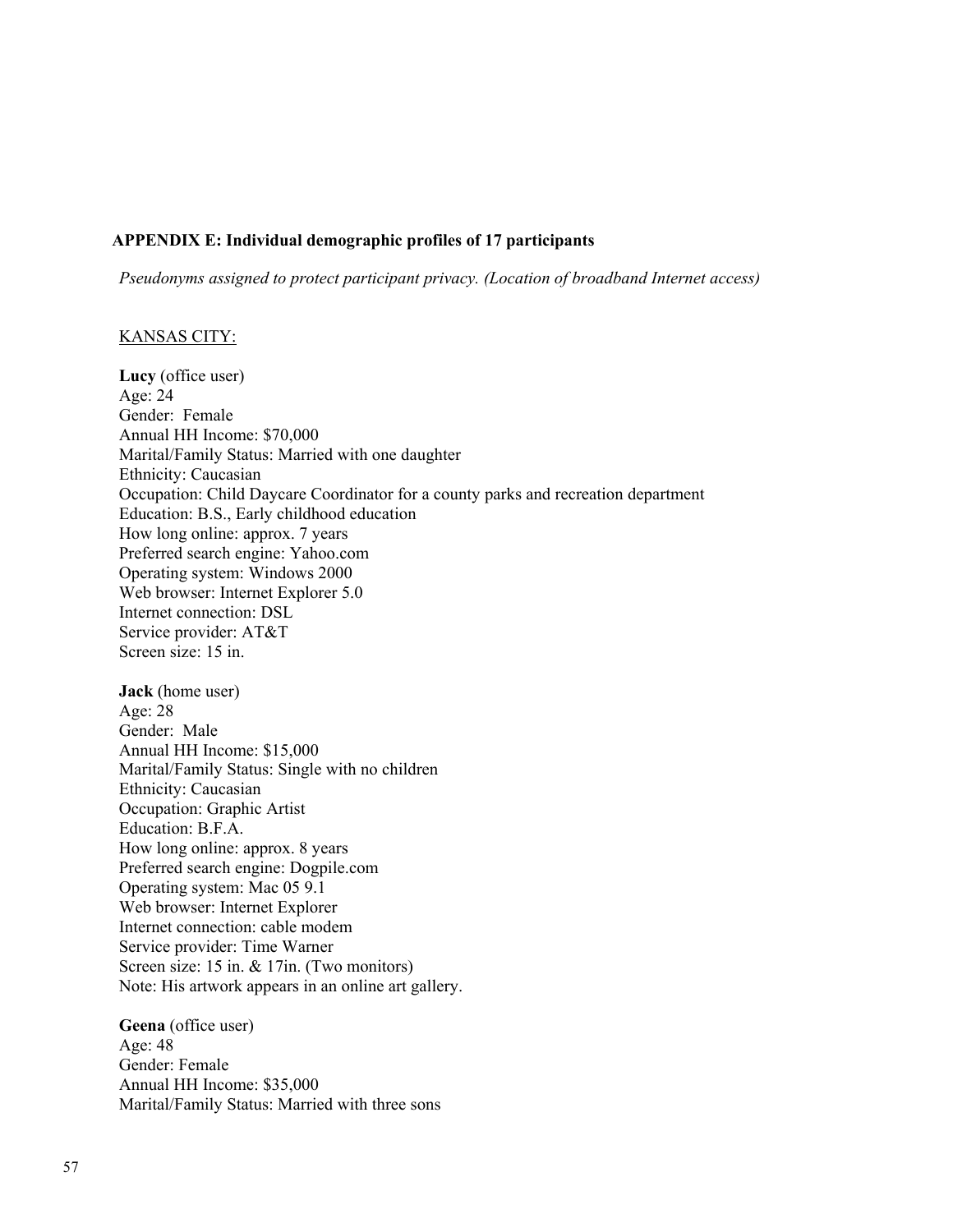## APPENDIX E: Individual demographic profiles of 17 participants

*Pseudonyms assigned to protect participant privacy. (Location of broadband Internet access)*

KANSAS CITY:

**Lucy** (office user)
Age: 24
Gender: Female
Annual HH Income: $70,000
Marital/Family Status: Married with one daughter
Ethnicity: Caucasian
Occupation: Child Daycare Coordinator for a county parks and recreation department
Education: B.S., Early childhood education
How long online: approx. 7 years
Preferred search engine: Yahoo.com
Operating system: Windows 2000
Web browser: Internet Explorer 5.0
Internet connection: DSL
Service provider: AT&T
Screen size: 15 in.

**Jack** (home user)
Age: 28
Gender: Male
Annual HH Income: $15,000
Marital/Family Status: Single with no children
Ethnicity: Caucasian
Occupation: Graphic Artist
Education: B.F.A.
How long online: approx. 8 years
Preferred search engine: Dogpile.com
Operating system: Mac 05 9.1
Web browser: Internet Explorer
Internet connection: cable modem
Service provider: Time Warner
Screen size: 15 in. & 17in. (Two monitors)
Note: His artwork appears in an online art gallery.

**Geena** (office user)
Age: 48
Gender: Female
Annual HH Income: $35,000
Marital/Family Status: Married with three sons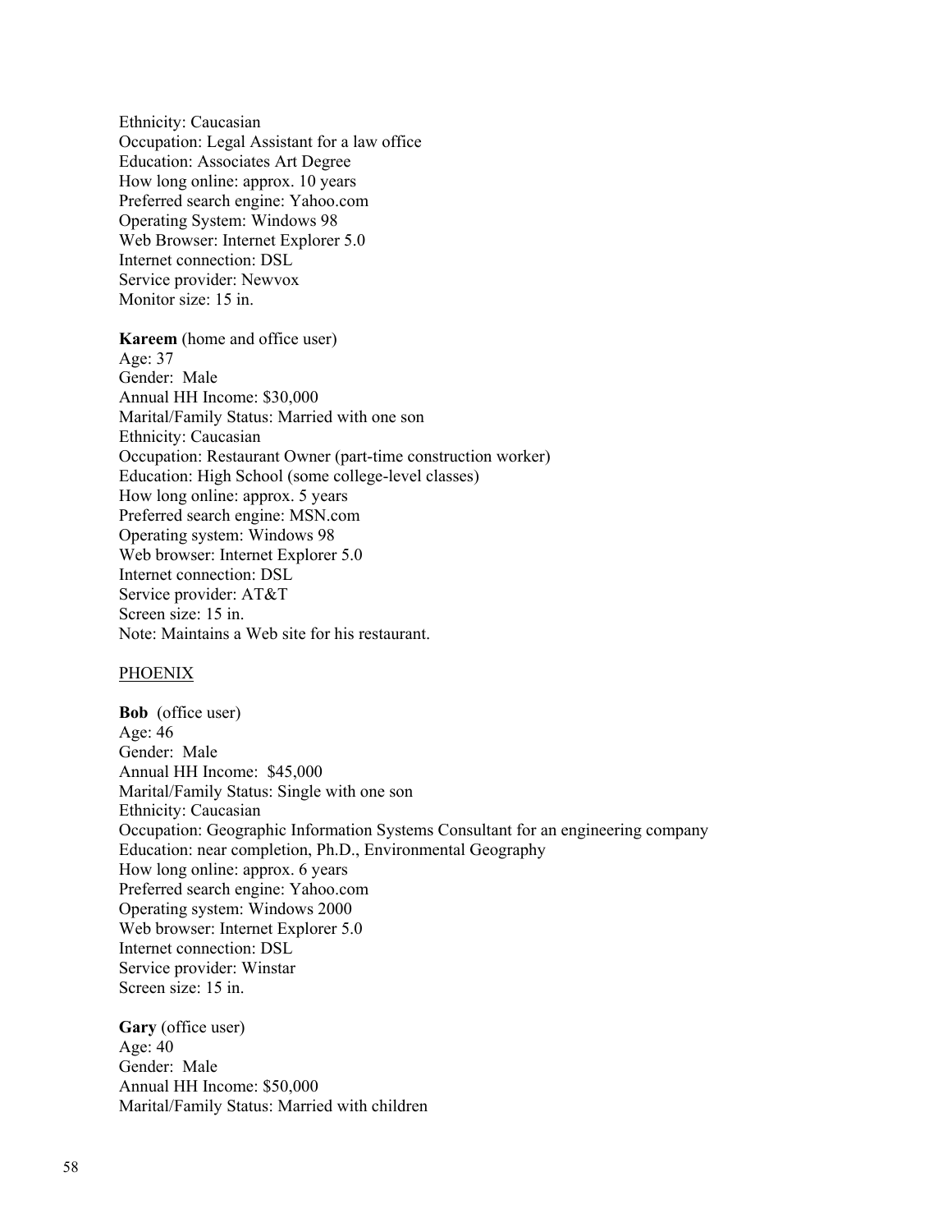Ethnicity: Caucasian
Occupation: Legal Assistant for a law office
Education: Associates Art Degree
How long online: approx. 10 years
Preferred search engine: Yahoo.com
Operating System: Windows 98
Web Browser: Internet Explorer 5.0
Internet connection: DSL
Service provider: Newvox
Monitor size: 15 in.

**Kareem** (home and office user)
Age: 37
Gender: Male
Annual HH Income: $30,000
Marital/Family Status: Married with one son
Ethnicity: Caucasian
Occupation: Restaurant Owner (part-time construction worker)
Education: High School (some college-level classes)
How long online: approx. 5 years
Preferred search engine: MSN.com
Operating system: Windows 98
Web browser: Internet Explorer 5.0
Internet connection: DSL
Service provider: AT&T
Screen size: 15 in.
Note: Maintains a Web site for his restaurant.

<u>PHOENIX</u>

**Bob** (office user)
Age: 46
Gender: Male
Annual HH Income: $45,000
Marital/Family Status: Single with one son
Ethnicity: Caucasian
Occupation: Geographic Information Systems Consultant for an engineering company
Education: near completion, Ph.D., Environmental Geography
How long online: approx. 6 years
Preferred search engine: Yahoo.com
Operating system: Windows 2000
Web browser: Internet Explorer 5.0
Internet connection: DSL
Service provider: Winstar
Screen size: 15 in.

**Gary** (office user)
Age: 40
Gender: Male
Annual HH Income: $50,000
Marital/Family Status: Married with children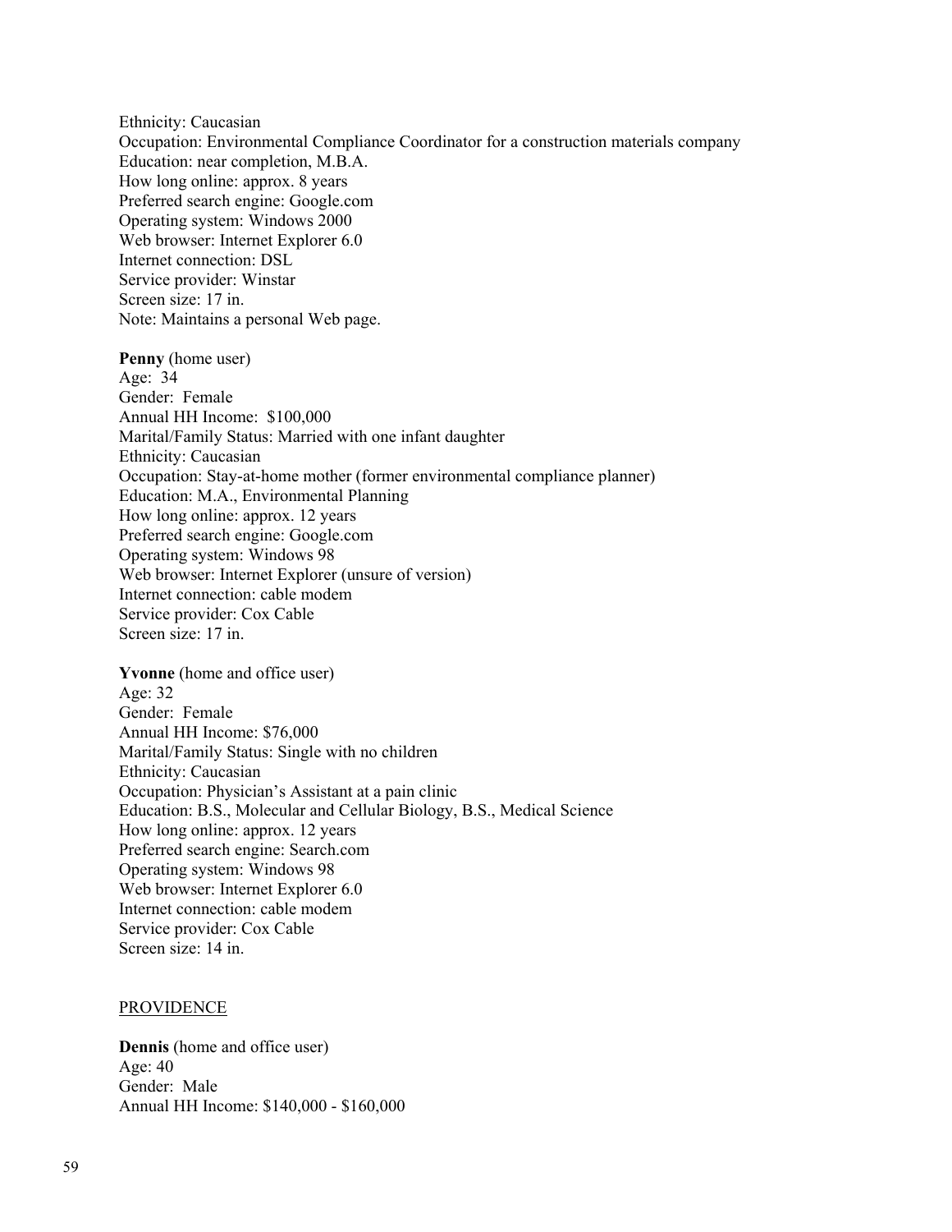Ethnicity: Caucasian
Occupation: Environmental Compliance Coordinator for a construction materials company
Education: near completion, M.B.A.
How long online: approx. 8 years
Preferred search engine: Google.com
Operating system: Windows 2000
Web browser: Internet Explorer 6.0
Internet connection: DSL
Service provider: Winstar
Screen size: 17 in.
Note: Maintains a personal Web page.

**Penny** (home user)
Age: 34
Gender: Female
Annual HH Income: $100,000
Marital/Family Status: Married with one infant daughter
Ethnicity: Caucasian
Occupation: Stay-at-home mother (former environmental compliance planner)
Education: M.A., Environmental Planning
How long online: approx. 12 years
Preferred search engine: Google.com
Operating system: Windows 98
Web browser: Internet Explorer (unsure of version)
Internet connection: cable modem
Service provider: Cox Cable
Screen size: 17 in.

**Yvonne** (home and office user)
Age: 32
Gender: Female
Annual HH Income: $76,000
Marital/Family Status: Single with no children
Ethnicity: Caucasian
Occupation: Physician's Assistant at a pain clinic
Education: B.S., Molecular and Cellular Biology, B.S., Medical Science
How long online: approx. 12 years
Preferred search engine: Search.com
Operating system: Windows 98
Web browser: Internet Explorer 6.0
Internet connection: cable modem
Service provider: Cox Cable
Screen size: 14 in.

<u>PROVIDENCE</u>

**Dennis** (home and office user)
Age: 40
Gender: Male
Annual HH Income: $140,000 - $160,000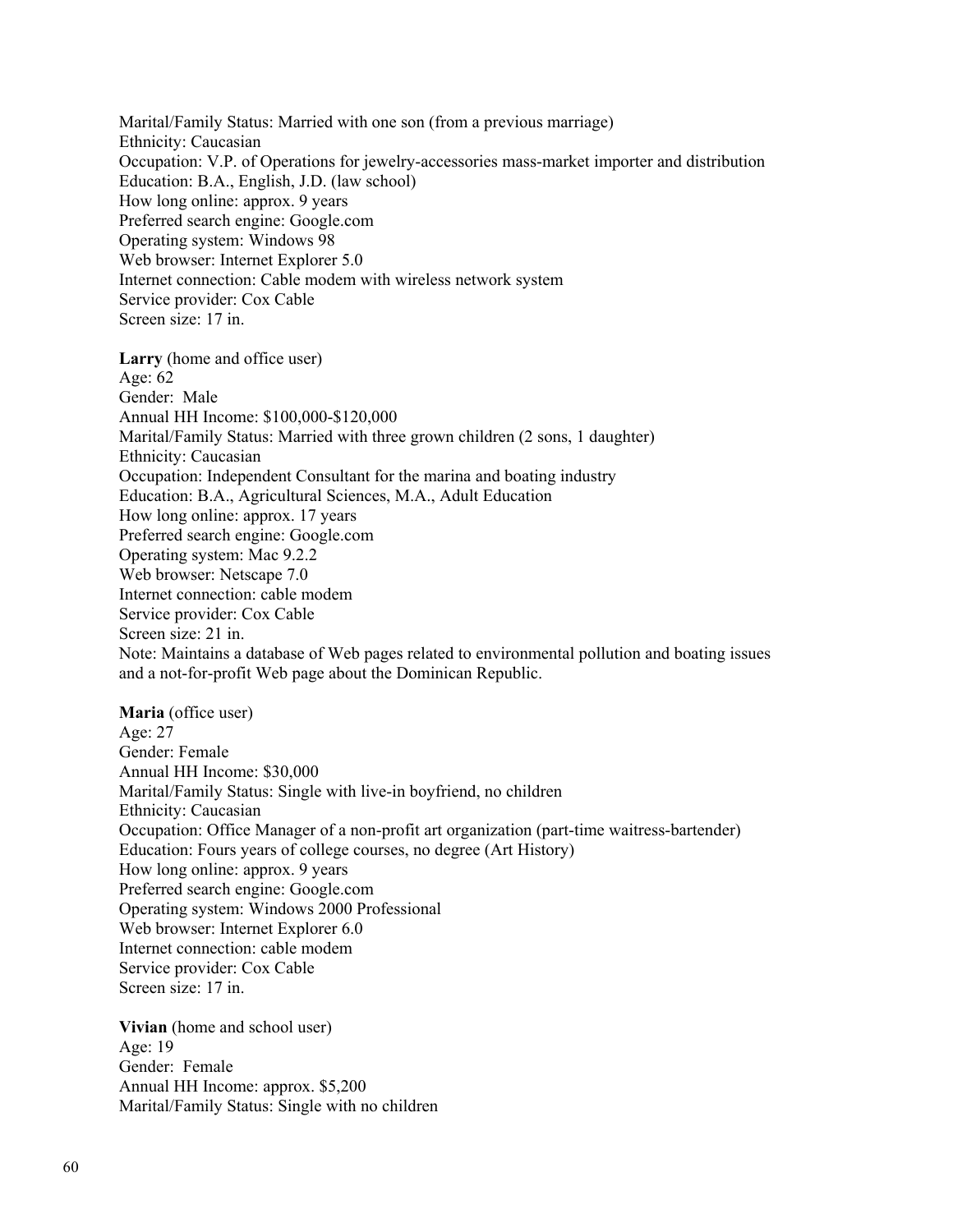Marital/Family Status: Married with one son (from a previous marriage)
Ethnicity: Caucasian
Occupation: V.P. of Operations for jewelry-accessories mass-market importer and distribution
Education: B.A., English, J.D. (law school)
How long online: approx. 9 years
Preferred search engine: Google.com
Operating system: Windows 98
Web browser: Internet Explorer 5.0
Internet connection: Cable modem with wireless network system
Service provider: Cox Cable
Screen size: 17 in.

**Larry** (home and office user)
Age: 62
Gender: Male
Annual HH Income: $100,000-$120,000
Marital/Family Status: Married with three grown children (2 sons, 1 daughter)
Ethnicity: Caucasian
Occupation: Independent Consultant for the marina and boating industry
Education: B.A., Agricultural Sciences, M.A., Adult Education
How long online: approx. 17 years
Preferred search engine: Google.com
Operating system: Mac 9.2.2
Web browser: Netscape 7.0
Internet connection: cable modem
Service provider: Cox Cable
Screen size: 21 in.
Note: Maintains a database of Web pages related to environmental pollution and boating issues and a not-for-profit Web page about the Dominican Republic.

**Maria** (office user)
Age: 27
Gender: Female
Annual HH Income: $30,000
Marital/Family Status: Single with live-in boyfriend, no children
Ethnicity: Caucasian
Occupation: Office Manager of a non-profit art organization (part-time waitress-bartender)
Education: Fours years of college courses, no degree (Art History)
How long online: approx. 9 years
Preferred search engine: Google.com
Operating system: Windows 2000 Professional
Web browser: Internet Explorer 6.0
Internet connection: cable modem
Service provider: Cox Cable
Screen size: 17 in.

**Vivian** (home and school user)
Age: 19
Gender: Female
Annual HH Income: approx. $5,200
Marital/Family Status: Single with no children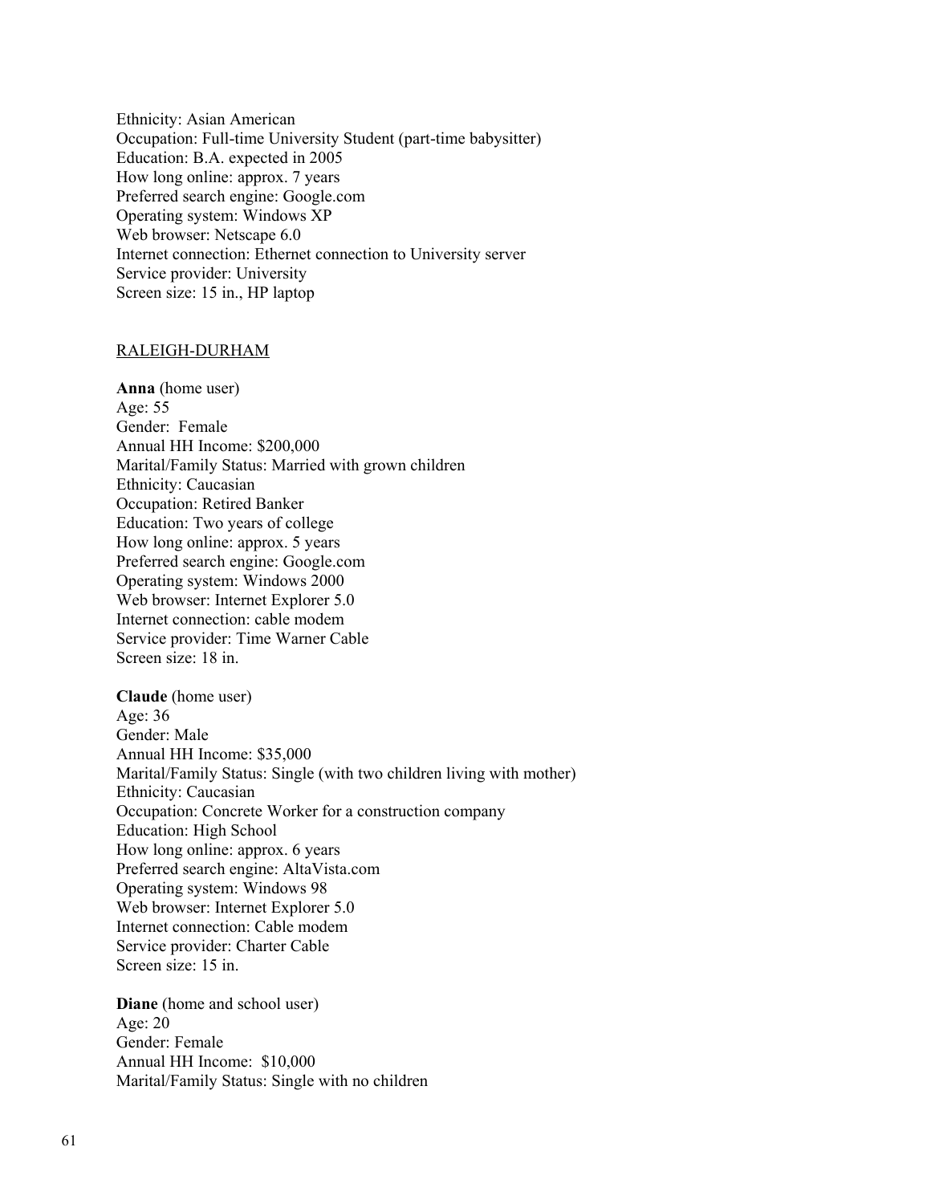Ethnicity: Asian American
Occupation: Full-time University Student (part-time babysitter)
Education: B.A. expected in 2005
How long online: approx. 7 years
Preferred search engine: Google.com
Operating system: Windows XP
Web browser: Netscape 6.0
Internet connection: Ethernet connection to University server
Service provider: University
Screen size: 15 in., HP laptop

RALEIGH-DURHAM

**Anna** (home user)
Age: 55
Gender: Female
Annual HH Income: $200,000
Marital/Family Status: Married with grown children
Ethnicity: Caucasian
Occupation: Retired Banker
Education: Two years of college
How long online: approx. 5 years
Preferred search engine: Google.com
Operating system: Windows 2000
Web browser: Internet Explorer 5.0
Internet connection: cable modem
Service provider: Time Warner Cable
Screen size: 18 in.

**Claude** (home user)
Age: 36
Gender: Male
Annual HH Income: $35,000
Marital/Family Status: Single (with two children living with mother)
Ethnicity: Caucasian
Occupation: Concrete Worker for a construction company
Education: High School
How long online: approx. 6 years
Preferred search engine: AltaVista.com
Operating system: Windows 98
Web browser: Internet Explorer 5.0
Internet connection: Cable modem
Service provider: Charter Cable
Screen size: 15 in.

**Diane** (home and school user)
Age: 20
Gender: Female
Annual HH Income: $10,000
Marital/Family Status: Single with no children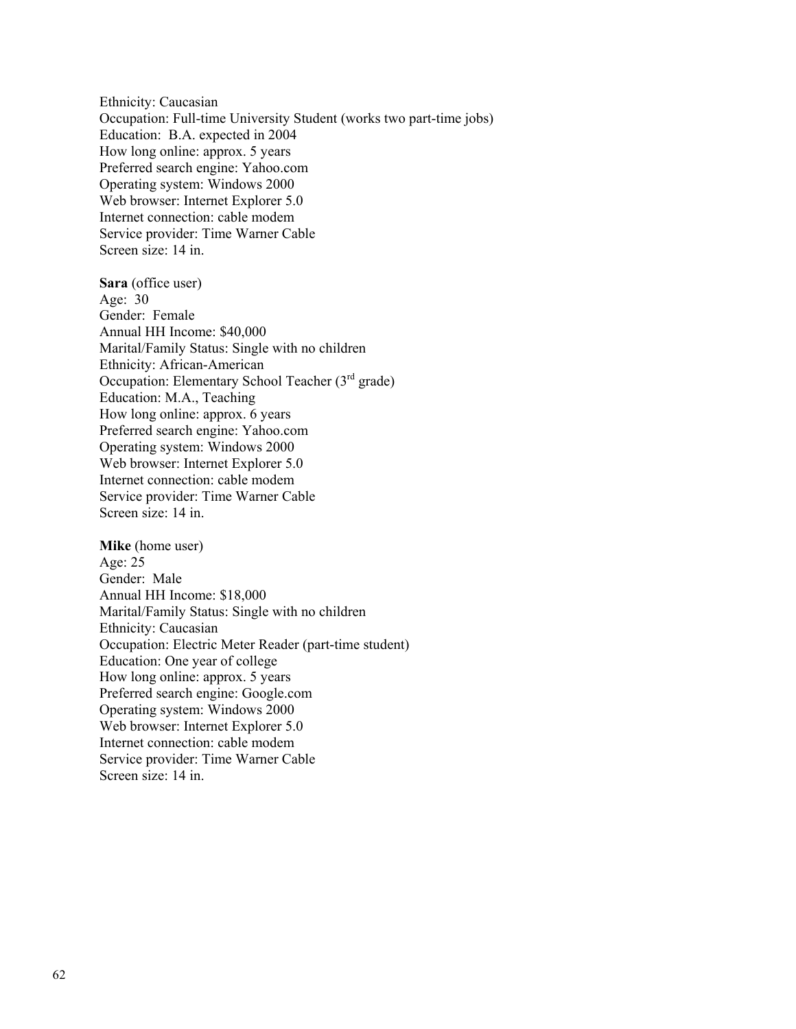Ethnicity: Caucasian
Occupation: Full-time University Student (works two part-time jobs)
Education: B.A. expected in 2004
How long online: approx. 5 years
Preferred search engine: Yahoo.com
Operating system: Windows 2000
Web browser: Internet Explorer 5.0
Internet connection: cable modem
Service provider: Time Warner Cable
Screen size: 14 in.

**Sara** (office user)
Age: 30
Gender: Female
Annual HH Income: $40,000
Marital/Family Status: Single with no children
Ethnicity: African-American
Occupation: Elementary School Teacher (3rd grade)
Education: M.A., Teaching
How long online: approx. 6 years
Preferred search engine: Yahoo.com
Operating system: Windows 2000
Web browser: Internet Explorer 5.0
Internet connection: cable modem
Service provider: Time Warner Cable
Screen size: 14 in.

**Mike** (home user)
Age: 25
Gender: Male
Annual HH Income: $18,000
Marital/Family Status: Single with no children
Ethnicity: Caucasian
Occupation: Electric Meter Reader (part-time student)
Education: One year of college
How long online: approx. 5 years
Preferred search engine: Google.com
Operating system: Windows 2000
Web browser: Internet Explorer 5.0
Internet connection: cable modem
Service provider: Time Warner Cable
Screen size: 14 in.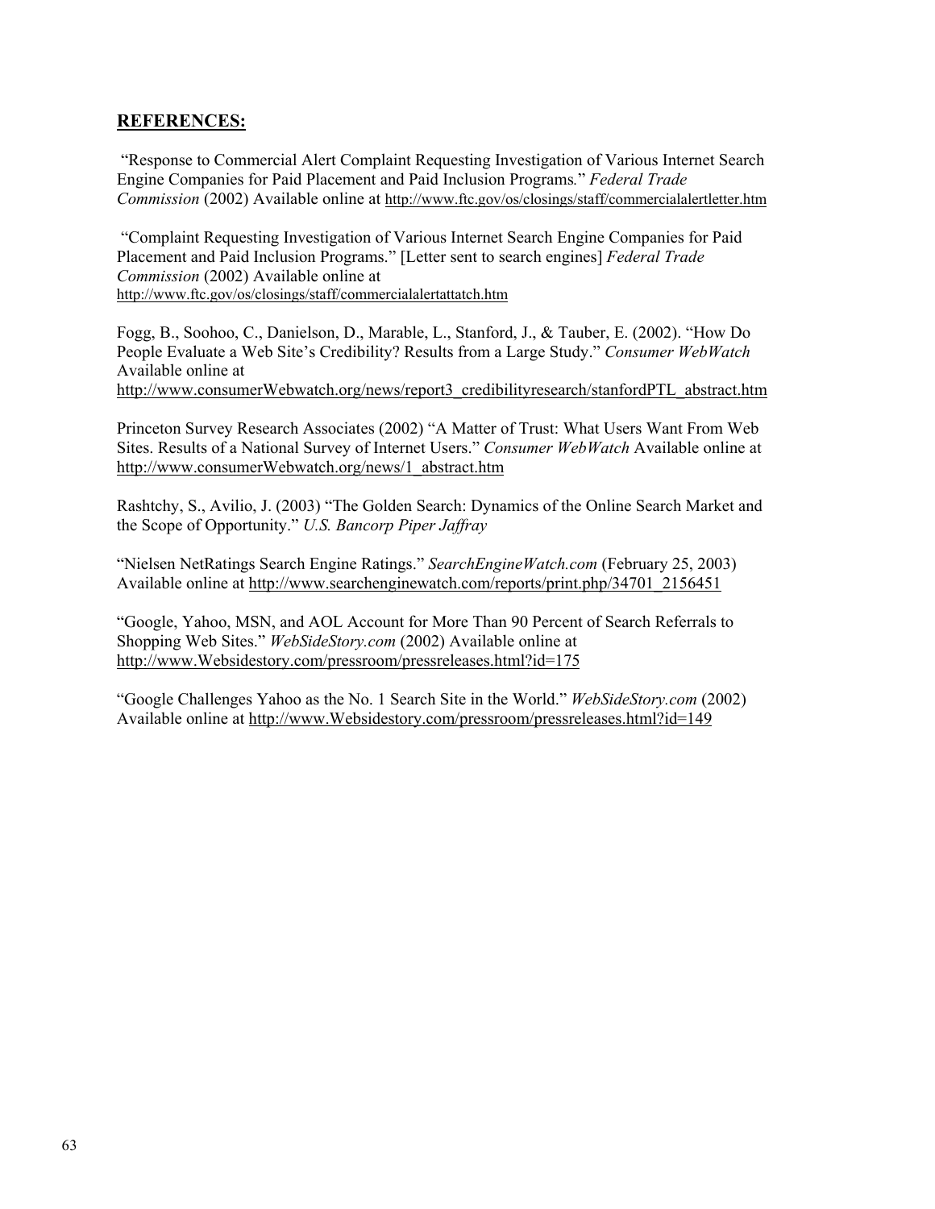## **REFERENCES:**

"Response to Commercial Alert Complaint Requesting Investigation of Various Internet Search Engine Companies for Paid Placement and Paid Inclusion Programs." *Federal Trade Commission* (2002) Available online at http://www.ftc.gov/os/closings/staff/commercialalertletter.htm

"Complaint Requesting Investigation of Various Internet Search Engine Companies for Paid Placement and Paid Inclusion Programs." [Letter sent to search engines] *Federal Trade Commission* (2002) Available online at http://www.ftc.gov/os/closings/staff/commercialalertattatch.htm

Fogg, B., Soohoo, C., Danielson, D., Marable, L., Stanford, J., & Tauber, E. (2002). "How Do People Evaluate a Web Site's Credibility? Results from a Large Study." *Consumer WebWatch* Available online at http://www.consumerWebwatch.org/news/report3_credibilityresearch/stanfordPTL_abstract.htm

Princeton Survey Research Associates (2002) "A Matter of Trust: What Users Want From Web Sites. Results of a National Survey of Internet Users." *Consumer WebWatch* Available online at http://www.consumerWebwatch.org/news/1_abstract.htm

Rashtchy, S., Avilio, J. (2003) "The Golden Search: Dynamics of the Online Search Market and the Scope of Opportunity." *U.S. Bancorp Piper Jaffray*

"Nielsen NetRatings Search Engine Ratings." *SearchEngineWatch.com* (February 25, 2003) Available online at http://www.searchenginewatch.com/reports/print.php/34701_2156451

"Google, Yahoo, MSN, and AOL Account for More Than 90 Percent of Search Referrals to Shopping Web Sites." *WebSideStory.com* (2002) Available online at http://www.Websidestory.com/pressroom/pressreleases.html?id=175

"Google Challenges Yahoo as the No. 1 Search Site in the World." *WebSideStory.com* (2002) Available online at http://www.Websidestory.com/pressroom/pressreleases.html?id=149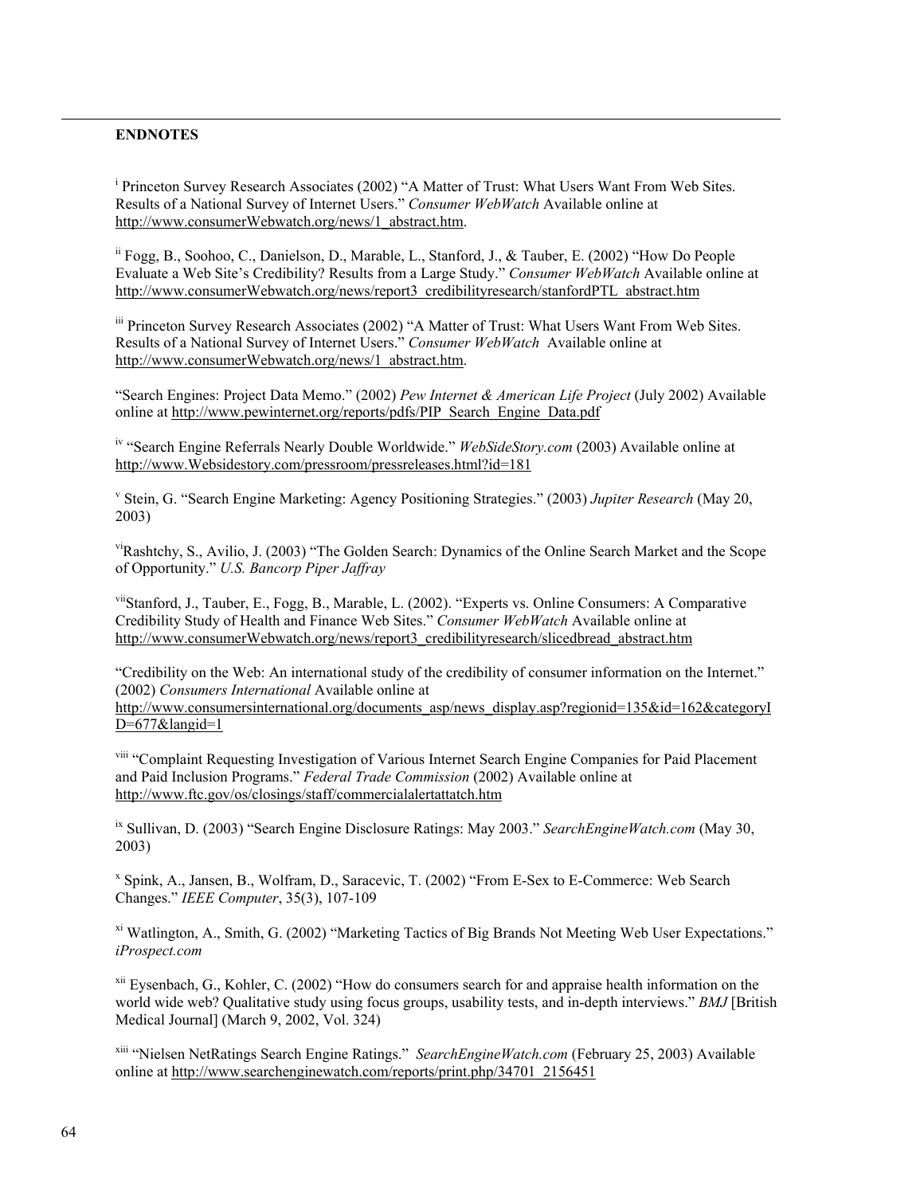**ENDNOTES**

[i] Princeton Survey Research Associates (2002) "A Matter of Trust: What Users Want From Web Sites. Results of a National Survey of Internet Users." *Consumer WebWatch* Available online at http://www.consumerWebwatch.org/news/1_abstract.htm.

[ii] Fogg, B., Soohoo, C., Danielson, D., Marable, L., Stanford, J., & Tauber, E. (2002) "How Do People Evaluate a Web Site's Credibility? Results from a Large Study." *Consumer WebWatch* Available online at http://www.consumerWebwatch.org/news/report3_credibilityresearch/stanfordPTL_abstract.htm

[iii] Princeton Survey Research Associates (2002) "A Matter of Trust: What Users Want From Web Sites. Results of a National Survey of Internet Users." *Consumer WebWatch* Available online at http://www.consumerWebwatch.org/news/1_abstract.htm.

"Search Engines: Project Data Memo." (2002) *Pew Internet & American Life Project* (July 2002) Available online at http://www.pewinternet.org/reports/pdfs/PIP_Search_Engine_Data.pdf

[iv] "Search Engine Referrals Nearly Double Worldwide." *WebSideStory.com* (2003) Available online at http://www.Websidestory.com/pressroom/pressreleases.html?id=181

[v] Stein, G. "Search Engine Marketing: Agency Positioning Strategies." (2003) *Jupiter Research* (May 20, 2003)

[vi] Rashtchy, S., Avilio, J. (2003) "The Golden Search: Dynamics of the Online Search Market and the Scope of Opportunity." *U.S. Bancorp Piper Jaffray*

[vii] Stanford, J., Tauber, E., Fogg, B., Marable, L. (2002). "Experts vs. Online Consumers: A Comparative Credibility Study of Health and Finance Web Sites." *Consumer WebWatch* Available online at http://www.consumerWebwatch.org/news/report3_credibilityresearch/slicedbread_abstract.htm

"Credibility on the Web: An international study of the credibility of consumer information on the Internet." (2002) *Consumers International* Available online at http://www.consumersinternational.org/documents_asp/news_display.asp?regionid=135&id=162&categoryID=677&langid=1

[viii] "Complaint Requesting Investigation of Various Internet Search Engine Companies for Paid Placement and Paid Inclusion Programs." *Federal Trade Commission* (2002) Available online at http://www.ftc.gov/os/closings/staff/commercialalertattatch.htm

[ix] Sullivan, D. (2003) "Search Engine Disclosure Ratings: May 2003." *SearchEngineWatch.com* (May 30, 2003)

[x] Spink, A., Jansen, B., Wolfram, D., Saracevic, T. (2002) "From E-Sex to E-Commerce: Web Search Changes." *IEEE Computer*, 35(3), 107-109

[xi] Watlington, A., Smith, G. (2002) "Marketing Tactics of Big Brands Not Meeting Web User Expectations." *iProspect.com*

[xii] Eysenbach, G., Kohler, C. (2002) "How do consumers search for and appraise health information on the world wide web? Qualitative study using focus groups, usability tests, and in-depth interviews." *BMJ* [British Medical Journal] (March 9, 2002, Vol. 324)

[xiii] "Nielsen NetRatings Search Engine Ratings." *SearchEngineWatch.com* (February 25, 2003) Available online at http://www.searchenginewatch.com/reports/print.php/34701_2156451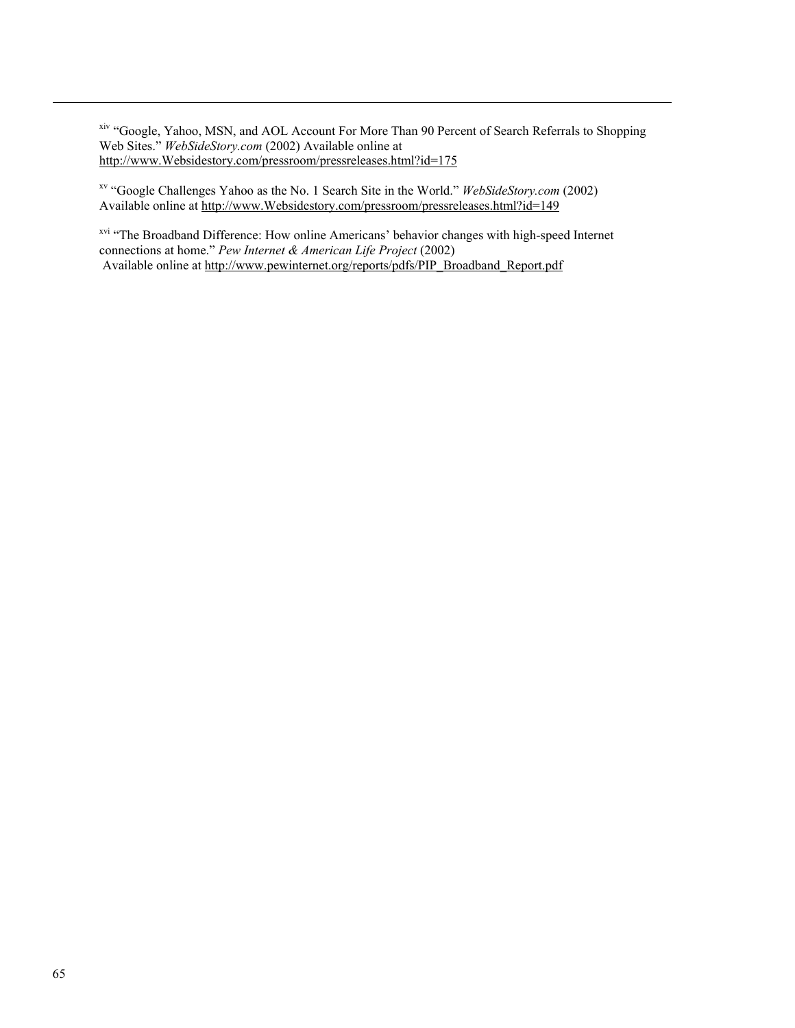[xiv] "Google, Yahoo, MSN, and AOL Account For More Than 90 Percent of Search Referrals to Shopping Web Sites." *WebSideStory.com* (2002) Available online at http://www.Websidestory.com/pressroom/pressreleases.html?id=175

[xv] "Google Challenges Yahoo as the No. 1 Search Site in the World." *WebSideStory.com* (2002) Available online at http://www.Websidestory.com/pressroom/pressreleases.html?id=149

[xvi] "The Broadband Difference: How online Americans' behavior changes with high-speed Internet connections at home." *Pew Internet & American Life Project* (2002) Available online at http://www.pewinternet.org/reports/pdfs/PIP_Broadband_Report.pdf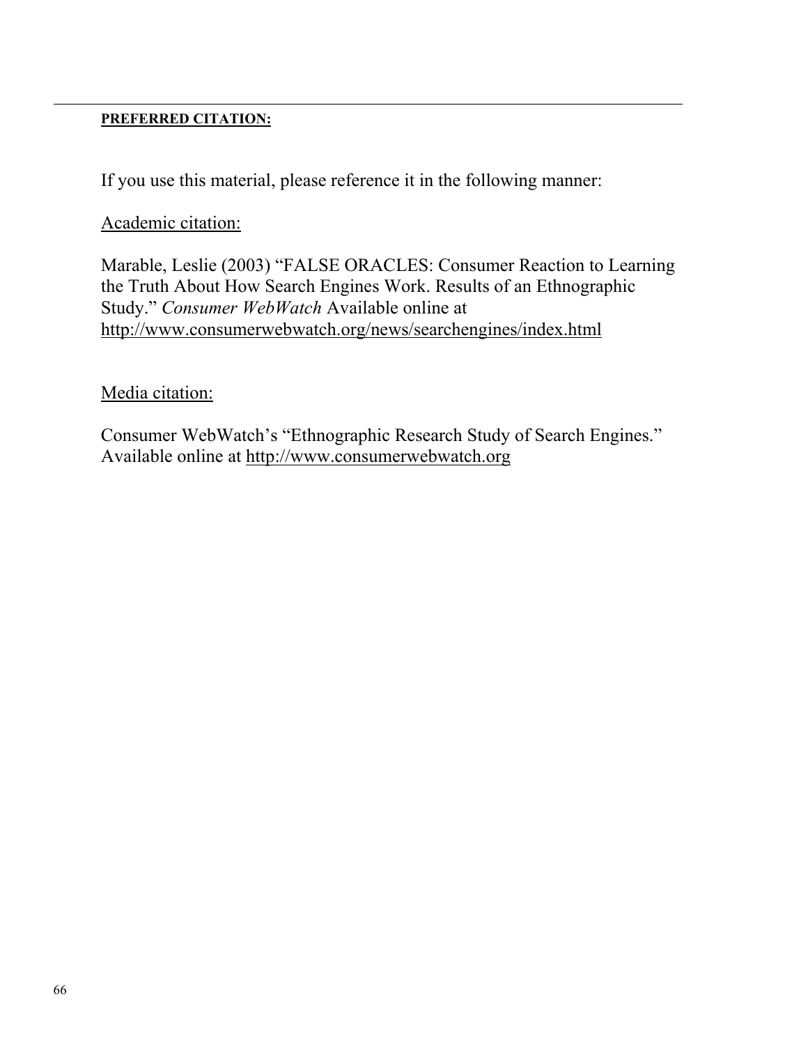**PREFERRED CITATION:**

If you use this material, please reference it in the following manner:

Academic citation:

Marable, Leslie (2003) “FALSE ORACLES: Consumer Reaction to Learning the Truth About How Search Engines Work. Results of an Ethnographic Study.” *Consumer WebWatch* Available online at http://www.consumerwebwatch.org/news/searchengines/index.html

Media citation:

Consumer WebWatch’s “Ethnographic Research Study of Search Engines.” Available online at http://www.consumerwebwatch.org